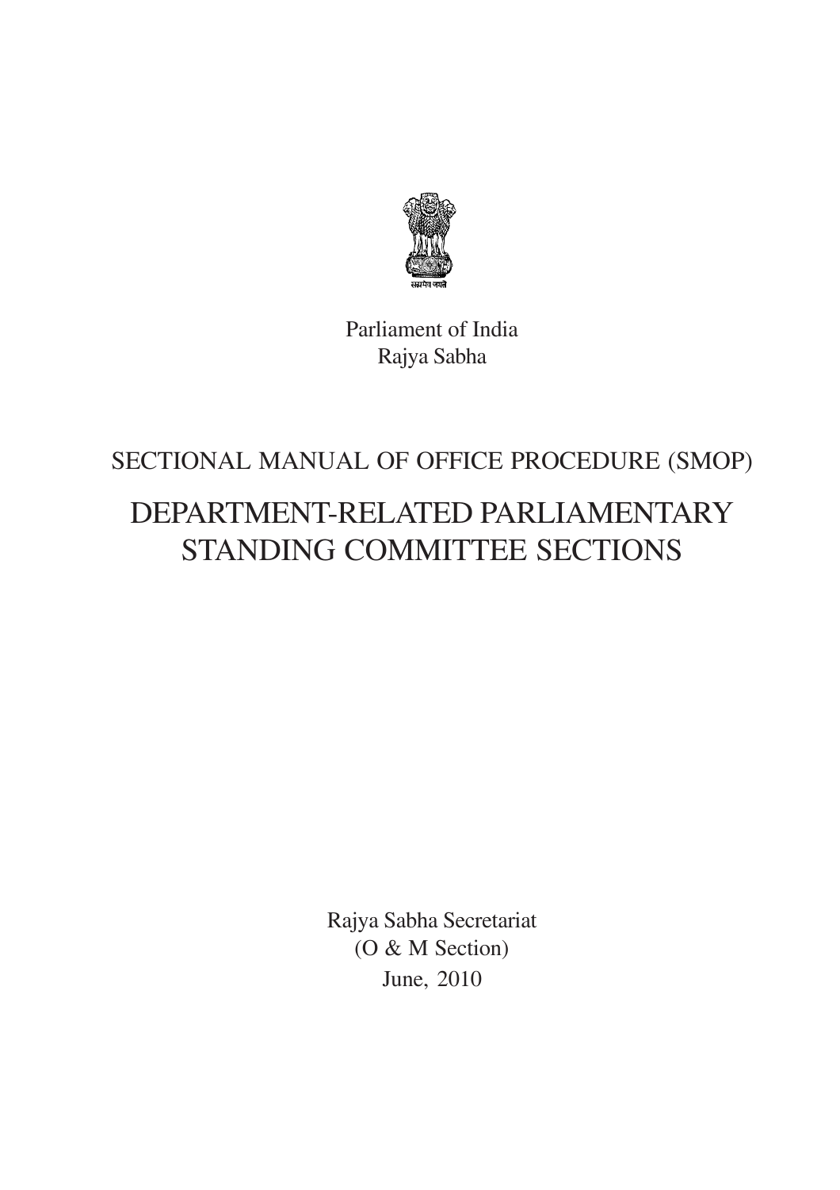सत्यमेव जयते

Parliament of India
Rajya Sabha

SECTIONAL MANUAL OF OFFICE PROCEDURE (SMOP)

# DEPARTMENT-RELATED PARLIAMENTARY STANDING COMMITTEE SECTIONS

Rajya Sabha Secretariat
(O & M Section)
June, 2010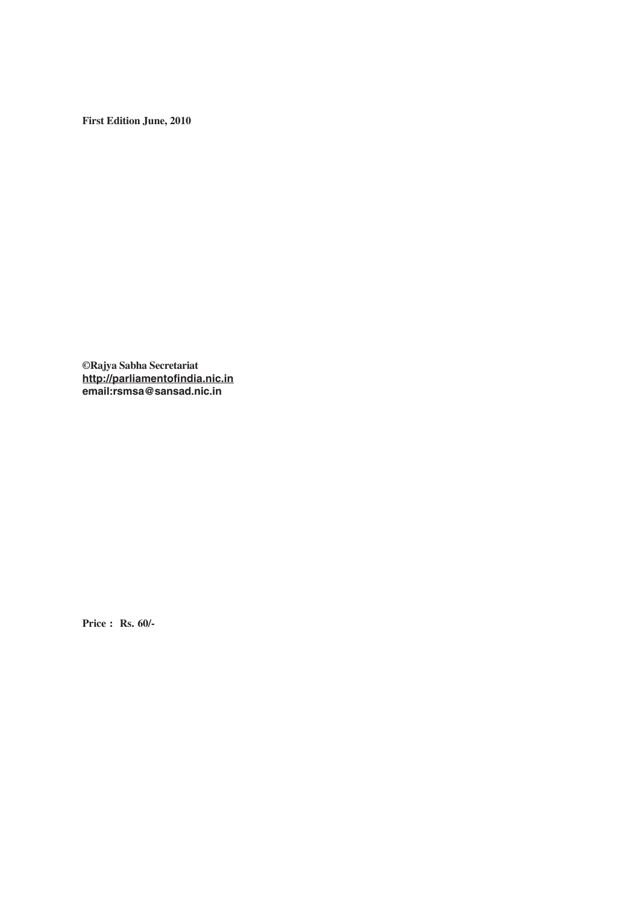**First Edition June, 2010**

**©Rajya Sabha Secretariat**
**http://parliamentofindia.nic.in**
**email:rsmsa@sansad.nic.in**

**Price : Rs. 60/-**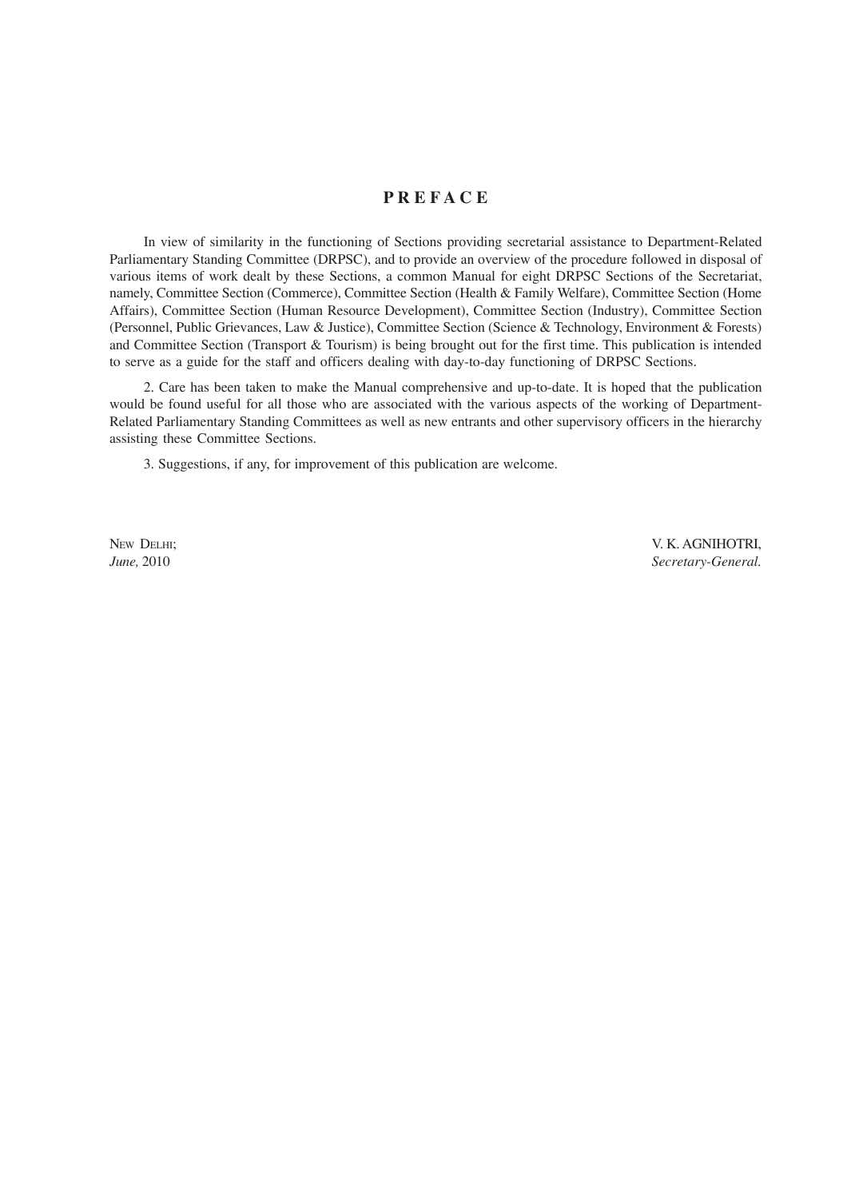# PREFACE

In view of similarity in the functioning of Sections providing secretarial assistance to Department-Related Parliamentary Standing Committee (DRPSC), and to provide an overview of the procedure followed in disposal of various items of work dealt by these Sections, a common Manual for eight DRPSC Sections of the Secretariat, namely, Committee Section (Commerce), Committee Section (Health & Family Welfare), Committee Section (Home Affairs), Committee Section (Human Resource Development), Committee Section (Industry), Committee Section (Personnel, Public Grievances, Law & Justice), Committee Section (Science & Technology, Environment & Forests) and Committee Section (Transport & Tourism) is being brought out for the first time. This publication is intended to serve as a guide for the staff and officers dealing with day-to-day functioning of DRPSC Sections.

2. Care has been taken to make the Manual comprehensive and up-to-date. It is hoped that the publication would be found useful for all those who are associated with the various aspects of the working of Department-Related Parliamentary Standing Committees as well as new entrants and other supervisory officers in the hierarchy assisting these Committee Sections.

3. Suggestions, if any, for improvement of this publication are welcome.

NEW DELHI;
*June,* 2010

V. K. AGNIHOTRI,
*Secretary-General.*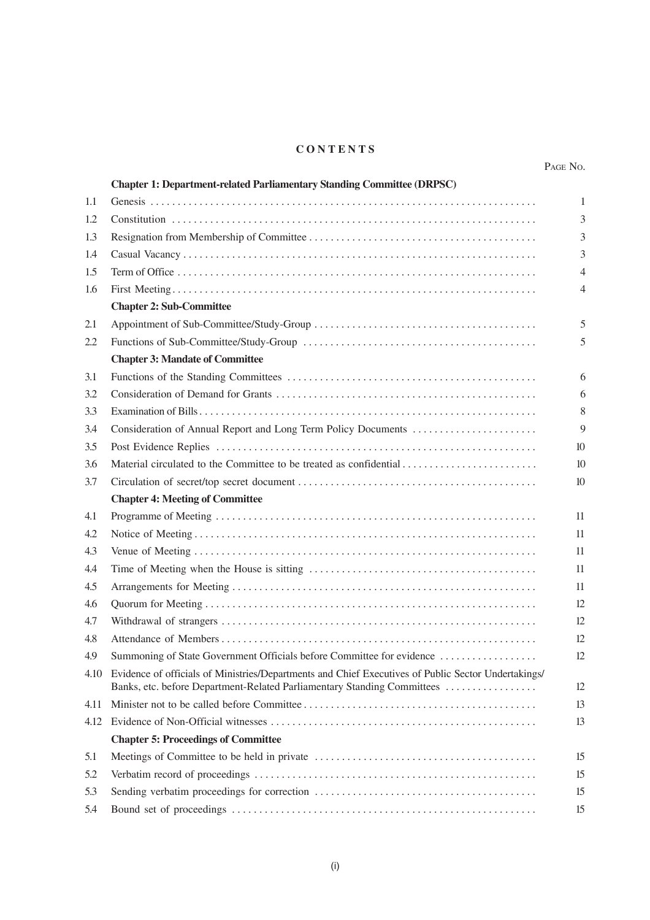# CONTENTS

| | | PAGE NO. |
|---|---|---|
| | **Chapter 1: Department-related Parliamentary Standing Committee (DRPSC)** | |
| 1.1 | Genesis | 1 |
| 1.2 | Constitution | 3 |
| 1.3 | Resignation from Membership of Committee | 3 |
| 1.4 | Casual Vacancy | 3 |
| 1.5 | Term of Office | 4 |
| 1.6 | First Meeting | 4 |
| | **Chapter 2: Sub-Committee** | |
| 2.1 | Appointment of Sub-Committee/Study-Group | 5 |
| 2.2 | Functions of Sub-Committee/Study-Group | 5 |
| | **Chapter 3: Mandate of Committee** | |
| 3.1 | Functions of the Standing Committees | 6 |
| 3.2 | Consideration of Demand for Grants | 6 |
| 3.3 | Examination of Bills | 8 |
| 3.4 | Consideration of Annual Report and Long Term Policy Documents | 9 |
| 3.5 | Post Evidence Replies | 10 |
| 3.6 | Material circulated to the Committee to be treated as confidential | 10 |
| 3.7 | Circulation of secret/top secret document | 10 |
| | **Chapter 4: Meeting of Committee** | |
| 4.1 | Programme of Meeting | 11 |
| 4.2 | Notice of Meeting | 11 |
| 4.3 | Venue of Meeting | 11 |
| 4.4 | Time of Meeting when the House is sitting | 11 |
| 4.5 | Arrangements for Meeting | 11 |
| 4.6 | Quorum for Meeting | 12 |
| 4.7 | Withdrawal of strangers | 12 |
| 4.8 | Attendance of Members | 12 |
| 4.9 | Summoning of State Government Officials before Committee for evidence | 12 |
| 4.10 | Evidence of officials of Ministries/Departments and Chief Executives of Public Sector Undertakings/ Banks, etc. before Department-Related Parliamentary Standing Committees | 12 |
| 4.11 | Minister not to be called before Committee | 13 |
| 4.12 | Evidence of Non-Official witnesses | 13 |
| | **Chapter 5: Proceedings of Committee** | |
| 5.1 | Meetings of Committee to be held in private | 15 |
| 5.2 | Verbatim record of proceedings | 15 |
| 5.3 | Sending verbatim proceedings for correction | 15 |
| 5.4 | Bound set of proceedings | 15 |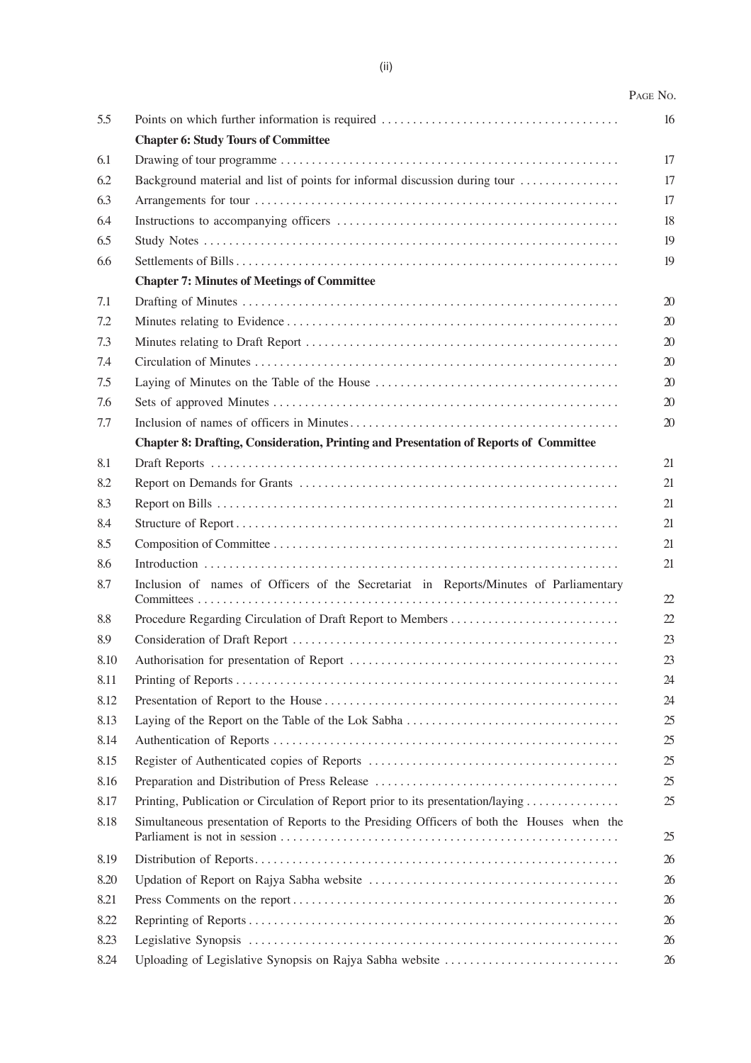| | | Page No. |
|---|---|---|
| 5.5 | Points on which further information is required | 16 |
| | **Chapter 6: Study Tours of Committee** | |
| 6.1 | Drawing of tour programme | 17 |
| 6.2 | Background material and list of points for informal discussion during tour | 17 |
| 6.3 | Arrangements for tour | 17 |
| 6.4 | Instructions to accompanying officers | 18 |
| 6.5 | Study Notes | 19 |
| 6.6 | Settlements of Bills | 19 |
| | **Chapter 7: Minutes of Meetings of Committee** | |
| 7.1 | Drafting of Minutes | 20 |
| 7.2 | Minutes relating to Evidence | 20 |
| 7.3 | Minutes relating to Draft Report | 20 |
| 7.4 | Circulation of Minutes | 20 |
| 7.5 | Laying of Minutes on the Table of the House | 20 |
| 7.6 | Sets of approved Minutes | 20 |
| 7.7 | Inclusion of names of officers in Minutes | 20 |
| | **Chapter 8: Drafting, Consideration, Printing and Presentation of Reports of Committee** | |
| 8.1 | Draft Reports | 21 |
| 8.2 | Report on Demands for Grants | 21 |
| 8.3 | Report on Bills | 21 |
| 8.4 | Structure of Report | 21 |
| 8.5 | Composition of Committee | 21 |
| 8.6 | Introduction | 21 |
| 8.7 | Inclusion of names of Officers of the Secretariat in Reports/Minutes of Parliamentary Committees | 22 |
| 8.8 | Procedure Regarding Circulation of Draft Report to Members | 22 |
| 8.9 | Consideration of Draft Report | 23 |
| 8.10 | Authorisation for presentation of Report | 23 |
| 8.11 | Printing of Reports | 24 |
| 8.12 | Presentation of Report to the House | 24 |
| 8.13 | Laying of the Report on the Table of the Lok Sabha | 25 |
| 8.14 | Authentication of Reports | 25 |
| 8.15 | Register of Authenticated copies of Reports | 25 |
| 8.16 | Preparation and Distribution of Press Release | 25 |
| 8.17 | Printing, Publication or Circulation of Report prior to its presentation/laying | 25 |
| 8.18 | Simultaneous presentation of Reports to the Presiding Officers of both the Houses when the Parliament is not in session | 25 |
| 8.19 | Distribution of Reports | 26 |
| 8.20 | Updation of Report on Rajya Sabha website | 26 |
| 8.21 | Press Comments on the report | 26 |
| 8.22 | Reprinting of Reports | 26 |
| 8.23 | Legislative Synopsis | 26 |
| 8.24 | Uploading of Legislative Synopsis on Rajya Sabha website | 26 |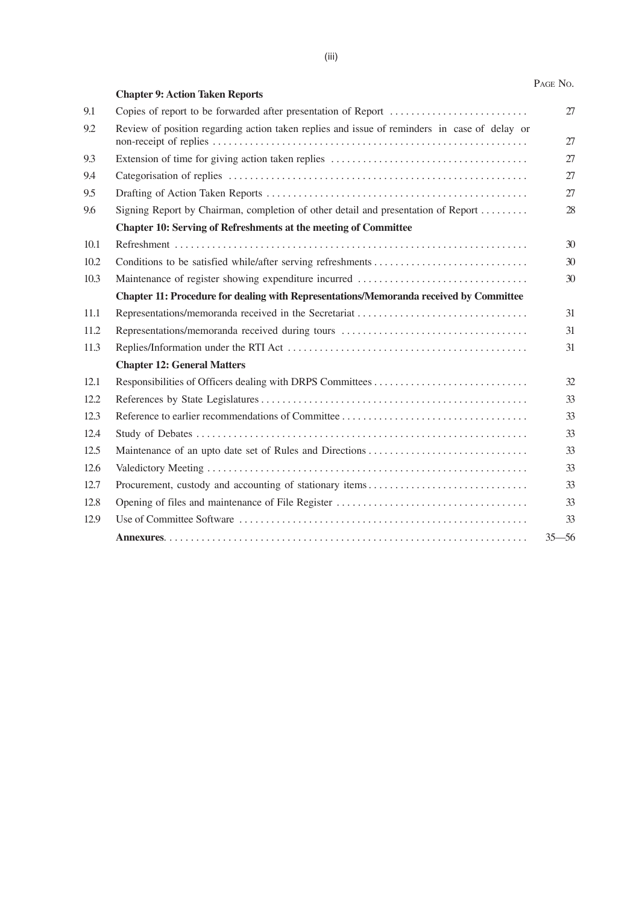| | | PAGE NO. |
|---|---|---|
| | **Chapter 9: Action Taken Reports** | |
| 9.1 | Copies of report to be forwarded after presentation of Report | 27 |
| 9.2 | Review of position regarding action taken replies and issue of reminders in case of delay or non-receipt of replies | 27 |
| 9.3 | Extension of time for giving action taken replies | 27 |
| 9.4 | Categorisation of replies | 27 |
| 9.5 | Drafting of Action Taken Reports | 27 |
| 9.6 | Signing Report by Chairman, completion of other detail and presentation of Report | 28 |
| | **Chapter 10: Serving of Refreshments at the meeting of Committee** | |
| 10.1 | Refreshment | 30 |
| 10.2 | Conditions to be satisfied while/after serving refreshments | 30 |
| 10.3 | Maintenance of register showing expenditure incurred | 30 |
| | **Chapter 11: Procedure for dealing with Representations/Memoranda received by Committee** | |
| 11.1 | Representations/memoranda received in the Secretariat | 31 |
| 11.2 | Representations/memoranda received during tours | 31 |
| 11.3 | Replies/Information under the RTI Act | 31 |
| | **Chapter 12: General Matters** | |
| 12.1 | Responsibilities of Officers dealing with DRPS Committees | 32 |
| 12.2 | References by State Legislatures | 33 |
| 12.3 | Reference to earlier recommendations of Committee | 33 |
| 12.4 | Study of Debates | 33 |
| 12.5 | Maintenance of an upto date set of Rules and Directions | 33 |
| 12.6 | Valedictory Meeting | 33 |
| 12.7 | Procurement, custody and accounting of stationary items | 33 |
| 12.8 | Opening of files and maintenance of File Register | 33 |
| 12.9 | Use of Committee Software | 33 |
| | **Annexures** | 35—56 |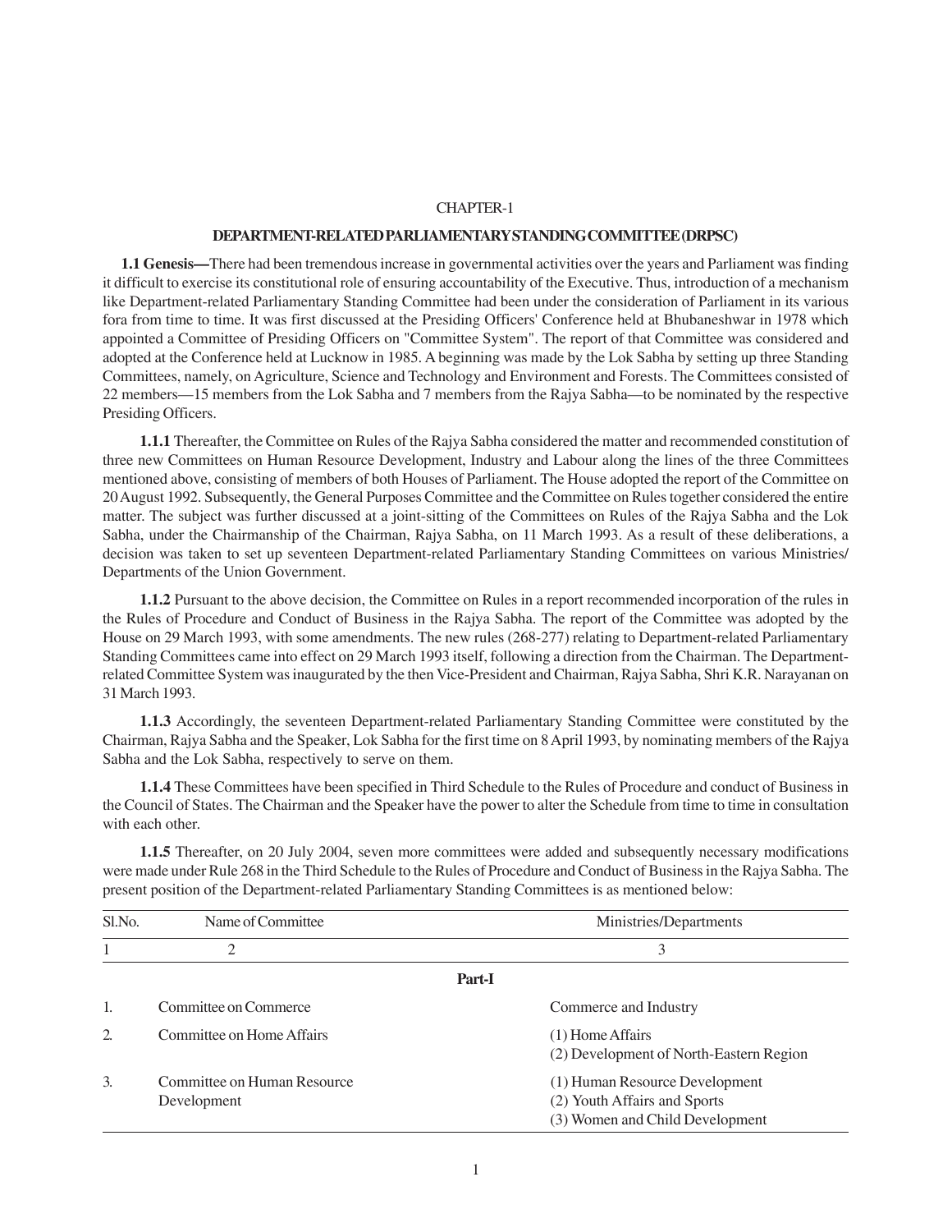CHAPTER-1

## DEPARTMENT-RELATED PARLIAMENTARY STANDING COMMITTEE (DRPSC)

**1.1 Genesis—**There had been tremendous increase in governmental activities over the years and Parliament was finding it difficult to exercise its constitutional role of ensuring accountability of the Executive. Thus, introduction of a mechanism like Department-related Parliamentary Standing Committee had been under the consideration of Parliament in its various fora from time to time. It was first discussed at the Presiding Officers' Conference held at Bhubaneshwar in 1978 which appointed a Committee of Presiding Officers on "Committee System". The report of that Committee was considered and adopted at the Conference held at Lucknow in 1985. A beginning was made by the Lok Sabha by setting up three Standing Committees, namely, on Agriculture, Science and Technology and Environment and Forests. The Committees consisted of 22 members—15 members from the Lok Sabha and 7 members from the Rajya Sabha—to be nominated by the respective Presiding Officers.

**1.1.1** Thereafter, the Committee on Rules of the Rajya Sabha considered the matter and recommended constitution of three new Committees on Human Resource Development, Industry and Labour along the lines of the three Committees mentioned above, consisting of members of both Houses of Parliament. The House adopted the report of the Committee on 20 August 1992. Subsequently, the General Purposes Committee and the Committee on Rules together considered the entire matter. The subject was further discussed at a joint-sitting of the Committees on Rules of the Rajya Sabha and the Lok Sabha, under the Chairmanship of the Chairman, Rajya Sabha, on 11 March 1993. As a result of these deliberations, a decision was taken to set up seventeen Department-related Parliamentary Standing Committees on various Ministries/ Departments of the Union Government.

**1.1.2** Pursuant to the above decision, the Committee on Rules in a report recommended incorporation of the rules in the Rules of Procedure and Conduct of Business in the Rajya Sabha. The report of the Committee was adopted by the House on 29 March 1993, with some amendments. The new rules (268-277) relating to Department-related Parliamentary Standing Committees came into effect on 29 March 1993 itself, following a direction from the Chairman. The Department-related Committee System was inaugurated by the then Vice-President and Chairman, Rajya Sabha, Shri K.R. Narayanan on 31 March 1993.

**1.1.3** Accordingly, the seventeen Department-related Parliamentary Standing Committee were constituted by the Chairman, Rajya Sabha and the Speaker, Lok Sabha for the first time on 8 April 1993, by nominating members of the Rajya Sabha and the Lok Sabha, respectively to serve on them.

**1.1.4** These Committees have been specified in Third Schedule to the Rules of Procedure and conduct of Business in the Council of States. The Chairman and the Speaker have the power to alter the Schedule from time to time in consultation with each other.

**1.1.5** Thereafter, on 20 July 2004, seven more committees were added and subsequently necessary modifications were made under Rule 268 in the Third Schedule to the Rules of Procedure and Conduct of Business in the Rajya Sabha. The present position of the Department-related Parliamentary Standing Committees is as mentioned below:

| Sl.No. | Name of Committee | Ministries/Departments |
|---|---|---|
| 1 | 2 | 3 |
| | **Part-I** | |
| 1. | Committee on Commerce | Commerce and Industry |
| 2. | Committee on Home Affairs | (1) Home Affairs<br>(2) Development of North-Eastern Region |
| 3. | Committee on Human Resource Development | (1) Human Resource Development<br>(2) Youth Affairs and Sports<br>(3) Women and Child Development |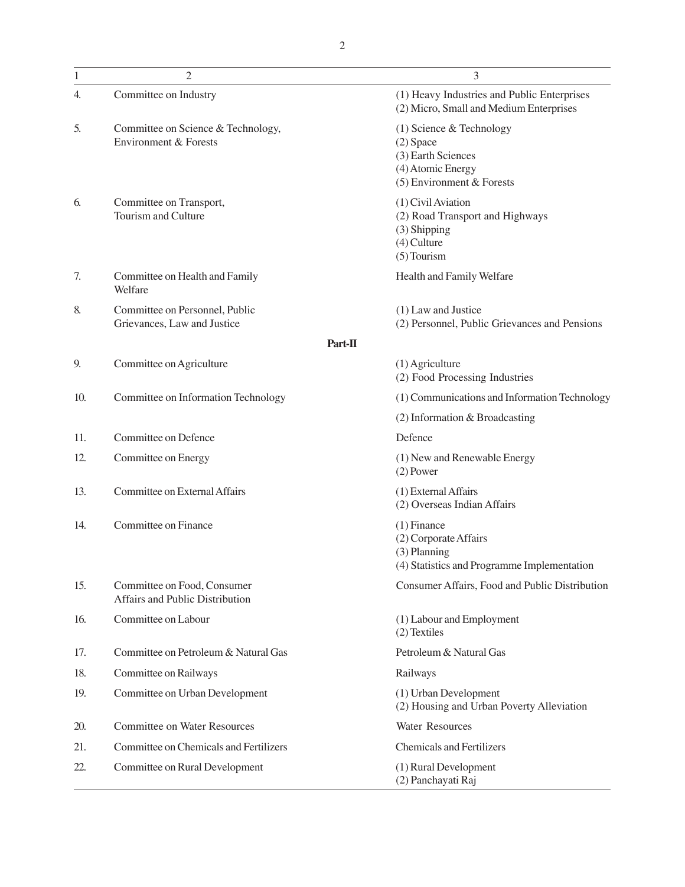| 1 | 2 | 3 |
|---|---|---|
| 4. | Committee on Industry | (1) Heavy Industries and Public Enterprises<br>(2) Micro, Small and Medium Enterprises |
| 5. | Committee on Science & Technology, Environment & Forests | (1) Science & Technology<br>(2) Space<br>(3) Earth Sciences<br>(4) Atomic Energy<br>(5) Environment & Forests |
| 6. | Committee on Transport, Tourism and Culture | (1) Civil Aviation<br>(2) Road Transport and Highways<br>(3) Shipping<br>(4) Culture<br>(5) Tourism |
| 7. | Committee on Health and Family Welfare | Health and Family Welfare |
| 8. | Committee on Personnel, Public Grievances, Law and Justice | (1) Law and Justice<br>(2) Personnel, Public Grievances and Pensions |
| | **Part-II** | |
| 9. | Committee on Agriculture | (1) Agriculture<br>(2) Food Processing Industries |
| 10. | Committee on Information Technology | (1) Communications and Information Technology<br>(2) Information & Broadcasting |
| 11. | Committee on Defence | Defence |
| 12. | Committee on Energy | (1) New and Renewable Energy<br>(2) Power |
| 13. | Committee on External Affairs | (1) External Affairs<br>(2) Overseas Indian Affairs |
| 14. | Committee on Finance | (1) Finance<br>(2) Corporate Affairs<br>(3) Planning<br>(4) Statistics and Programme Implementation |
| 15. | Committee on Food, Consumer Affairs and Public Distribution | Consumer Affairs, Food and Public Distribution |
| 16. | Committee on Labour | (1) Labour and Employment<br>(2) Textiles |
| 17. | Committee on Petroleum & Natural Gas | Petroleum & Natural Gas |
| 18. | Committee on Railways | Railways |
| 19. | Committee on Urban Development | (1) Urban Development<br>(2) Housing and Urban Poverty Alleviation |
| 20. | Committee on Water Resources | Water Resources |
| 21. | Committee on Chemicals and Fertilizers | Chemicals and Fertilizers |
| 22. | Committee on Rural Development | (1) Rural Development<br>(2) Panchayati Raj |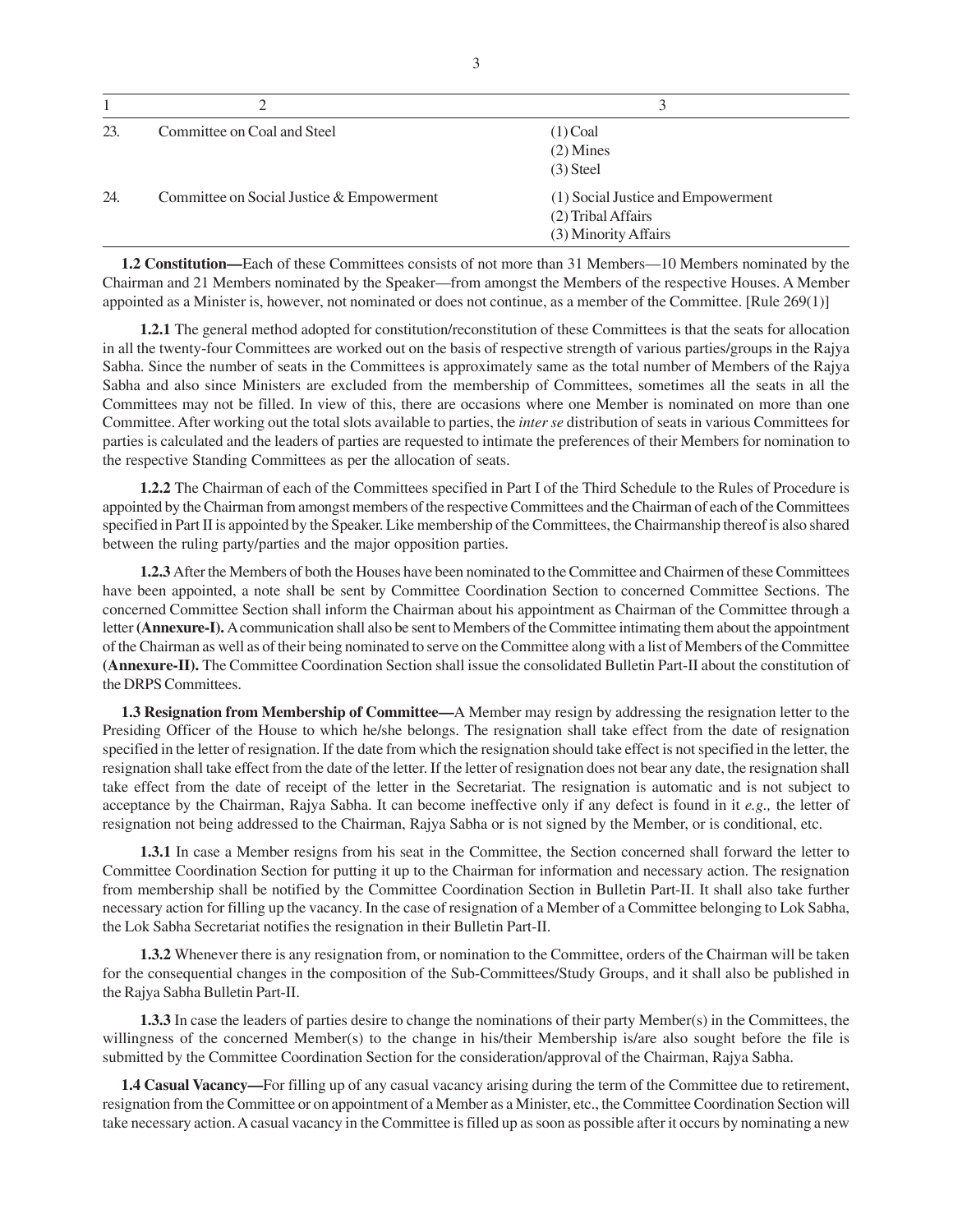| 1 | 2 | 3 |
|---|---|---|
| 23. | Committee on Coal and Steel | (1) Coal<br>(2) Mines<br>(3) Steel |
| 24. | Committee on Social Justice & Empowerment | (1) Social Justice and Empowerment<br>(2) Tribal Affairs<br>(3) Minority Affairs |

**1.2 Constitution—**Each of these Committees consists of not more than 31 Members—10 Members nominated by the Chairman and 21 Members nominated by the Speaker—from amongst the Members of the respective Houses. A Member appointed as a Minister is, however, not nominated or does not continue, as a member of the Committee. [Rule 269(1)]

**1.2.1** The general method adopted for constitution/reconstitution of these Committees is that the seats for allocation in all the twenty-four Committees are worked out on the basis of respective strength of various parties/groups in the Rajya Sabha. Since the number of seats in the Committees is approximately same as the total number of Members of the Rajya Sabha and also since Ministers are excluded from the membership of Committees, sometimes all the seats in all the Committees may not be filled. In view of this, there are occasions where one Member is nominated on more than one Committee. After working out the total slots available to parties, the *inter se* distribution of seats in various Committees for parties is calculated and the leaders of parties are requested to intimate the preferences of their Members for nomination to the respective Standing Committees as per the allocation of seats.

**1.2.2** The Chairman of each of the Committees specified in Part I of the Third Schedule to the Rules of Procedure is appointed by the Chairman from amongst members of the respective Committees and the Chairman of each of the Committees specified in Part II is appointed by the Speaker. Like membership of the Committees, the Chairmanship thereof is also shared between the ruling party/parties and the major opposition parties.

**1.2.3** After the Members of both the Houses have been nominated to the Committee and Chairmen of these Committees have been appointed, a note shall be sent by Committee Coordination Section to concerned Committee Sections. The concerned Committee Section shall inform the Chairman about his appointment as Chairman of the Committee through a letter **(Annexure-I).** A communication shall also be sent to Members of the Committee intimating them about the appointment of the Chairman as well as of their being nominated to serve on the Committee along with a list of Members of the Committee **(Annexure-II).** The Committee Coordination Section shall issue the consolidated Bulletin Part-II about the constitution of the DRPS Committees.

**1.3 Resignation from Membership of Committee—**A Member may resign by addressing the resignation letter to the Presiding Officer of the House to which he/she belongs. The resignation shall take effect from the date of resignation specified in the letter of resignation. If the date from which the resignation should take effect is not specified in the letter, the resignation shall take effect from the date of the letter. If the letter of resignation does not bear any date, the resignation shall take effect from the date of receipt of the letter in the Secretariat. The resignation is automatic and is not subject to acceptance by the Chairman, Rajya Sabha. It can become ineffective only if any defect is found in it *e.g.,* the letter of resignation not being addressed to the Chairman, Rajya Sabha or is not signed by the Member, or is conditional, etc.

**1.3.1** In case a Member resigns from his seat in the Committee, the Section concerned shall forward the letter to Committee Coordination Section for putting it up to the Chairman for information and necessary action. The resignation from membership shall be notified by the Committee Coordination Section in Bulletin Part-II. It shall also take further necessary action for filling up the vacancy. In the case of resignation of a Member of a Committee belonging to Lok Sabha, the Lok Sabha Secretariat notifies the resignation in their Bulletin Part-II.

**1.3.2** Whenever there is any resignation from, or nomination to the Committee, orders of the Chairman will be taken for the consequential changes in the composition of the Sub-Committees/Study Groups, and it shall also be published in the Rajya Sabha Bulletin Part-II.

**1.3.3** In case the leaders of parties desire to change the nominations of their party Member(s) in the Committees, the willingness of the concerned Member(s) to the change in his/their Membership is/are also sought before the file is submitted by the Committee Coordination Section for the consideration/approval of the Chairman, Rajya Sabha.

**1.4 Casual Vacancy—**For filling up of any casual vacancy arising during the term of the Committee due to retirement, resignation from the Committee or on appointment of a Member as a Minister, etc., the Committee Coordination Section will take necessary action. A casual vacancy in the Committee is filled up as soon as possible after it occurs by nominating a new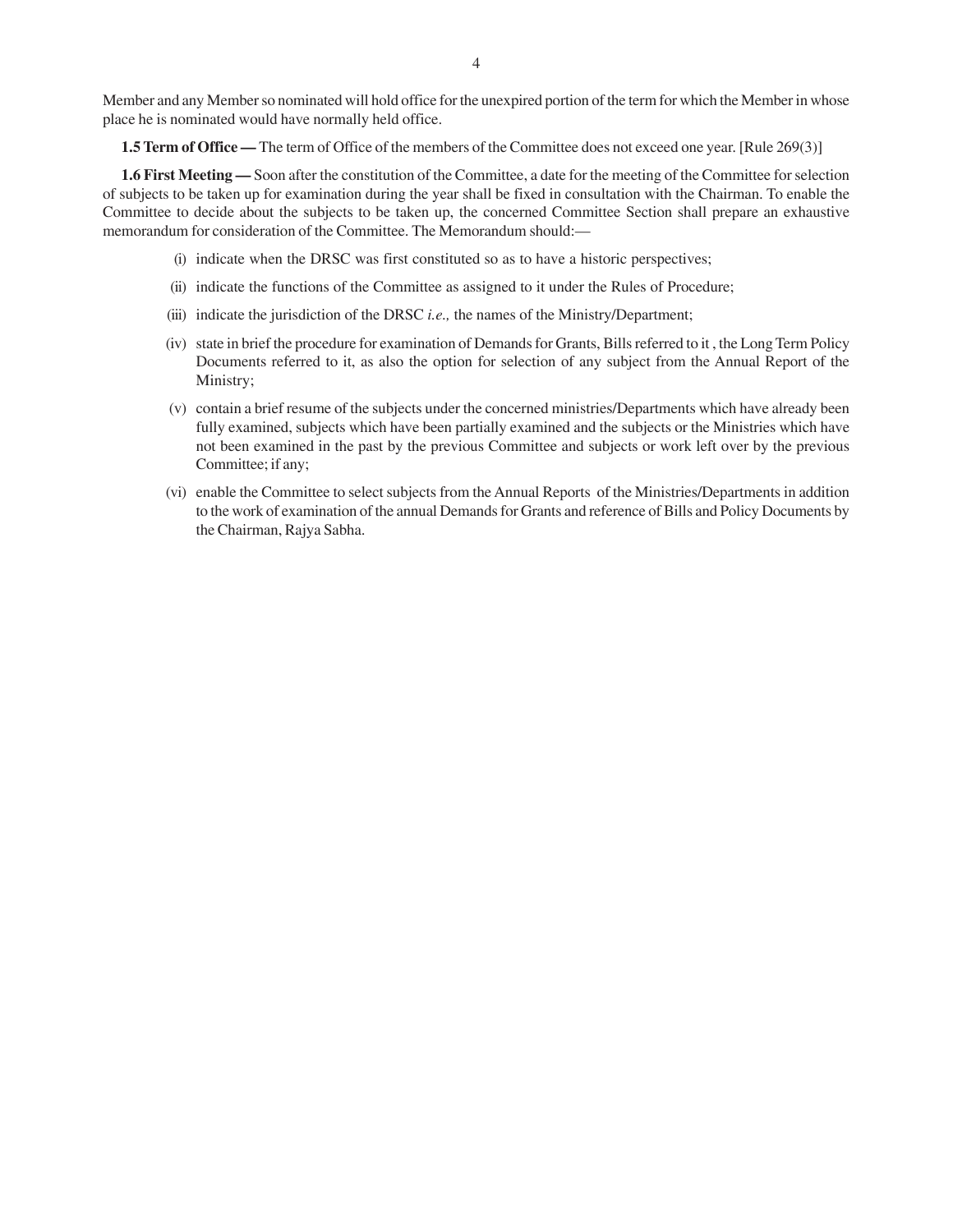Member and any Member so nominated will hold office for the unexpired portion of the term for which the Member in whose place he is nominated would have normally held office.

**1.5 Term of Office —** The term of Office of the members of the Committee does not exceed one year. [Rule 269(3)]

**1.6 First Meeting —** Soon after the constitution of the Committee, a date for the meeting of the Committee for selection of subjects to be taken up for examination during the year shall be fixed in consultation with the Chairman. To enable the Committee to decide about the subjects to be taken up, the concerned Committee Section shall prepare an exhaustive memorandum for consideration of the Committee. The Memorandum should:—

- (i) indicate when the DRSC was first constituted so as to have a historic perspectives;
- (ii) indicate the functions of the Committee as assigned to it under the Rules of Procedure;
- (iii) indicate the jurisdiction of the DRSC *i.e.,* the names of the Ministry/Department;
- (iv) state in brief the procedure for examination of Demands for Grants, Bills referred to it , the Long Term Policy Documents referred to it, as also the option for selection of any subject from the Annual Report of the Ministry;
- (v) contain a brief resume of the subjects under the concerned ministries/Departments which have already been fully examined, subjects which have been partially examined and the subjects or the Ministries which have not been examined in the past by the previous Committee and subjects or work left over by the previous Committee; if any;
- (vi) enable the Committee to select subjects from the Annual Reports of the Ministries/Departments in addition to the work of examination of the annual Demands for Grants and reference of Bills and Policy Documents by the Chairman, Rajya Sabha.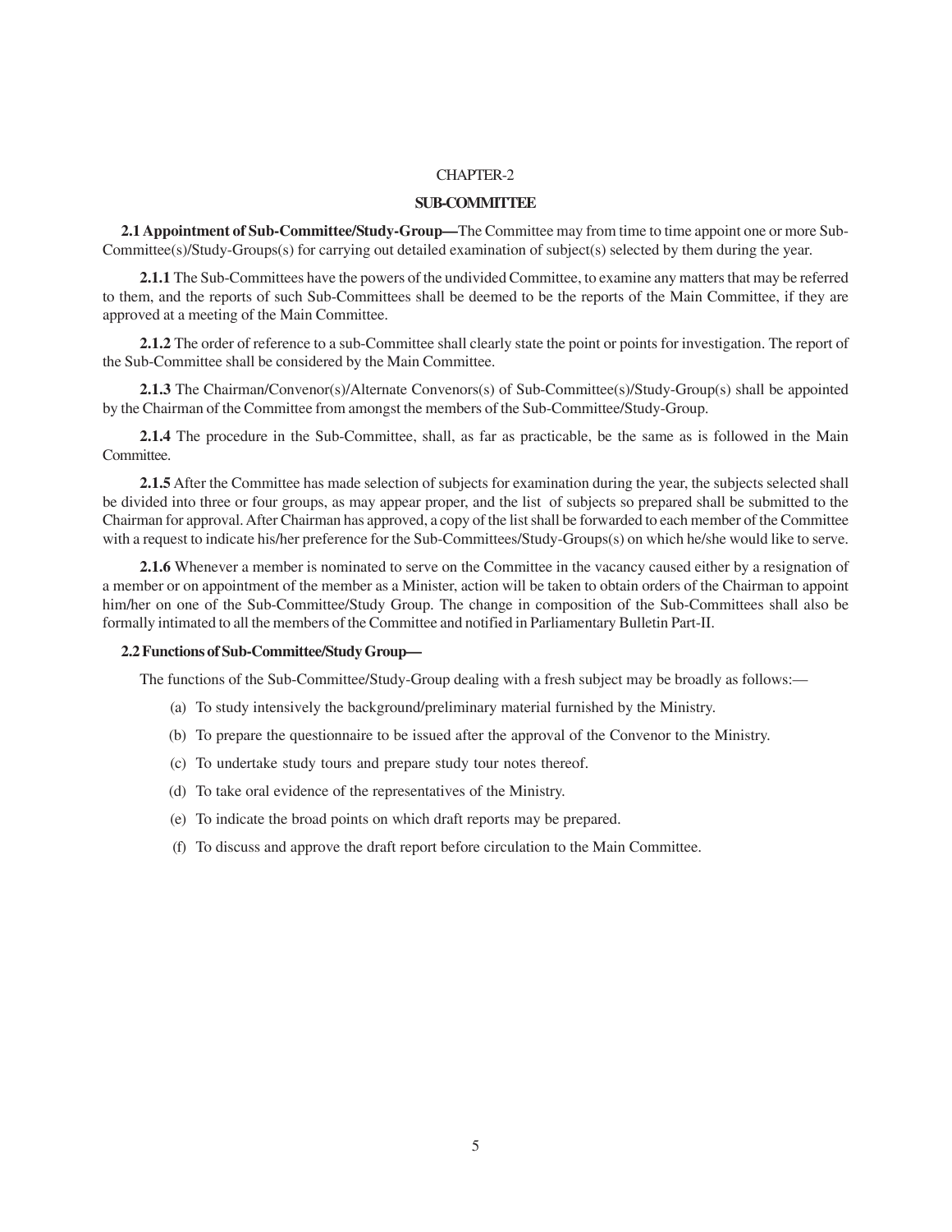# CHAPTER-2

## SUB-COMMITTEE

**2.1 Appointment of Sub-Committee/Study-Group—**The Committee may from time to time appoint one or more Sub-Committee(s)/Study-Groups(s) for carrying out detailed examination of subject(s) selected by them during the year.

**2.1.1** The Sub-Committees have the powers of the undivided Committee, to examine any matters that may be referred to them, and the reports of such Sub-Committees shall be deemed to be the reports of the Main Committee, if they are approved at a meeting of the Main Committee.

**2.1.2** The order of reference to a sub-Committee shall clearly state the point or points for investigation. The report of the Sub-Committee shall be considered by the Main Committee.

**2.1.3** The Chairman/Convenor(s)/Alternate Convenors(s) of Sub-Committee(s)/Study-Group(s) shall be appointed by the Chairman of the Committee from amongst the members of the Sub-Committee/Study-Group.

**2.1.4** The procedure in the Sub-Committee, shall, as far as practicable, be the same as is followed in the Main Committee.

**2.1.5** After the Committee has made selection of subjects for examination during the year, the subjects selected shall be divided into three or four groups, as may appear proper, and the list of subjects so prepared shall be submitted to the Chairman for approval. After Chairman has approved, a copy of the list shall be forwarded to each member of the Committee with a request to indicate his/her preference for the Sub-Committees/Study-Groups(s) on which he/she would like to serve.

**2.1.6** Whenever a member is nominated to serve on the Committee in the vacancy caused either by a resignation of a member or on appointment of the member as a Minister, action will be taken to obtain orders of the Chairman to appoint him/her on one of the Sub-Committee/Study Group. The change in composition of the Sub-Committees shall also be formally intimated to all the members of the Committee and notified in Parliamentary Bulletin Part-II.

**2.2 Functions of Sub-Committee/Study Group—**

The functions of the Sub-Committee/Study-Group dealing with a fresh subject may be broadly as follows:—

(a) To study intensively the background/preliminary material furnished by the Ministry.

(b) To prepare the questionnaire to be issued after the approval of the Convenor to the Ministry.

(c) To undertake study tours and prepare study tour notes thereof.

(d) To take oral evidence of the representatives of the Ministry.

(e) To indicate the broad points on which draft reports may be prepared.

(f) To discuss and approve the draft report before circulation to the Main Committee.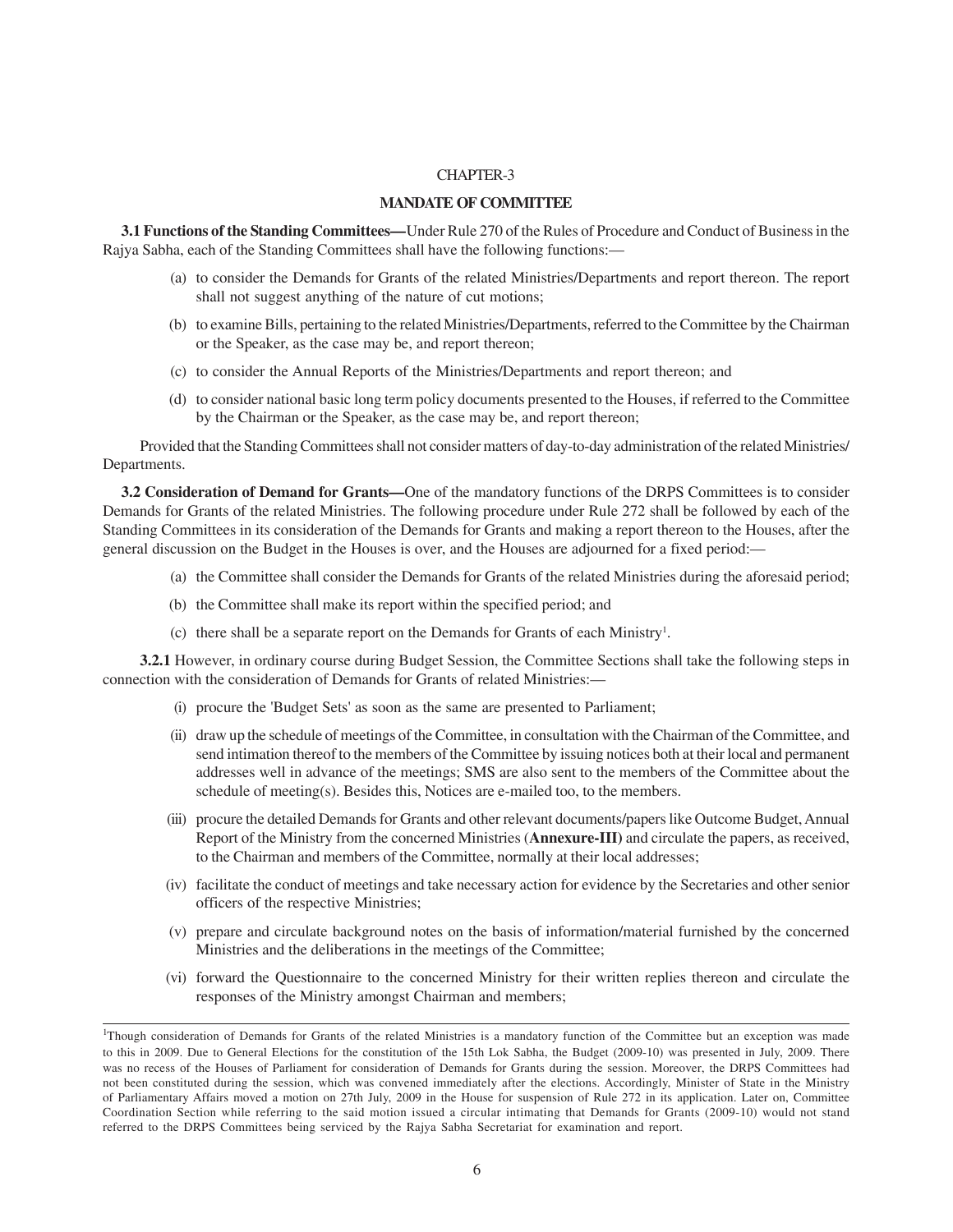# CHAPTER-3

## MANDATE OF COMMITTEE

**3.1 Functions of the Standing Committees—**Under Rule 270 of the Rules of Procedure and Conduct of Business in the Rajya Sabha, each of the Standing Committees shall have the following functions:—

(a) to consider the Demands for Grants of the related Ministries/Departments and report thereon. The report shall not suggest anything of the nature of cut motions;

(b) to examine Bills, pertaining to the related Ministries/Departments, referred to the Committee by the Chairman or the Speaker, as the case may be, and report thereon;

(c) to consider the Annual Reports of the Ministries/Departments and report thereon; and

(d) to consider national basic long term policy documents presented to the Houses, if referred to the Committee by the Chairman or the Speaker, as the case may be, and report thereon;

Provided that the Standing Committees shall not consider matters of day-to-day administration of the related Ministries/Departments.

**3.2 Consideration of Demand for Grants—**One of the mandatory functions of the DRPS Committees is to consider Demands for Grants of the related Ministries. The following procedure under Rule 272 shall be followed by each of the Standing Committees in its consideration of the Demands for Grants and making a report thereon to the Houses, after the general discussion on the Budget in the Houses is over, and the Houses are adjourned for a fixed period:—

(a) the Committee shall consider the Demands for Grants of the related Ministries during the aforesaid period;

(b) the Committee shall make its report within the specified period; and

(c) there shall be a separate report on the Demands for Grants of each Ministry[1].

**3.2.1** However, in ordinary course during Budget Session, the Committee Sections shall take the following steps in connection with the consideration of Demands for Grants of related Ministries:—

(i) procure the 'Budget Sets' as soon as the same are presented to Parliament;

(ii) draw up the schedule of meetings of the Committee, in consultation with the Chairman of the Committee, and send intimation thereof to the members of the Committee by issuing notices both at their local and permanent addresses well in advance of the meetings; SMS are also sent to the members of the Committee about the schedule of meeting(s). Besides this, Notices are e-mailed too, to the members.

(iii) procure the detailed Demands for Grants and other relevant documents/papers like Outcome Budget, Annual Report of the Ministry from the concerned Ministries (**Annexure-III)** and circulate the papers, as received, to the Chairman and members of the Committee, normally at their local addresses;

(iv) facilitate the conduct of meetings and take necessary action for evidence by the Secretaries and other senior officers of the respective Ministries;

(v) prepare and circulate background notes on the basis of information/material furnished by the concerned Ministries and the deliberations in the meetings of the Committee;

(vi) forward the Questionnaire to the concerned Ministry for their written replies thereon and circulate the responses of the Ministry amongst Chairman and members;

---

[1]Though consideration of Demands for Grants of the related Ministries is a mandatory function of the Committee but an exception was made to this in 2009. Due to General Elections for the constitution of the 15th Lok Sabha, the Budget (2009-10) was presented in July, 2009. There was no recess of the Houses of Parliament for consideration of Demands for Grants during the session. Moreover, the DRPS Committees had not been constituted during the session, which was convened immediately after the elections. Accordingly, Minister of State in the Ministry of Parliamentary Affairs moved a motion on 27th July, 2009 in the House for suspension of Rule 272 in its application. Later on, Committee Coordination Section while referring to the said motion issued a circular intimating that Demands for Grants (2009-10) would not stand referred to the DRPS Committees being serviced by the Rajya Sabha Secretariat for examination and report.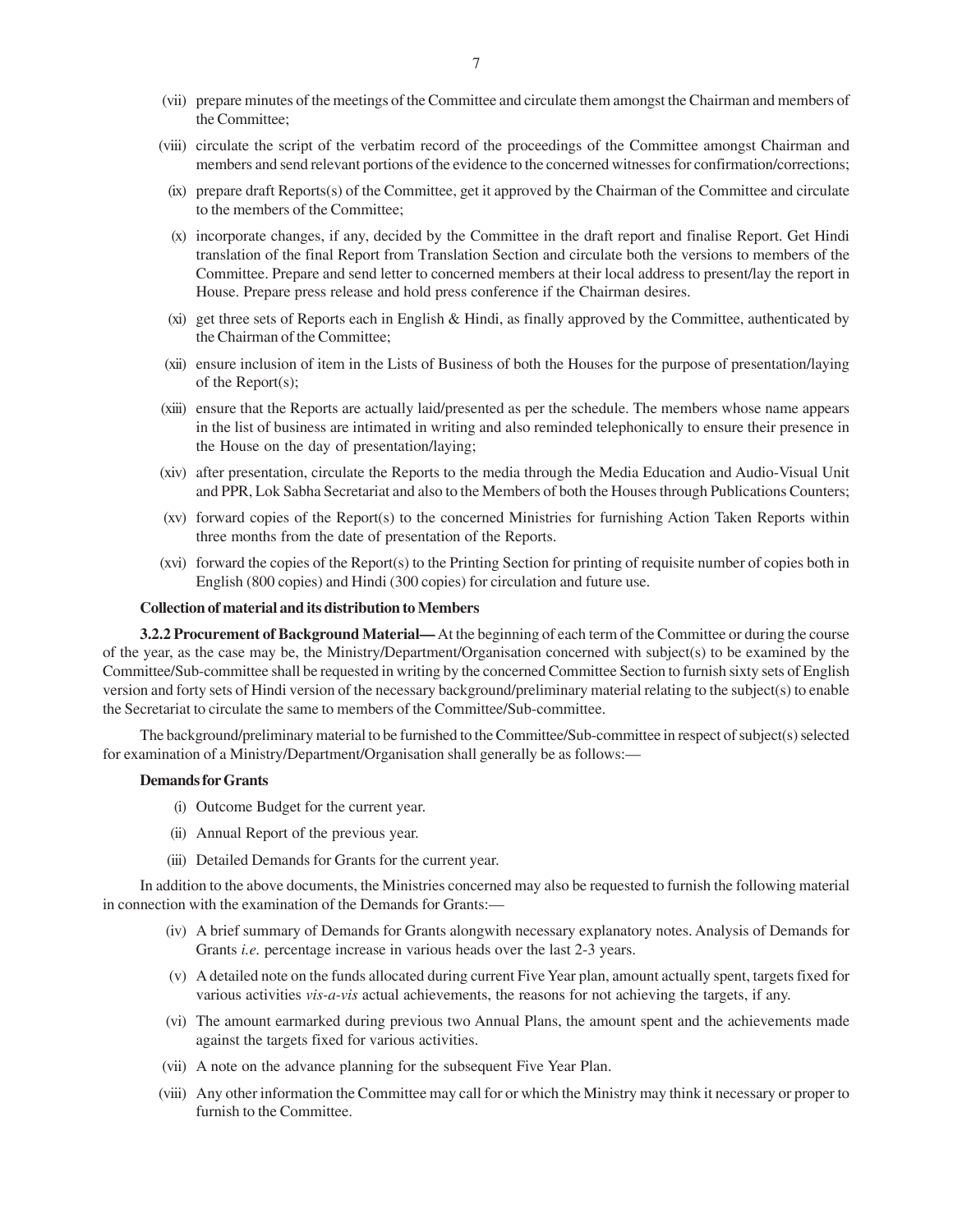(vii) prepare minutes of the meetings of the Committee and circulate them amongst the Chairman and members of the Committee;

(viii) circulate the script of the verbatim record of the proceedings of the Committee amongst Chairman and members and send relevant portions of the evidence to the concerned witnesses for confirmation/corrections;

(ix) prepare draft Reports(s) of the Committee, get it approved by the Chairman of the Committee and circulate to the members of the Committee;

(x) incorporate changes, if any, decided by the Committee in the draft report and finalise Report. Get Hindi translation of the final Report from Translation Section and circulate both the versions to members of the Committee. Prepare and send letter to concerned members at their local address to present/lay the report in House. Prepare press release and hold press conference if the Chairman desires.

(xi) get three sets of Reports each in English & Hindi, as finally approved by the Committee, authenticated by the Chairman of the Committee;

(xii) ensure inclusion of item in the Lists of Business of both the Houses for the purpose of presentation/laying of the Report(s);

(xiii) ensure that the Reports are actually laid/presented as per the schedule. The members whose name appears in the list of business are intimated in writing and also reminded telephonically to ensure their presence in the House on the day of presentation/laying;

(xiv) after presentation, circulate the Reports to the media through the Media Education and Audio-Visual Unit and PPR, Lok Sabha Secretariat and also to the Members of both the Houses through Publications Counters;

(xv) forward copies of the Report(s) to the concerned Ministries for furnishing Action Taken Reports within three months from the date of presentation of the Reports.

(xvi) forward the copies of the Report(s) to the Printing Section for printing of requisite number of copies both in English (800 copies) and Hindi (300 copies) for circulation and future use.

**Collection of material and its distribution to Members**

**3.2.2 Procurement of Background Material—** At the beginning of each term of the Committee or during the course of the year, as the case may be, the Ministry/Department/Organisation concerned with subject(s) to be examined by the Committee/Sub-committee shall be requested in writing by the concerned Committee Section to furnish sixty sets of English version and forty sets of Hindi version of the necessary background/preliminary material relating to the subject(s) to enable the Secretariat to circulate the same to members of the Committee/Sub-committee.

The background/preliminary material to be furnished to the Committee/Sub-committee in respect of subject(s) selected for examination of a Ministry/Department/Organisation shall generally be as follows:—

**Demands for Grants**

(i) Outcome Budget for the current year.

(ii) Annual Report of the previous year.

(iii) Detailed Demands for Grants for the current year.

In addition to the above documents, the Ministries concerned may also be requested to furnish the following material in connection with the examination of the Demands for Grants:—

(iv) A brief summary of Demands for Grants alongwith necessary explanatory notes. Analysis of Demands for Grants *i.e.* percentage increase in various heads over the last 2-3 years.

(v) A detailed note on the funds allocated during current Five Year plan, amount actually spent, targets fixed for various activities *vis-a-vis* actual achievements, the reasons for not achieving the targets, if any.

(vi) The amount earmarked during previous two Annual Plans, the amount spent and the achievements made against the targets fixed for various activities.

(vii) A note on the advance planning for the subsequent Five Year Plan.

(viii) Any other information the Committee may call for or which the Ministry may think it necessary or proper to furnish to the Committee.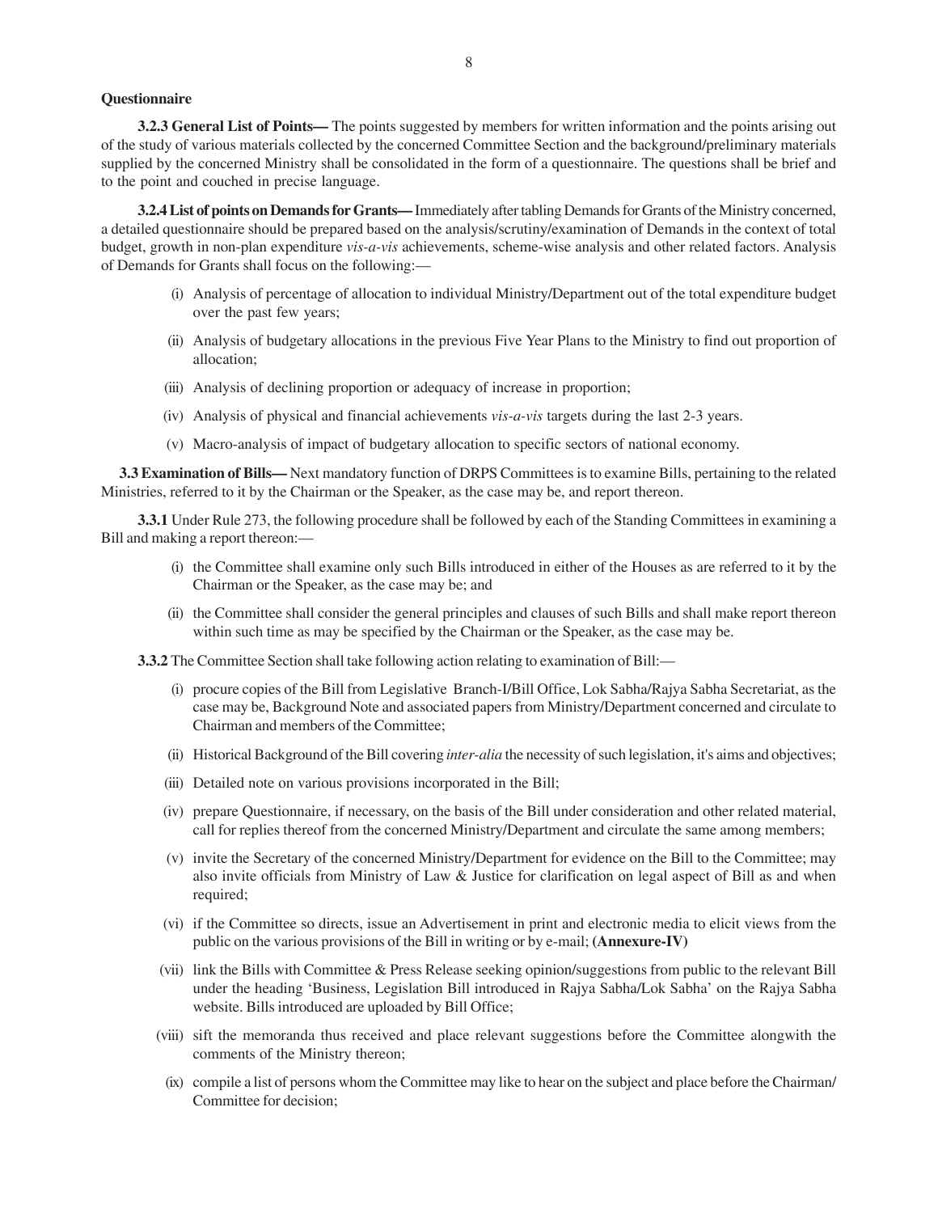**Questionnaire**

**3.2.3 General List of Points—** The points suggested by members for written information and the points arising out of the study of various materials collected by the concerned Committee Section and the background/preliminary materials supplied by the concerned Ministry shall be consolidated in the form of a questionnaire. The questions shall be brief and to the point and couched in precise language.

**3.2.4 List of points on Demands for Grants—** Immediately after tabling Demands for Grants of the Ministry concerned, a detailed questionnaire should be prepared based on the analysis/scrutiny/examination of Demands in the context of total budget, growth in non-plan expenditure *vis-a-vis* achievements, scheme-wise analysis and other related factors. Analysis of Demands for Grants shall focus on the following:—

(i) Analysis of percentage of allocation to individual Ministry/Department out of the total expenditure budget over the past few years;

(ii) Analysis of budgetary allocations in the previous Five Year Plans to the Ministry to find out proportion of allocation;

(iii) Analysis of declining proportion or adequacy of increase in proportion;

(iv) Analysis of physical and financial achievements *vis-a-vis* targets during the last 2-3 years.

(v) Macro-analysis of impact of budgetary allocation to specific sectors of national economy.

**3.3 Examination of Bills—** Next mandatory function of DRPS Committees is to examine Bills, pertaining to the related Ministries, referred to it by the Chairman or the Speaker, as the case may be, and report thereon.

**3.3.1** Under Rule 273, the following procedure shall be followed by each of the Standing Committees in examining a Bill and making a report thereon:—

(i) the Committee shall examine only such Bills introduced in either of the Houses as are referred to it by the Chairman or the Speaker, as the case may be; and

(ii) the Committee shall consider the general principles and clauses of such Bills and shall make report thereon within such time as may be specified by the Chairman or the Speaker, as the case may be.

**3.3.2** The Committee Section shall take following action relating to examination of Bill:—

(i) procure copies of the Bill from Legislative Branch-I/Bill Office, Lok Sabha/Rajya Sabha Secretariat, as the case may be, Background Note and associated papers from Ministry/Department concerned and circulate to Chairman and members of the Committee;

(ii) Historical Background of the Bill covering *inter-alia* the necessity of such legislation, it's aims and objectives;

(iii) Detailed note on various provisions incorporated in the Bill;

(iv) prepare Questionnaire, if necessary, on the basis of the Bill under consideration and other related material, call for replies thereof from the concerned Ministry/Department and circulate the same among members;

(v) invite the Secretary of the concerned Ministry/Department for evidence on the Bill to the Committee; may also invite officials from Ministry of Law & Justice for clarification on legal aspect of Bill as and when required;

(vi) if the Committee so directs, issue an Advertisement in print and electronic media to elicit views from the public on the various provisions of the Bill in writing or by e-mail; **(Annexure-IV)**

(vii) link the Bills with Committee & Press Release seeking opinion/suggestions from public to the relevant Bill under the heading 'Business, Legislation Bill introduced in Rajya Sabha/Lok Sabha' on the Rajya Sabha website. Bills introduced are uploaded by Bill Office;

(viii) sift the memoranda thus received and place relevant suggestions before the Committee alongwith the comments of the Ministry thereon;

(ix) compile a list of persons whom the Committee may like to hear on the subject and place before the Chairman/ Committee for decision;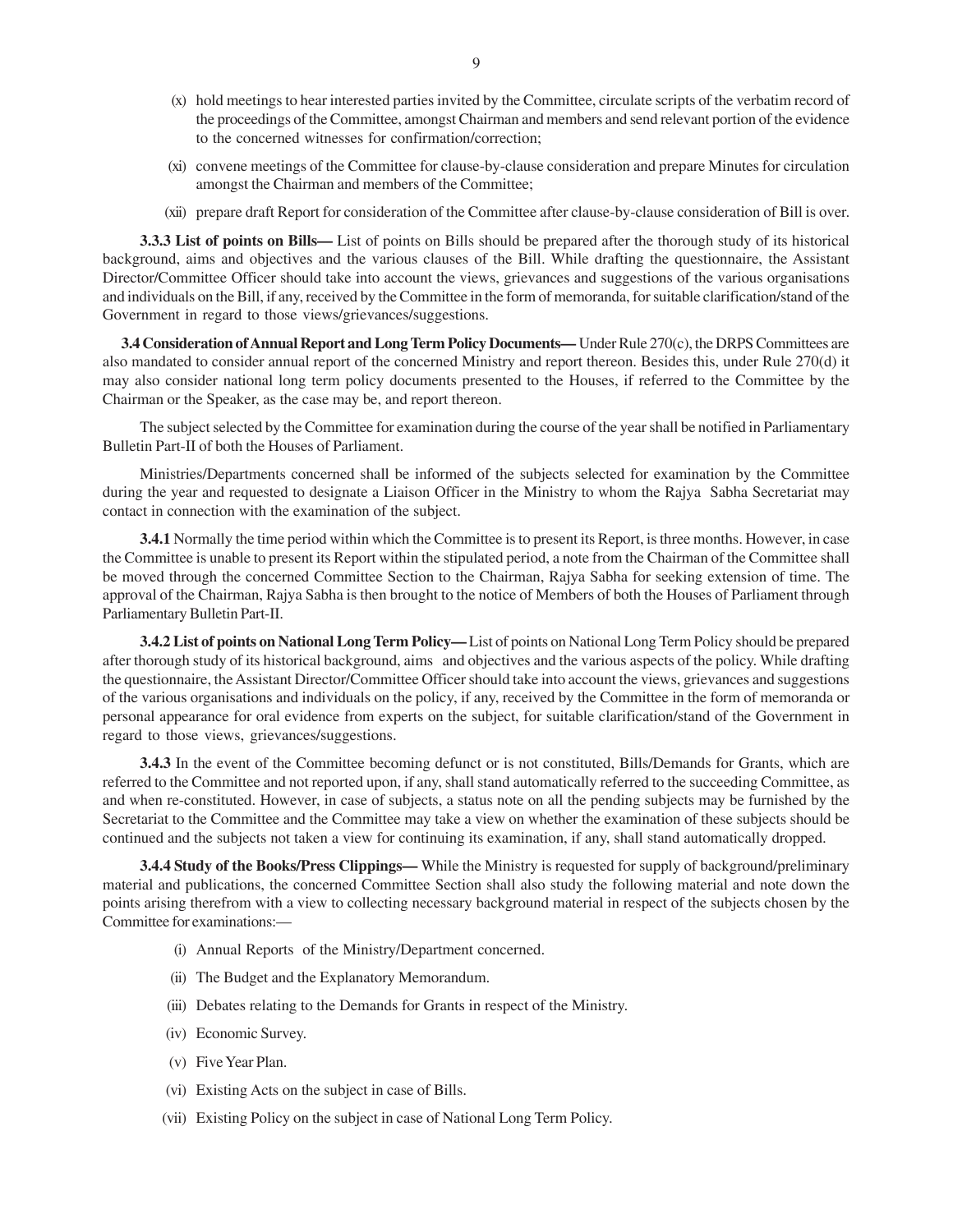(x) hold meetings to hear interested parties invited by the Committee, circulate scripts of the verbatim record of the proceedings of the Committee, amongst Chairman and members and send relevant portion of the evidence to the concerned witnesses for confirmation/correction;

(xi) convene meetings of the Committee for clause-by-clause consideration and prepare Minutes for circulation amongst the Chairman and members of the Committee;

(xii) prepare draft Report for consideration of the Committee after clause-by-clause consideration of Bill is over.

**3.3.3 List of points on Bills—** List of points on Bills should be prepared after the thorough study of its historical background, aims and objectives and the various clauses of the Bill. While drafting the questionnaire, the Assistant Director/Committee Officer should take into account the views, grievances and suggestions of the various organisations and individuals on the Bill, if any, received by the Committee in the form of memoranda, for suitable clarification/stand of the Government in regard to those views/grievances/suggestions.

**3.4 Consideration of Annual Report and Long Term Policy Documents—** Under Rule 270(c), the DRPS Committees are also mandated to consider annual report of the concerned Ministry and report thereon. Besides this, under Rule 270(d) it may also consider national long term policy documents presented to the Houses, if referred to the Committee by the Chairman or the Speaker, as the case may be, and report thereon.

The subject selected by the Committee for examination during the course of the year shall be notified in Parliamentary Bulletin Part-II of both the Houses of Parliament.

Ministries/Departments concerned shall be informed of the subjects selected for examination by the Committee during the year and requested to designate a Liaison Officer in the Ministry to whom the Rajya Sabha Secretariat may contact in connection with the examination of the subject.

**3.4.1** Normally the time period within which the Committee is to present its Report, is three months. However, in case the Committee is unable to present its Report within the stipulated period, a note from the Chairman of the Committee shall be moved through the concerned Committee Section to the Chairman, Rajya Sabha for seeking extension of time. The approval of the Chairman, Rajya Sabha is then brought to the notice of Members of both the Houses of Parliament through Parliamentary Bulletin Part-II.

**3.4.2 List of points on National Long Term Policy—** List of points on National Long Term Policy should be prepared after thorough study of its historical background, aims and objectives and the various aspects of the policy. While drafting the questionnaire, the Assistant Director/Committee Officer should take into account the views, grievances and suggestions of the various organisations and individuals on the policy, if any, received by the Committee in the form of memoranda or personal appearance for oral evidence from experts on the subject, for suitable clarification/stand of the Government in regard to those views, grievances/suggestions.

**3.4.3** In the event of the Committee becoming defunct or is not constituted, Bills/Demands for Grants, which are referred to the Committee and not reported upon, if any, shall stand automatically referred to the succeeding Committee, as and when re-constituted. However, in case of subjects, a status note on all the pending subjects may be furnished by the Secretariat to the Committee and the Committee may take a view on whether the examination of these subjects should be continued and the subjects not taken a view for continuing its examination, if any, shall stand automatically dropped.

**3.4.4 Study of the Books/Press Clippings—** While the Ministry is requested for supply of background/preliminary material and publications, the concerned Committee Section shall also study the following material and note down the points arising therefrom with a view to collecting necessary background material in respect of the subjects chosen by the Committee for examinations:—

(i) Annual Reports of the Ministry/Department concerned.

(ii) The Budget and the Explanatory Memorandum.

(iii) Debates relating to the Demands for Grants in respect of the Ministry.

(iv) Economic Survey.

(v) Five Year Plan.

(vi) Existing Acts on the subject in case of Bills.

(vii) Existing Policy on the subject in case of National Long Term Policy.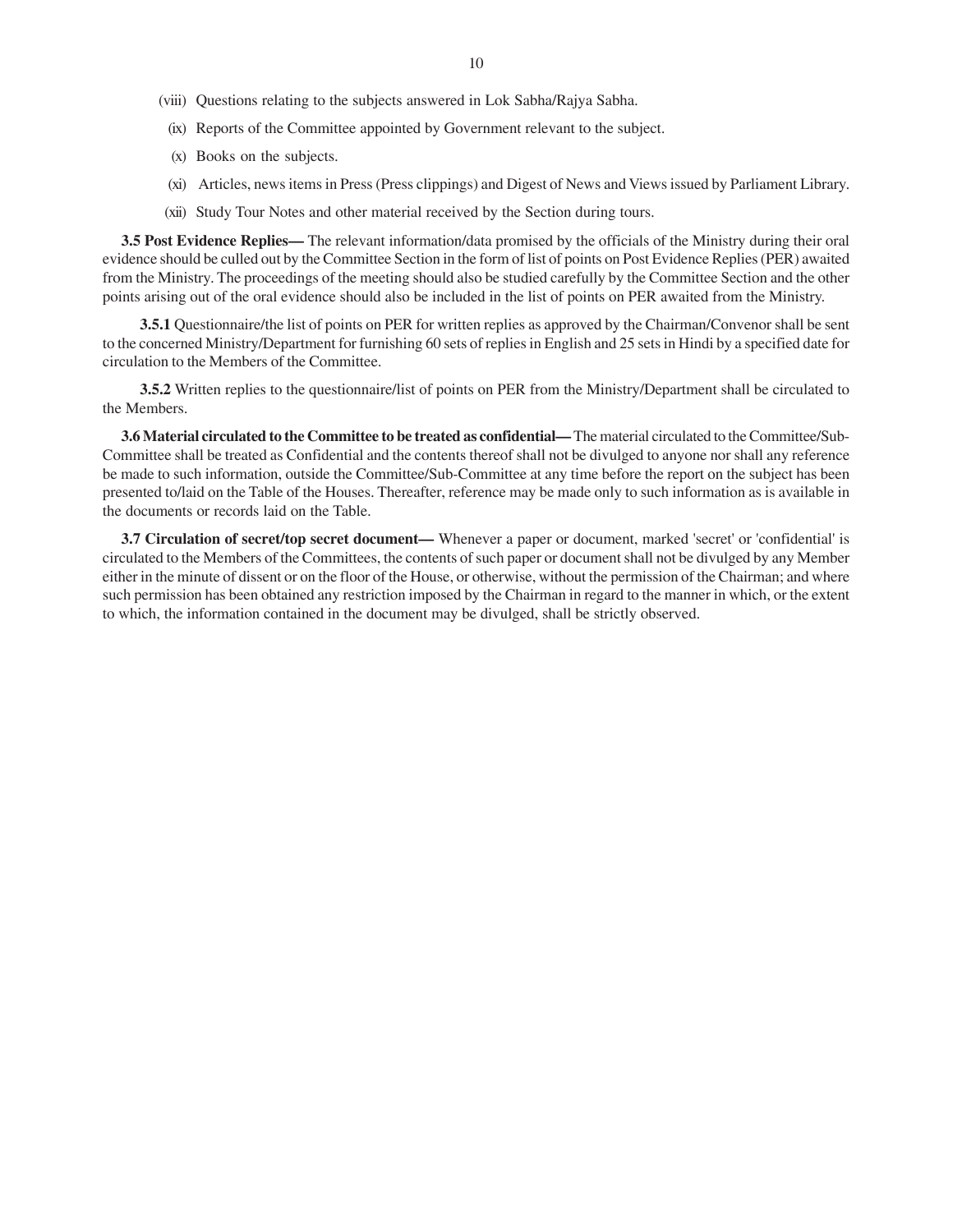(viii) Questions relating to the subjects answered in Lok Sabha/Rajya Sabha.

(ix) Reports of the Committee appointed by Government relevant to the subject.

(x) Books on the subjects.

(xi) Articles, news items in Press (Press clippings) and Digest of News and Views issued by Parliament Library.

(xii) Study Tour Notes and other material received by the Section during tours.

**3.5 Post Evidence Replies—** The relevant information/data promised by the officials of the Ministry during their oral evidence should be culled out by the Committee Section in the form of list of points on Post Evidence Replies (PER) awaited from the Ministry. The proceedings of the meeting should also be studied carefully by the Committee Section and the other points arising out of the oral evidence should also be included in the list of points on PER awaited from the Ministry.

**3.5.1** Questionnaire/the list of points on PER for written replies as approved by the Chairman/Convenor shall be sent to the concerned Ministry/Department for furnishing 60 sets of replies in English and 25 sets in Hindi by a specified date for circulation to the Members of the Committee.

**3.5.2** Written replies to the questionnaire/list of points on PER from the Ministry/Department shall be circulated to the Members.

**3.6 Material circulated to the Committee to be treated as confidential—** The material circulated to the Committee/Sub-Committee shall be treated as Confidential and the contents thereof shall not be divulged to anyone nor shall any reference be made to such information, outside the Committee/Sub-Committee at any time before the report on the subject has been presented to/laid on the Table of the Houses. Thereafter, reference may be made only to such information as is available in the documents or records laid on the Table.

**3.7 Circulation of secret/top secret document—** Whenever a paper or document, marked 'secret' or 'confidential' is circulated to the Members of the Committees, the contents of such paper or document shall not be divulged by any Member either in the minute of dissent or on the floor of the House, or otherwise, without the permission of the Chairman; and where such permission has been obtained any restriction imposed by the Chairman in regard to the manner in which, or the extent to which, the information contained in the document may be divulged, shall be strictly observed.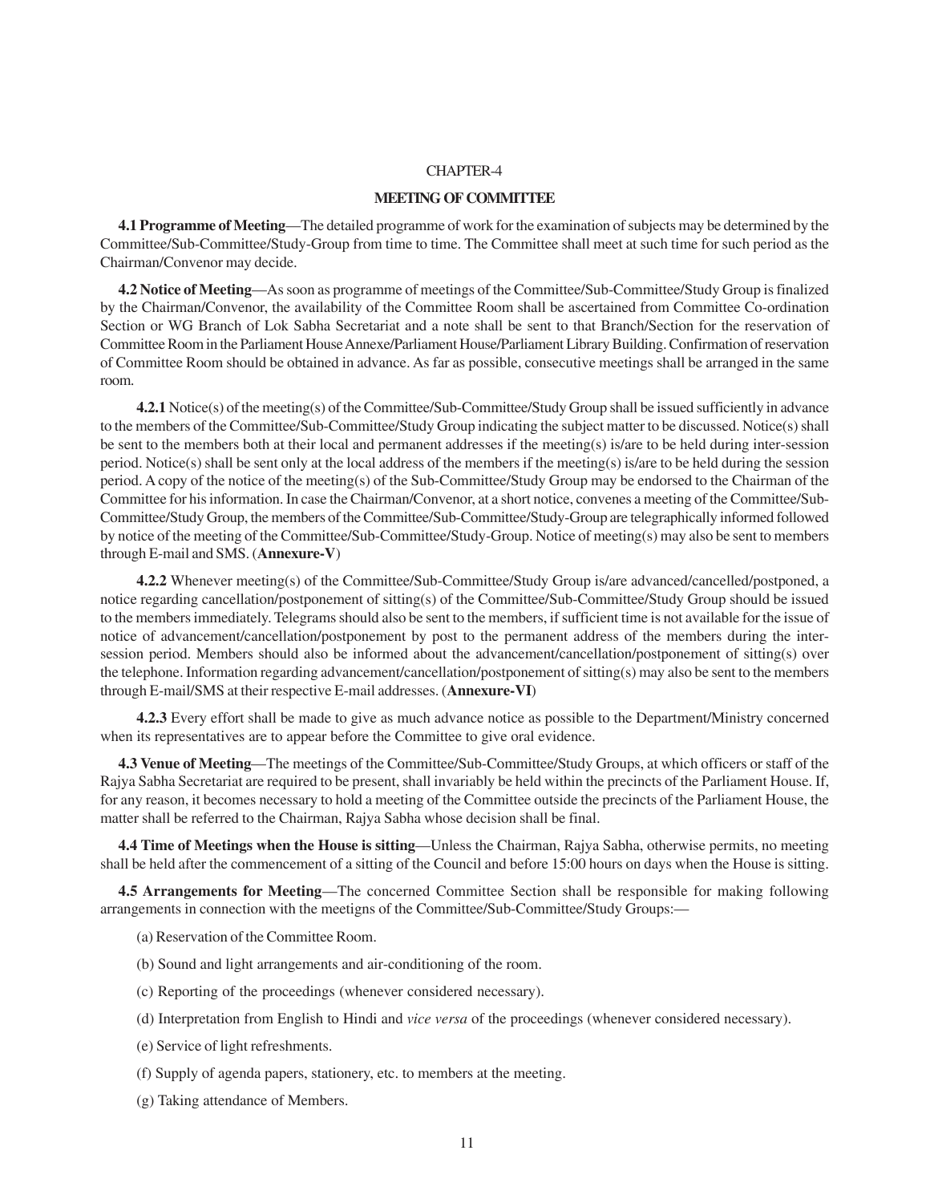# CHAPTER-4

## MEETING OF COMMITTEE

**4.1 Programme of Meeting**—The detailed programme of work for the examination of subjects may be determined by the Committee/Sub-Committee/Study-Group from time to time. The Committee shall meet at such time for such period as the Chairman/Convenor may decide.

**4.2 Notice of Meeting**—As soon as programme of meetings of the Committee/Sub-Committee/Study Group is finalized by the Chairman/Convenor, the availability of the Committee Room shall be ascertained from Committee Co-ordination Section or WG Branch of Lok Sabha Secretariat and a note shall be sent to that Branch/Section for the reservation of Committee Room in the Parliament House Annexe/Parliament House/Parliament Library Building. Confirmation of reservation of Committee Room should be obtained in advance. As far as possible, consecutive meetings shall be arranged in the same room.

**4.2.1** Notice(s) of the meeting(s) of the Committee/Sub-Committee/Study Group shall be issued sufficiently in advance to the members of the Committee/Sub-Committee/Study Group indicating the subject matter to be discussed. Notice(s) shall be sent to the members both at their local and permanent addresses if the meeting(s) is/are to be held during inter-session period. Notice(s) shall be sent only at the local address of the members if the meeting(s) is/are to be held during the session period. A copy of the notice of the meeting(s) of the Sub-Committee/Study Group may be endorsed to the Chairman of the Committee for his information. In case the Chairman/Convenor, at a short notice, convenes a meeting of the Committee/Sub-Committee/Study Group, the members of the Committee/Sub-Committee/Study-Group are telegraphically informed followed by notice of the meeting of the Committee/Sub-Committee/Study-Group. Notice of meeting(s) may also be sent to members through E-mail and SMS. (**Annexure-V**)

**4.2.2** Whenever meeting(s) of the Committee/Sub-Committee/Study Group is/are advanced/cancelled/postponed, a notice regarding cancellation/postponement of sitting(s) of the Committee/Sub-Committee/Study Group should be issued to the members immediately. Telegrams should also be sent to the members, if sufficient time is not available for the issue of notice of advancement/cancellation/postponement by post to the permanent address of the members during the inter-session period. Members should also be informed about the advancement/cancellation/postponement of sitting(s) over the telephone. Information regarding advancement/cancellation/postponement of sitting(s) may also be sent to the members through E-mail/SMS at their respective E-mail addresses. (**Annexure-VI**)

**4.2.3** Every effort shall be made to give as much advance notice as possible to the Department/Ministry concerned when its representatives are to appear before the Committee to give oral evidence.

**4.3 Venue of Meeting**—The meetings of the Committee/Sub-Committee/Study Groups, at which officers or staff of the Rajya Sabha Secretariat are required to be present, shall invariably be held within the precincts of the Parliament House. If, for any reason, it becomes necessary to hold a meeting of the Committee outside the precincts of the Parliament House, the matter shall be referred to the Chairman, Rajya Sabha whose decision shall be final.

**4.4 Time of Meetings when the House is sitting**—Unless the Chairman, Rajya Sabha, otherwise permits, no meeting shall be held after the commencement of a sitting of the Council and before 15:00 hours on days when the House is sitting.

**4.5 Arrangements for Meeting**—The concerned Committee Section shall be responsible for making following arrangements in connection with the meetigns of the Committee/Sub-Committee/Study Groups:—

(a) Reservation of the Committee Room.

(b) Sound and light arrangements and air-conditioning of the room.

(c) Reporting of the proceedings (whenever considered necessary).

(d) Interpretation from English to Hindi and *vice versa* of the proceedings (whenever considered necessary).

(e) Service of light refreshments.

(f) Supply of agenda papers, stationery, etc. to members at the meeting.

(g) Taking attendance of Members.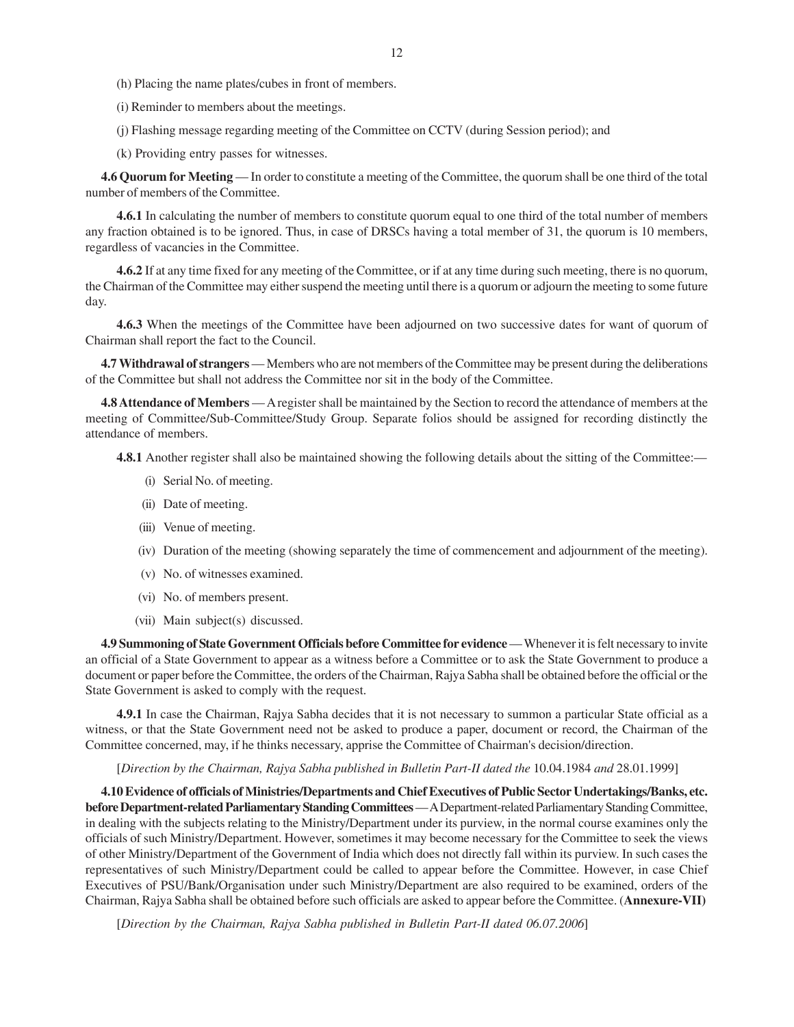(h) Placing the name plates/cubes in front of members.

(i) Reminder to members about the meetings.

(j) Flashing message regarding meeting of the Committee on CCTV (during Session period); and

(k) Providing entry passes for witnesses.

**4.6 Quorum for Meeting** — In order to constitute a meeting of the Committee, the quorum shall be one third of the total number of members of the Committee.

**4.6.1** In calculating the number of members to constitute quorum equal to one third of the total number of members any fraction obtained is to be ignored. Thus, in case of DRSCs having a total member of 31, the quorum is 10 members, regardless of vacancies in the Committee.

**4.6.2** If at any time fixed for any meeting of the Committee, or if at any time during such meeting, there is no quorum, the Chairman of the Committee may either suspend the meeting until there is a quorum or adjourn the meeting to some future day.

**4.6.3** When the meetings of the Committee have been adjourned on two successive dates for want of quorum of Chairman shall report the fact to the Council.

**4.7 Withdrawal of strangers** — Members who are not members of the Committee may be present during the deliberations of the Committee but shall not address the Committee nor sit in the body of the Committee.

**4.8 Attendance of Members** — A register shall be maintained by the Section to record the attendance of members at the meeting of Committee/Sub-Committee/Study Group. Separate folios should be assigned for recording distinctly the attendance of members.

**4.8.1** Another register shall also be maintained showing the following details about the sitting of the Committee:—

(i) Serial No. of meeting.

(ii) Date of meeting.

(iii) Venue of meeting.

(iv) Duration of the meeting (showing separately the time of commencement and adjournment of the meeting).

(v) No. of witnesses examined.

(vi) No. of members present.

(vii) Main subject(s) discussed.

**4.9 Summoning of State Government Officials before Committee for evidence** — Whenever it is felt necessary to invite an official of a State Government to appear as a witness before a Committee or to ask the State Government to produce a document or paper before the Committee, the orders of the Chairman, Rajya Sabha shall be obtained before the official or the State Government is asked to comply with the request.

**4.9.1** In case the Chairman, Rajya Sabha decides that it is not necessary to summon a particular State official as a witness, or that the State Government need not be asked to produce a paper, document or record, the Chairman of the Committee concerned, may, if he thinks necessary, apprise the Committee of Chairman's decision/direction.

[*Direction by the Chairman, Rajya Sabha published in Bulletin Part-II dated the* 10.04.1984 *and* 28.01.1999]

**4.10 Evidence of officials of Ministries/Departments and Chief Executives of Public Sector Undertakings/Banks, etc. before Department-related Parliamentary Standing Committees** — A Department-related Parliamentary Standing Committee, in dealing with the subjects relating to the Ministry/Department under its purview, in the normal course examines only the officials of such Ministry/Department. However, sometimes it may become necessary for the Committee to seek the views of other Ministry/Department of the Government of India which does not directly fall within its purview. In such cases the representatives of such Ministry/Department could be called to appear before the Committee. However, in case Chief Executives of PSU/Bank/Organisation under such Ministry/Department are also required to be examined, orders of the Chairman, Rajya Sabha shall be obtained before such officials are asked to appear before the Committee. (**Annexure-VII**)

[*Direction by the Chairman, Rajya Sabha published in Bulletin Part-II dated 06.07.2006*]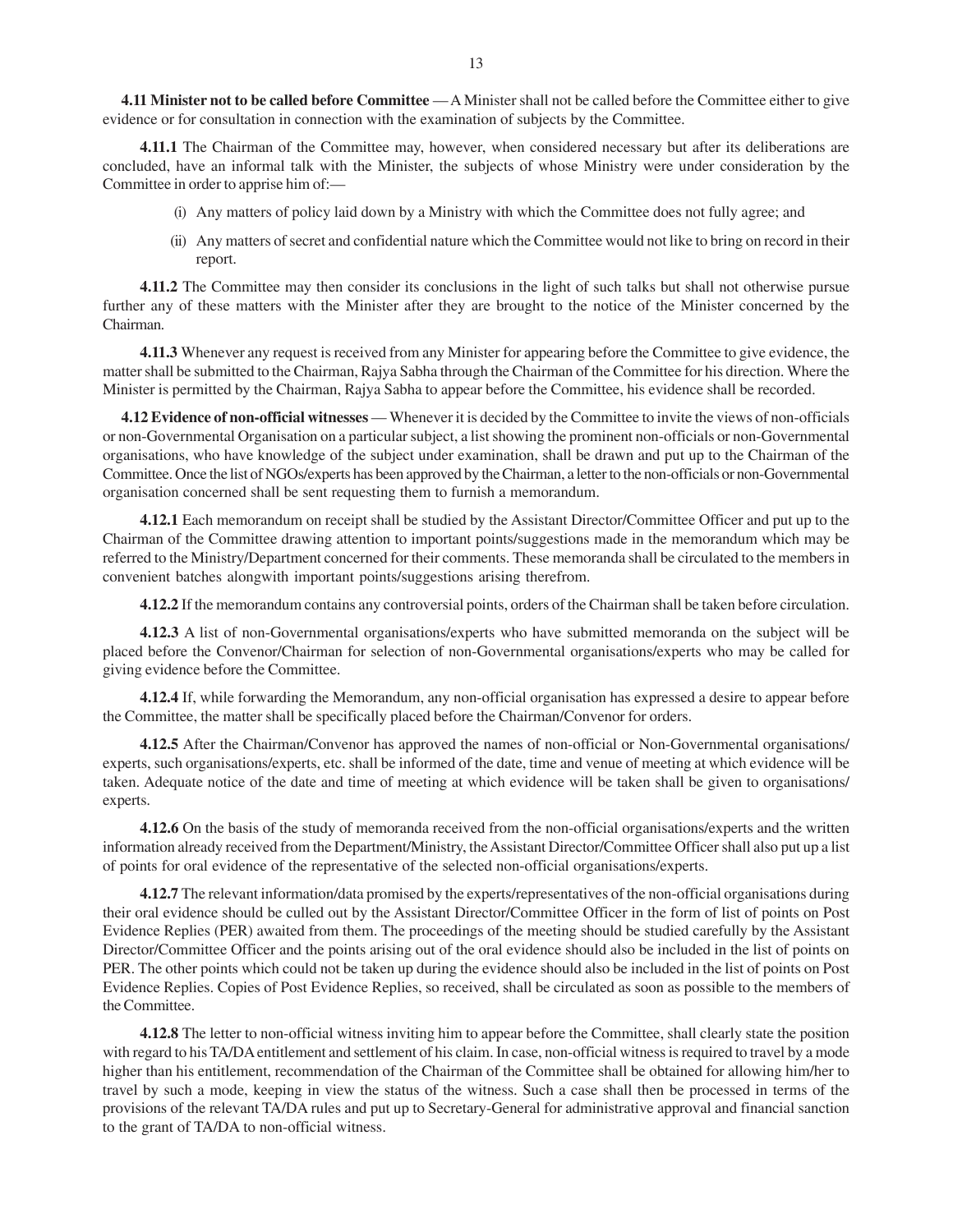**4.11 Minister not to be called before Committee** — A Minister shall not be called before the Committee either to give evidence or for consultation in connection with the examination of subjects by the Committee.

**4.11.1** The Chairman of the Committee may, however, when considered necessary but after its deliberations are concluded, have an informal talk with the Minister, the subjects of whose Ministry were under consideration by the Committee in order to apprise him of:—

(i) Any matters of policy laid down by a Ministry with which the Committee does not fully agree; and

(ii) Any matters of secret and confidential nature which the Committee would not like to bring on record in their report.

**4.11.2** The Committee may then consider its conclusions in the light of such talks but shall not otherwise pursue further any of these matters with the Minister after they are brought to the notice of the Minister concerned by the Chairman.

**4.11.3** Whenever any request is received from any Minister for appearing before the Committee to give evidence, the matter shall be submitted to the Chairman, Rajya Sabha through the Chairman of the Committee for his direction. Where the Minister is permitted by the Chairman, Rajya Sabha to appear before the Committee, his evidence shall be recorded.

**4.12 Evidence of non-official witnesses** — Whenever it is decided by the Committee to invite the views of non-officials or non-Governmental Organisation on a particular subject, a list showing the prominent non-officials or non-Governmental organisations, who have knowledge of the subject under examination, shall be drawn and put up to the Chairman of the Committee. Once the list of NGOs/experts has been approved by the Chairman, a letter to the non-officials or non-Governmental organisation concerned shall be sent requesting them to furnish a memorandum.

**4.12.1** Each memorandum on receipt shall be studied by the Assistant Director/Committee Officer and put up to the Chairman of the Committee drawing attention to important points/suggestions made in the memorandum which may be referred to the Ministry/Department concerned for their comments. These memoranda shall be circulated to the members in convenient batches alongwith important points/suggestions arising therefrom.

**4.12.2** If the memorandum contains any controversial points, orders of the Chairman shall be taken before circulation.

**4.12.3** A list of non-Governmental organisations/experts who have submitted memoranda on the subject will be placed before the Convenor/Chairman for selection of non-Governmental organisations/experts who may be called for giving evidence before the Committee.

**4.12.4** If, while forwarding the Memorandum, any non-official organisation has expressed a desire to appear before the Committee, the matter shall be specifically placed before the Chairman/Convenor for orders.

**4.12.5** After the Chairman/Convenor has approved the names of non-official or Non-Governmental organisations/ experts, such organisations/experts, etc. shall be informed of the date, time and venue of meeting at which evidence will be taken. Adequate notice of the date and time of meeting at which evidence will be taken shall be given to organisations/ experts.

**4.12.6** On the basis of the study of memoranda received from the non-official organisations/experts and the written information already received from the Department/Ministry, the Assistant Director/Committee Officer shall also put up a list of points for oral evidence of the representative of the selected non-official organisations/experts.

**4.12.7** The relevant information/data promised by the experts/representatives of the non-official organisations during their oral evidence should be culled out by the Assistant Director/Committee Officer in the form of list of points on Post Evidence Replies (PER) awaited from them. The proceedings of the meeting should be studied carefully by the Assistant Director/Committee Officer and the points arising out of the oral evidence should also be included in the list of points on PER. The other points which could not be taken up during the evidence should also be included in the list of points on Post Evidence Replies. Copies of Post Evidence Replies, so received, shall be circulated as soon as possible to the members of the Committee.

**4.12.8** The letter to non-official witness inviting him to appear before the Committee, shall clearly state the position with regard to his TA/DA entitlement and settlement of his claim. In case, non-official witness is required to travel by a mode higher than his entitlement, recommendation of the Chairman of the Committee shall be obtained for allowing him/her to travel by such a mode, keeping in view the status of the witness. Such a case shall then be processed in terms of the provisions of the relevant TA/DA rules and put up to Secretary-General for administrative approval and financial sanction to the grant of TA/DA to non-official witness.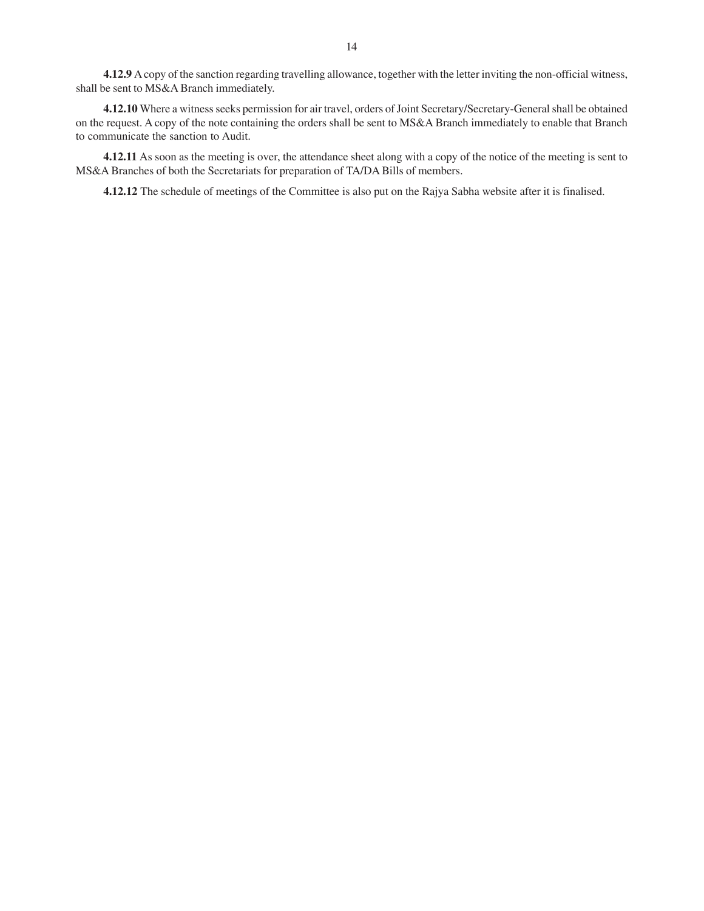**4.12.9** A copy of the sanction regarding travelling allowance, together with the letter inviting the non-official witness, shall be sent to MS&A Branch immediately.

**4.12.10** Where a witness seeks permission for air travel, orders of Joint Secretary/Secretary-General shall be obtained on the request. A copy of the note containing the orders shall be sent to MS&A Branch immediately to enable that Branch to communicate the sanction to Audit.

**4.12.11** As soon as the meeting is over, the attendance sheet along with a copy of the notice of the meeting is sent to MS&A Branches of both the Secretariats for preparation of TA/DA Bills of members.

**4.12.12** The schedule of meetings of the Committee is also put on the Rajya Sabha website after it is finalised.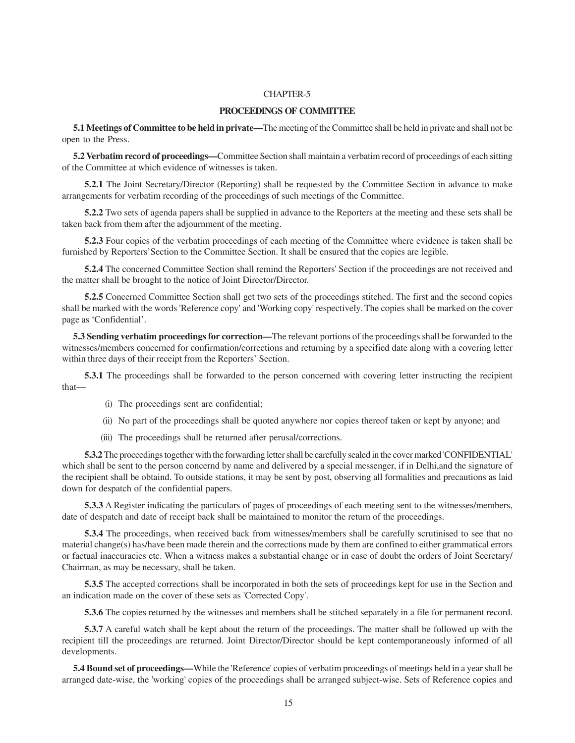# CHAPTER-5

## PROCEEDINGS OF COMMITTEE

**5.1 Meetings of Committee to be held in private—**The meeting of the Committee shall be held in private and shall not be open to the Press.

**5.2 Verbatim record of proceedings—**Committee Section shall maintain a verbatim record of proceedings of each sitting of the Committee at which evidence of witnesses is taken.

**5.2.1** The Joint Secretary/Director (Reporting) shall be requested by the Committee Section in advance to make arrangements for verbatim recording of the proceedings of such meetings of the Committee.

**5.2.2** Two sets of agenda papers shall be supplied in advance to the Reporters at the meeting and these sets shall be taken back from them after the adjournment of the meeting.

**5.2.3** Four copies of the verbatim proceedings of each meeting of the Committee where evidence is taken shall be furnished by Reporters' Section to the Committee Section. It shall be ensured that the copies are legible.

**5.2.4** The concerned Committee Section shall remind the Reporters' Section if the proceedings are not received and the matter shall be brought to the notice of Joint Director/Director.

**5.2.5** Concerned Committee Section shall get two sets of the proceedings stitched. The first and the second copies shall be marked with the words 'Reference copy' and 'Working copy' respectively. The copies shall be marked on the cover page as 'Confidential'.

**5.3 Sending verbatim proceedings for correction—**The relevant portions of the proceedings shall be forwarded to the witnesses/members concerned for confirmation/corrections and returning by a specified date along with a covering letter within three days of their receipt from the Reporters' Section.

**5.3.1** The proceedings shall be forwarded to the person concerned with covering letter instructing the recipient that—

(i) The proceedings sent are confidential;

(ii) No part of the proceedings shall be quoted anywhere nor copies thereof taken or kept by anyone; and

(iii) The proceedings shall be returned after perusal/corrections.

**5.3.2** The proceedings together with the forwarding letter shall be carefully sealed in the cover marked 'CONFIDENTIAL' which shall be sent to the person concernd by name and delivered by a special messenger, if in Delhi,and the signature of the recipient shall be obtaind. To outside stations, it may be sent by post, observing all formalities and precautions as laid down for despatch of the confidential papers.

**5.3.3** A Register indicating the particulars of pages of proceedings of each meeting sent to the witnesses/members, date of despatch and date of receipt back shall be maintained to monitor the return of the proceedings.

**5.3.4** The proceedings, when received back from witnesses/members shall be carefully scrutinised to see that no material change(s) has/have been made therein and the corrections made by them are confined to either grammatical errors or factual inaccuracies etc. When a witness makes a substantial change or in case of doubt the orders of Joint Secretary/ Chairman, as may be necessary, shall be taken.

**5.3.5** The accepted corrections shall be incorporated in both the sets of proceedings kept for use in the Section and an indication made on the cover of these sets as 'Corrected Copy'.

**5.3.6** The copies returned by the witnesses and members shall be stitched separately in a file for permanent record.

**5.3.7** A careful watch shall be kept about the return of the proceedings. The matter shall be followed up with the recipient till the proceedings are returned. Joint Director/Director should be kept contemporaneously informed of all developments.

**5.4 Bound set of proceedings—**While the 'Reference' copies of verbatim proceedings of meetings held in a year shall be arranged date-wise, the 'working' copies of the proceedings shall be arranged subject-wise. Sets of Reference copies and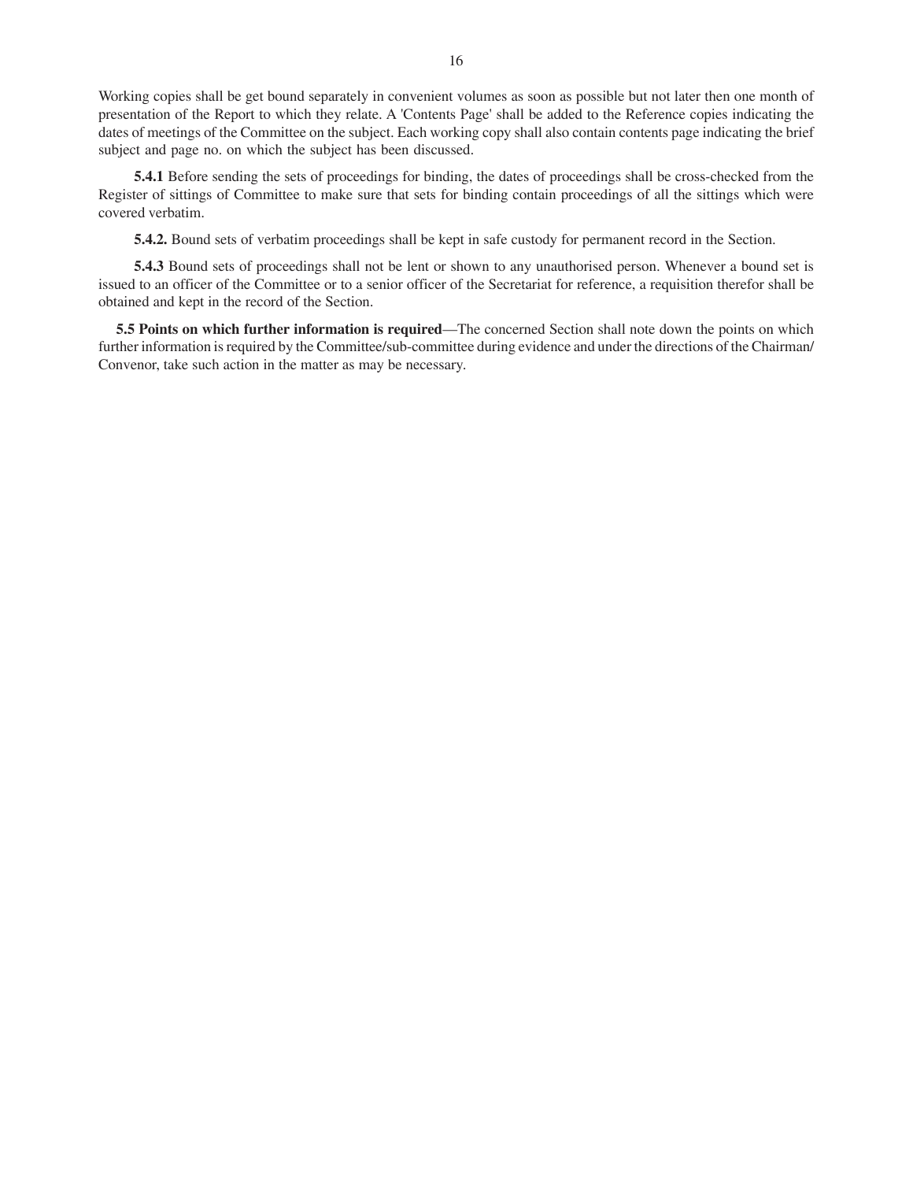Working copies shall be get bound separately in convenient volumes as soon as possible but not later then one month of presentation of the Report to which they relate. A 'Contents Page' shall be added to the Reference copies indicating the dates of meetings of the Committee on the subject. Each working copy shall also contain contents page indicating the brief subject and page no. on which the subject has been discussed.

**5.4.1** Before sending the sets of proceedings for binding, the dates of proceedings shall be cross-checked from the Register of sittings of Committee to make sure that sets for binding contain proceedings of all the sittings which were covered verbatim.

**5.4.2.** Bound sets of verbatim proceedings shall be kept in safe custody for permanent record in the Section.

**5.4.3** Bound sets of proceedings shall not be lent or shown to any unauthorised person. Whenever a bound set is issued to an officer of the Committee or to a senior officer of the Secretariat for reference, a requisition therefor shall be obtained and kept in the record of the Section.

**5.5 Points on which further information is required**—The concerned Section shall note down the points on which further information is required by the Committee/sub-committee during evidence and under the directions of the Chairman/ Convenor, take such action in the matter as may be necessary.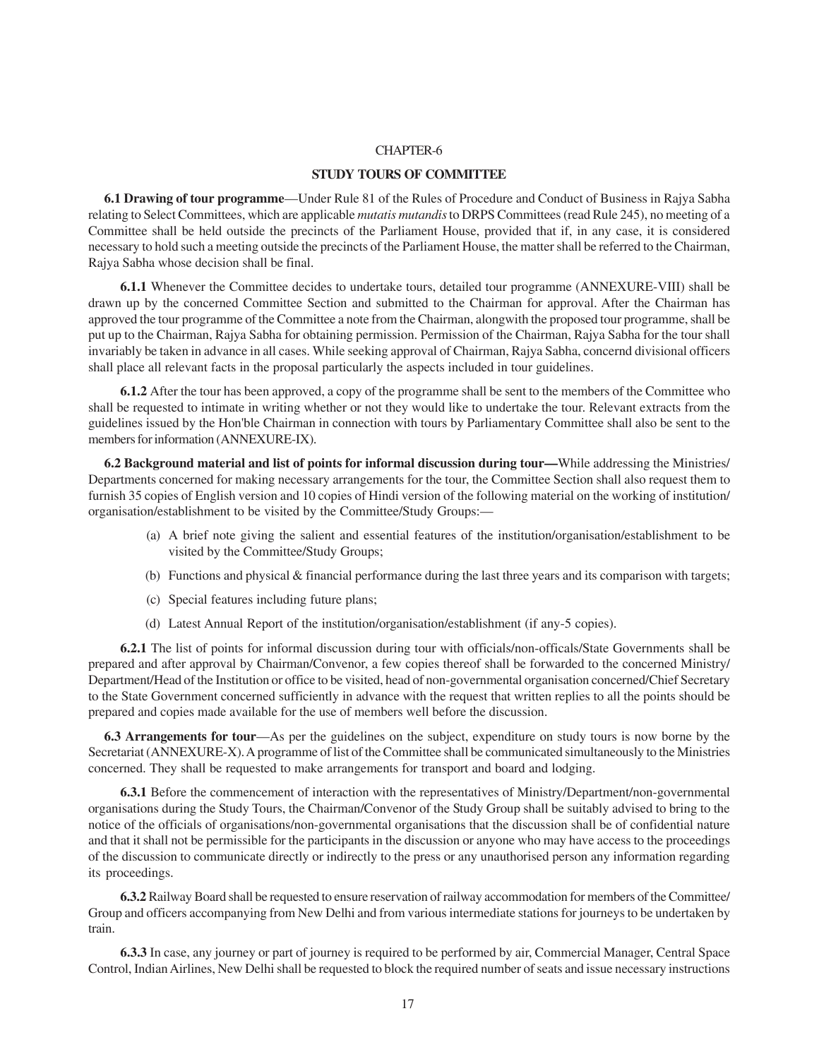# CHAPTER-6

## STUDY TOURS OF COMMITTEE

**6.1 Drawing of tour programme**—Under Rule 81 of the Rules of Procedure and Conduct of Business in Rajya Sabha relating to Select Committees, which are applicable *mutatis mutandis* to DRPS Committees (read Rule 245), no meeting of a Committee shall be held outside the precincts of the Parliament House, provided that if, in any case, it is considered necessary to hold such a meeting outside the precincts of the Parliament House, the matter shall be referred to the Chairman, Rajya Sabha whose decision shall be final.

**6.1.1** Whenever the Committee decides to undertake tours, detailed tour programme (ANNEXURE-VIII) shall be drawn up by the concerned Committee Section and submitted to the Chairman for approval. After the Chairman has approved the tour programme of the Committee a note from the Chairman, alongwith the proposed tour programme, shall be put up to the Chairman, Rajya Sabha for obtaining permission. Permission of the Chairman, Rajya Sabha for the tour shall invariably be taken in advance in all cases. While seeking approval of Chairman, Rajya Sabha, concernd divisional officers shall place all relevant facts in the proposal particularly the aspects included in tour guidelines.

**6.1.2** After the tour has been approved, a copy of the programme shall be sent to the members of the Committee who shall be requested to intimate in writing whether or not they would like to undertake the tour. Relevant extracts from the guidelines issued by the Hon'ble Chairman in connection with tours by Parliamentary Committee shall also be sent to the members for information (ANNEXURE-IX).

**6.2 Background material and list of points for informal discussion during tour—**While addressing the Ministries/ Departments concerned for making necessary arrangements for the tour, the Committee Section shall also request them to furnish 35 copies of English version and 10 copies of Hindi version of the following material on the working of institution/ organisation/establishment to be visited by the Committee/Study Groups:—

(a) A brief note giving the salient and essential features of the institution/organisation/establishment to be visited by the Committee/Study Groups;

(b) Functions and physical & financial performance during the last three years and its comparison with targets;

(c) Special features including future plans;

(d) Latest Annual Report of the institution/organisation/establishment (if any-5 copies).

**6.2.1** The list of points for informal discussion during tour with officials/non-offícals/State Governments shall be prepared and after approval by Chairman/Convenor, a few copies thereof shall be forwarded to the concerned Ministry/ Department/Head of the Institution or office to be visited, head of non-governmental organisation concerned/Chief Secretary to the State Government concerned sufficiently in advance with the request that written replies to all the points should be prepared and copies made available for the use of members well before the discussion.

**6.3 Arrangements for tour**—As per the guidelines on the subject, expenditure on study tours is now borne by the Secretariat (ANNEXURE-X). A programme of list of the Committee shall be communicated simultaneously to the Ministries concerned. They shall be requested to make arrangements for transport and board and lodging.

**6.3.1** Before the commencement of interaction with the representatives of Ministry/Department/non-governmental organisations during the Study Tours, the Chairman/Convenor of the Study Group shall be suitably advised to bring to the notice of the officials of organisations/non-governmental organisations that the discussion shall be of confidential nature and that it shall not be permissible for the participants in the discussion or anyone who may have access to the proceedings of the discussion to communicate directly or indirectly to the press or any unauthorised person any information regarding its proceedings.

**6.3.2** Railway Board shall be requested to ensure reservation of railway accommodation for members of the Committee/ Group and officers accompanying from New Delhi and from various intermediate stations for journeys to be undertaken by train.

**6.3.3** In case, any journey or part of journey is required to be performed by air, Commercial Manager, Central Space Control, Indian Airlines, New Delhi shall be requested to block the required number of seats and issue necessary instructions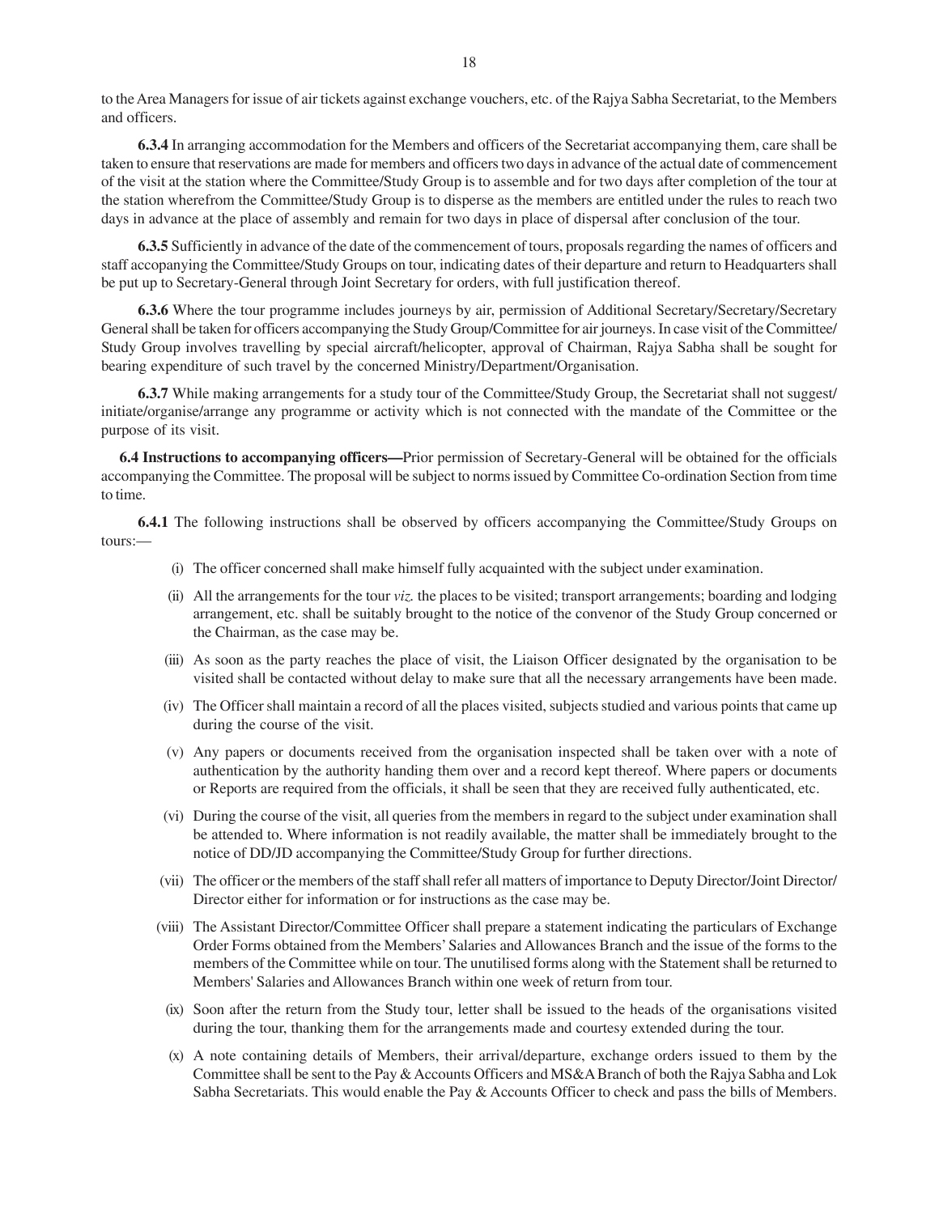to the Area Managers for issue of air tickets against exchange vouchers, etc. of the Rajya Sabha Secretariat, to the Members and officers.

**6.3.4** In arranging accommodation for the Members and officers of the Secretariat accompanying them, care shall be taken to ensure that reservations are made for members and officers two days in advance of the actual date of commencement of the visit at the station where the Committee/Study Group is to assemble and for two days after completion of the tour at the station wherefrom the Committee/Study Group is to disperse as the members are entitled under the rules to reach two days in advance at the place of assembly and remain for two days in place of dispersal after conclusion of the tour.

**6.3.5** Sufficiently in advance of the date of the commencement of tours, proposals regarding the names of officers and staff accopanying the Committee/Study Groups on tour, indicating dates of their departure and return to Headquarters shall be put up to Secretary-General through Joint Secretary for orders, with full justification thereof.

**6.3.6** Where the tour programme includes journeys by air, permission of Additional Secretary/Secretary/Secretary General shall be taken for officers accompanying the Study Group/Committee for air journeys. In case visit of the Committee/ Study Group involves travelling by special aircraft/helicopter, approval of Chairman, Rajya Sabha shall be sought for bearing expenditure of such travel by the concerned Ministry/Department/Organisation.

**6.3.7** While making arrangements for a study tour of the Committee/Study Group, the Secretariat shall not suggest/ initiate/organise/arrange any programme or activity which is not connected with the mandate of the Committee or the purpose of its visit.

**6.4 Instructions to accompanying officers—**Prior permission of Secretary-General will be obtained for the officials accompanying the Committee. The proposal will be subject to norms issued by Committee Co-ordination Section from time to time.

**6.4.1** The following instructions shall be observed by officers accompanying the Committee/Study Groups on tours:—

(i) The officer concerned shall make himself fully acquainted with the subject under examination.

(ii) All the arrangements for the tour *viz.* the places to be visited; transport arrangements; boarding and lodging arrangement, etc. shall be suitably brought to the notice of the convenor of the Study Group concerned or the Chairman, as the case may be.

(iii) As soon as the party reaches the place of visit, the Liaison Officer designated by the organisation to be visited shall be contacted without delay to make sure that all the necessary arrangements have been made.

(iv) The Officer shall maintain a record of all the places visited, subjects studied and various points that came up during the course of the visit.

(v) Any papers or documents received from the organisation inspected shall be taken over with a note of authentication by the authority handing them over and a record kept thereof. Where papers or documents or Reports are required from the officials, it shall be seen that they are received fully authenticated, etc.

(vi) During the course of the visit, all queries from the members in regard to the subject under examination shall be attended to. Where information is not readily available, the matter shall be immediately brought to the notice of DD/JD accompanying the Committee/Study Group for further directions.

(vii) The officer or the members of the staff shall refer all matters of importance to Deputy Director/Joint Director/ Director either for information or for instructions as the case may be.

(viii) The Assistant Director/Committee Officer shall prepare a statement indicating the particulars of Exchange Order Forms obtained from the Members' Salaries and Allowances Branch and the issue of the forms to the members of the Committee while on tour. The unutilised forms along with the Statement shall be returned to Members' Salaries and Allowances Branch within one week of return from tour.

(ix) Soon after the return from the Study tour, letter shall be issued to the heads of the organisations visited during the tour, thanking them for the arrangements made and courtesy extended during the tour.

(x) A note containing details of Members, their arrival/departure, exchange orders issued to them by the Committee shall be sent to the Pay & Accounts Officers and MS&A Branch of both the Rajya Sabha and Lok Sabha Secretariats. This would enable the Pay & Accounts Officer to check and pass the bills of Members.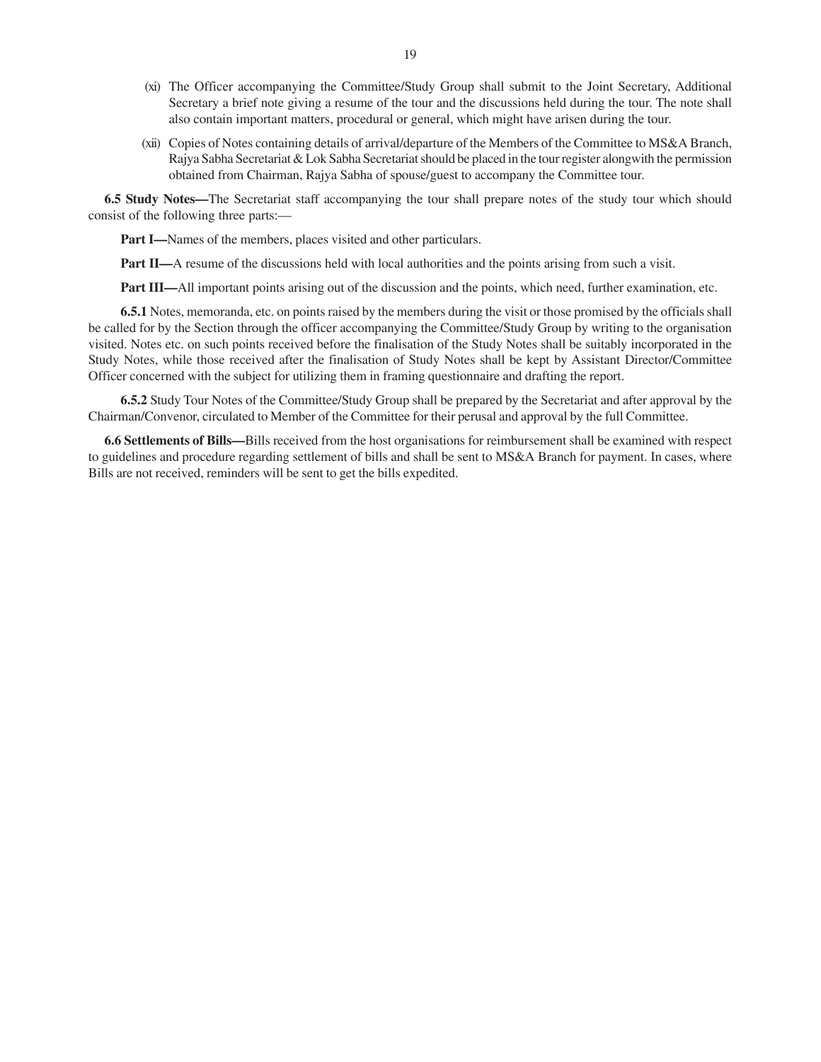(xi) The Officer accompanying the Committee/Study Group shall submit to the Joint Secretary, Additional Secretary a brief note giving a resume of the tour and the discussions held during the tour. The note shall also contain important matters, procedural or general, which might have arisen during the tour.

(xii) Copies of Notes containing details of arrival/departure of the Members of the Committee to MS&A Branch, Rajya Sabha Secretariat & Lok Sabha Secretariat should be placed in the tour register alongwith the permission obtained from Chairman, Rajya Sabha of spouse/guest to accompany the Committee tour.

**6.5 Study Notes—**The Secretariat staff accompanying the tour shall prepare notes of the study tour which should consist of the following three parts:—

**Part I—**Names of the members, places visited and other particulars.

**Part II—**A resume of the discussions held with local authorities and the points arising from such a visit.

**Part III—**All important points arising out of the discussion and the points, which need, further examination, etc.

**6.5.1** Notes, memoranda, etc. on points raised by the members during the visit or those promised by the officials shall be called for by the Section through the officer accompanying the Committee/Study Group by writing to the organisation visited. Notes etc. on such points received before the finalisation of the Study Notes shall be suitably incorporated in the Study Notes, while those received after the finalisation of Study Notes shall be kept by Assistant Director/Committee Officer concerned with the subject for utilizing them in framing questionnaire and drafting the report.

**6.5.2** Study Tour Notes of the Committee/Study Group shall be prepared by the Secretariat and after approval by the Chairman/Convenor, circulated to Member of the Committee for their perusal and approval by the full Committee.

**6.6 Settlements of Bills—**Bills received from the host organisations for reimbursement shall be examined with respect to guidelines and procedure regarding settlement of bills and shall be sent to MS&A Branch for payment. In cases, where Bills are not received, reminders will be sent to get the bills expedited.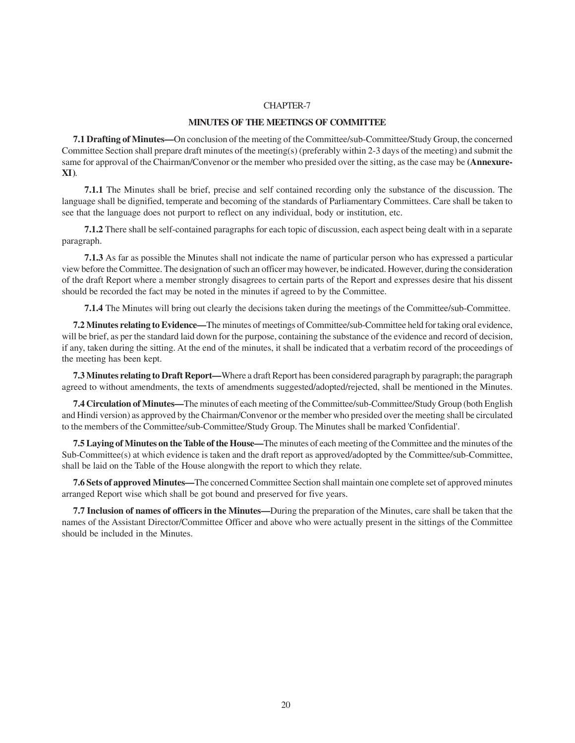CHAPTER-7

## MINUTES OF THE MEETINGS OF COMMITTEE

**7.1 Drafting of Minutes—**On conclusion of the meeting of the Committee/sub-Committee/Study Group, the concerned Committee Section shall prepare draft minutes of the meeting(s) (preferably within 2-3 days of the meeting) and submit the same for approval of the Chairman/Convenor or the member who presided over the sitting, as the case may be **(Annexure-XI)**.

**7.1.1** The Minutes shall be brief, precise and self contained recording only the substance of the discussion. The language shall be dignified, temperate and becoming of the standards of Parliamentary Committees. Care shall be taken to see that the language does not purport to reflect on any individual, body or institution, etc.

**7.1.2** There shall be self-contained paragraphs for each topic of discussion, each aspect being dealt with in a separate paragraph.

**7.1.3** As far as possible the Minutes shall not indicate the name of particular person who has expressed a particular view before the Committee. The designation of such an officer may however, be indicated. However, during the consideration of the draft Report where a member strongly disagrees to certain parts of the Report and expresses desire that his dissent should be recorded the fact may be noted in the minutes if agreed to by the Committee.

**7.1.4** The Minutes will bring out clearly the decisions taken during the meetings of the Committee/sub-Committee.

**7.2 Minutes relating to Evidence—**The minutes of meetings of Committee/sub-Committee held for taking oral evidence, will be brief, as per the standard laid down for the purpose, containing the substance of the evidence and record of decision, if any, taken during the sitting. At the end of the minutes, it shall be indicated that a verbatim record of the proceedings of the meeting has been kept.

**7.3 Minutes relating to Draft Report—**Where a draft Report has been considered paragraph by paragraph; the paragraph agreed to without amendments, the texts of amendments suggested/adopted/rejected, shall be mentioned in the Minutes.

**7.4 Circulation of Minutes—**The minutes of each meeting of the Committee/sub-Committee/Study Group (both English and Hindi version) as approved by the Chairman/Convenor or the member who presided over the meeting shall be circulated to the members of the Committee/sub-Committee/Study Group. The Minutes shall be marked 'Confidential'.

**7.5 Laying of Minutes on the Table of the House—**The minutes of each meeting of the Committee and the minutes of the Sub-Committee(s) at which evidence is taken and the draft report as approved/adopted by the Committee/sub-Committee, shall be laid on the Table of the House alongwith the report to which they relate.

**7.6 Sets of approved Minutes—**The concerned Committee Section shall maintain one complete set of approved minutes arranged Report wise which shall be got bound and preserved for five years.

**7.7 Inclusion of names of officers in the Minutes—**During the preparation of the Minutes, care shall be taken that the names of the Assistant Director/Committee Officer and above who were actually present in the sittings of the Committee should be included in the Minutes.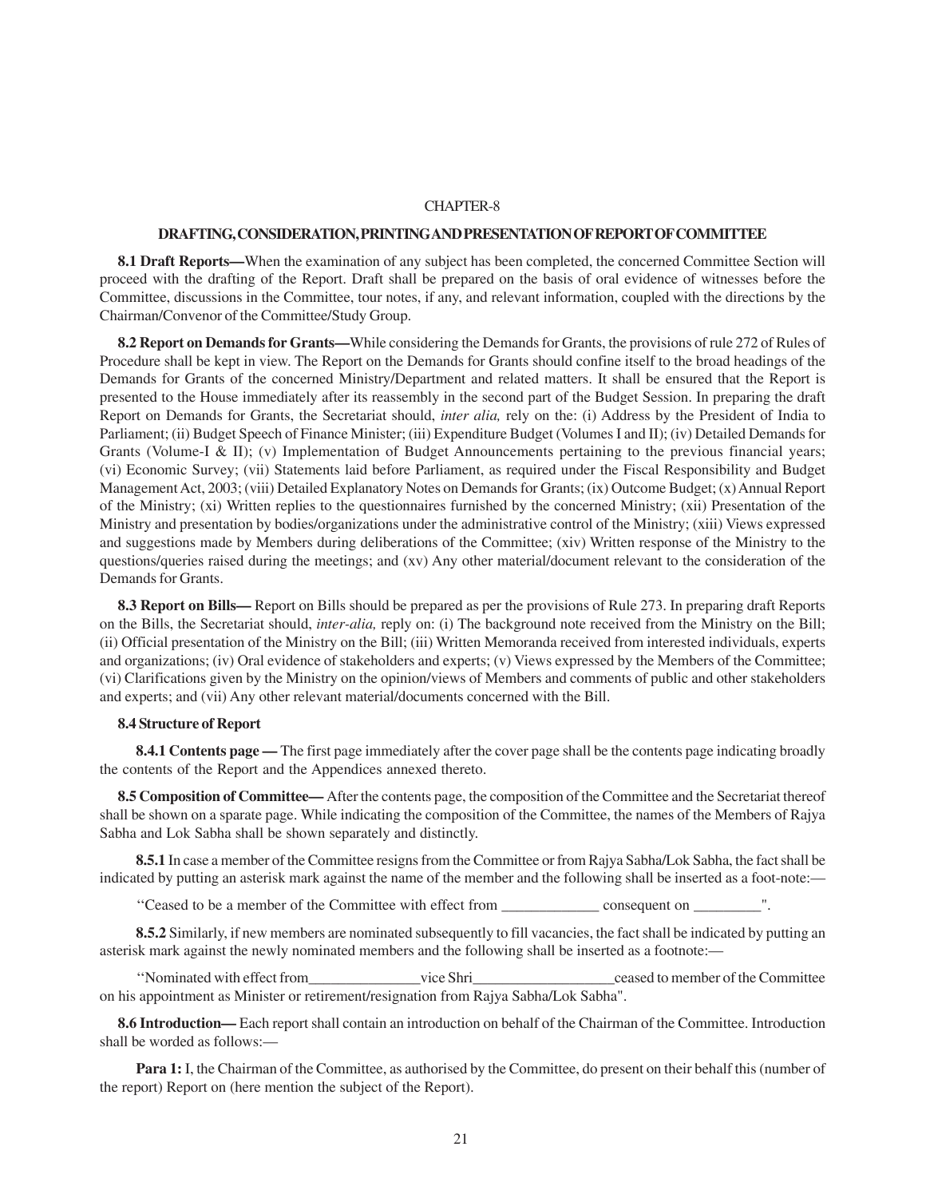# CHAPTER-8

## DRAFTING, CONSIDERATION, PRINTING AND PRESENTATION OF REPORT OF COMMITTEE

**8.1 Draft Reports—**When the examination of any subject has been completed, the concerned Committee Section will proceed with the drafting of the Report. Draft shall be prepared on the basis of oral evidence of witnesses before the Committee, discussions in the Committee, tour notes, if any, and relevant information, coupled with the directions by the Chairman/Convenor of the Committee/Study Group.

**8.2 Report on Demands for Grants—**While considering the Demands for Grants, the provisions of rule 272 of Rules of Procedure shall be kept in view. The Report on the Demands for Grants should confine itself to the broad headings of the Demands for Grants of the concerned Ministry/Department and related matters. It shall be ensured that the Report is presented to the House immediately after its reassembly in the second part of the Budget Session. In preparing the draft Report on Demands for Grants, the Secretariat should, *inter alia,* rely on the: (i) Address by the President of India to Parliament; (ii) Budget Speech of Finance Minister; (iii) Expenditure Budget (Volumes I and II); (iv) Detailed Demands for Grants (Volume-I & II); (v) Implementation of Budget Announcements pertaining to the previous financial years; (vi) Economic Survey; (vii) Statements laid before Parliament, as required under the Fiscal Responsibility and Budget Management Act, 2003; (viii) Detailed Explanatory Notes on Demands for Grants; (ix) Outcome Budget; (x) Annual Report of the Ministry; (xi) Written replies to the questionnaires furnished by the concerned Ministry; (xii) Presentation of the Ministry and presentation by bodies/organizations under the administrative control of the Ministry; (xiii) Views expressed and suggestions made by Members during deliberations of the Committee; (xiv) Written response of the Ministry to the questions/queries raised during the meetings; and (xv) Any other material/document relevant to the consideration of the Demands for Grants.

**8.3 Report on Bills—** Report on Bills should be prepared as per the provisions of Rule 273. In preparing draft Reports on the Bills, the Secretariat should, *inter-alia,* reply on: (i) The background note received from the Ministry on the Bill; (ii) Official presentation of the Ministry on the Bill; (iii) Written Memoranda received from interested individuals, experts and organizations; (iv) Oral evidence of stakeholders and experts; (v) Views expressed by the Members of the Committee; (vi) Clarifications given by the Ministry on the opinion/views of Members and comments of public and other stakeholders and experts; and (vii) Any other relevant material/documents concerned with the Bill.

**8.4 Structure of Report**

**8.4.1 Contents page —** The first page immediately after the cover page shall be the contents page indicating broadly the contents of the Report and the Appendices annexed thereto.

**8.5 Composition of Committee—** After the contents page, the composition of the Committee and the Secretariat thereof shall be shown on a sparate page. While indicating the composition of the Committee, the names of the Members of Rajya Sabha and Lok Sabha shall be shown separately and distinctly.

**8.5.1** In case a member of the Committee resigns from the Committee or from Rajya Sabha/Lok Sabha, the fact shall be indicated by putting an asterisk mark against the name of the member and the following shall be inserted as a foot-note:—

''Ceased to be a member of the Committee with effect from _____________ consequent on _________".

**8.5.2** Similarly, if new members are nominated subsequently to fill vacancies, the fact shall be indicated by putting an asterisk mark against the newly nominated members and the following shall be inserted as a footnote:—

''Nominated with effect from_______________vice Shri___________________ceased to member of the Committee on his appointment as Minister or retirement/resignation from Rajya Sabha/Lok Sabha".

**8.6 Introduction—** Each report shall contain an introduction on behalf of the Chairman of the Committee. Introduction shall be worded as follows:—

**Para 1:** I, the Chairman of the Committee, as authorised by the Committee, do present on their behalf this (number of the report) Report on (here mention the subject of the Report).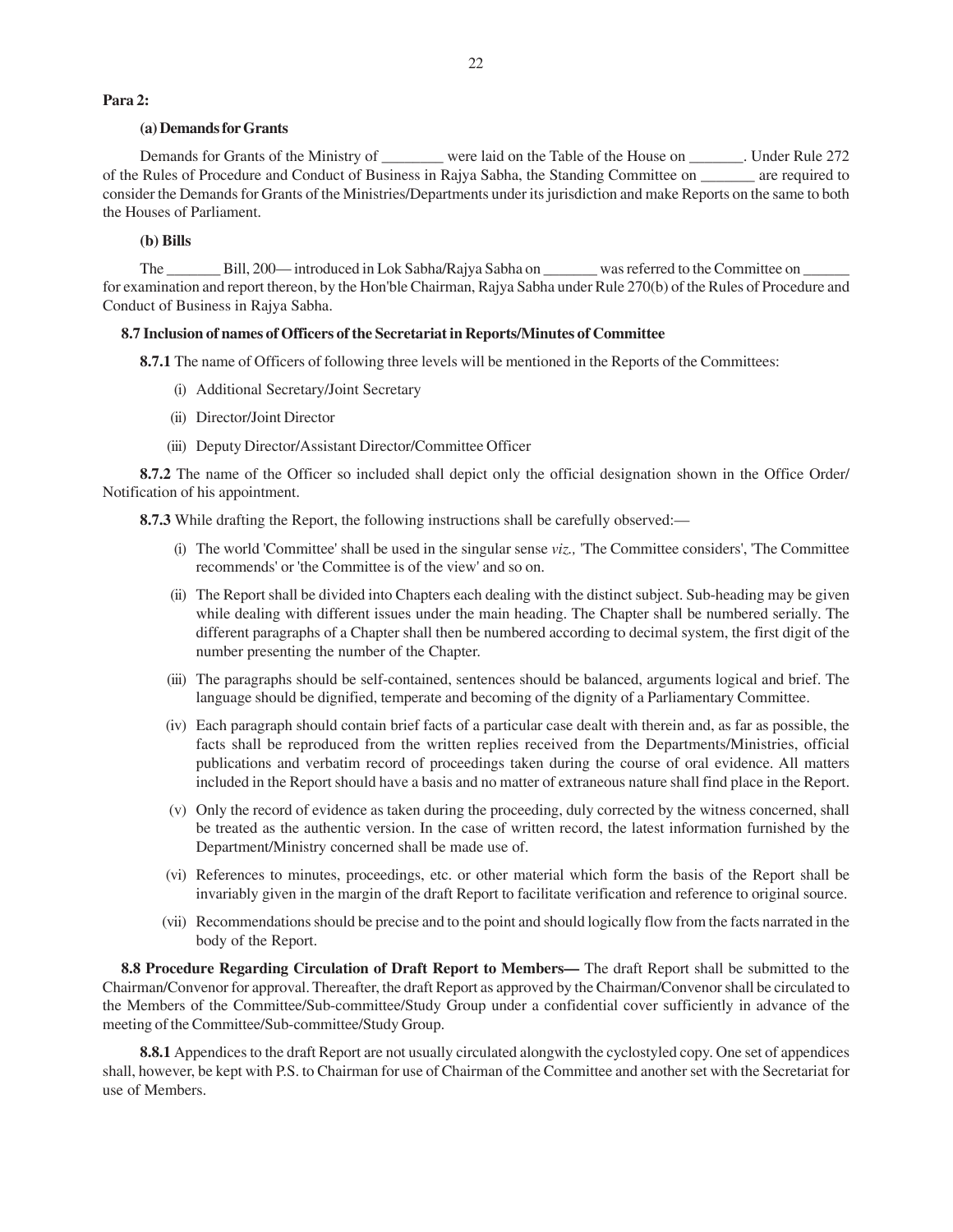**Para 2:**

**(a) Demands for Grants**

Demands for Grants of the Ministry of ________ were laid on the Table of the House on _______. Under Rule 272 of the Rules of Procedure and Conduct of Business in Rajya Sabha, the Standing Committee on _______ are required to consider the Demands for Grants of the Ministries/Departments under its jurisdiction and make Reports on the same to both the Houses of Parliament.

**(b) Bills**

The _______ Bill, 200— introduced in Lok Sabha/Rajya Sabha on _______ was referred to the Committee on ______ for examination and report thereon, by the Hon'ble Chairman, Rajya Sabha under Rule 270(b) of the Rules of Procedure and Conduct of Business in Rajya Sabha.

**8.7 Inclusion of names of Officers of the Secretariat in Reports/Minutes of Committee**

**8.7.1** The name of Officers of following three levels will be mentioned in the Reports of the Committees:

(i) Additional Secretary/Joint Secretary

(ii) Director/Joint Director

(iii) Deputy Director/Assistant Director/Committee Officer

**8.7.2** The name of the Officer so included shall depict only the official designation shown in the Office Order/ Notification of his appointment.

**8.7.3** While drafting the Report, the following instructions shall be carefully observed:—

(i) The world 'Committee' shall be used in the singular sense *viz.,* 'The Committee considers', 'The Committee recommends' or 'the Committee is of the view' and so on.

(ii) The Report shall be divided into Chapters each dealing with the distinct subject. Sub-heading may be given while dealing with different issues under the main heading. The Chapter shall be numbered serially. The different paragraphs of a Chapter shall then be numbered according to decimal system, the first digit of the number presenting the number of the Chapter.

(iii) The paragraphs should be self-contained, sentences should be balanced, arguments logical and brief. The language should be dignified, temperate and becoming of the dignity of a Parliamentary Committee.

(iv) Each paragraph should contain brief facts of a particular case dealt with therein and, as far as possible, the facts shall be reproduced from the written replies received from the Departments/Ministries, official publications and verbatim record of proceedings taken during the course of oral evidence. All matters included in the Report should have a basis and no matter of extraneous nature shall find place in the Report.

(v) Only the record of evidence as taken during the proceeding, duly corrected by the witness concerned, shall be treated as the authentic version. In the case of written record, the latest information furnished by the Department/Ministry concerned shall be made use of.

(vi) References to minutes, proceedings, etc. or other material which form the basis of the Report shall be invariably given in the margin of the draft Report to facilitate verification and reference to original source.

(vii) Recommendations should be precise and to the point and should logically flow from the facts narrated in the body of the Report.

**8.8 Procedure Regarding Circulation of Draft Report to Members—** The draft Report shall be submitted to the Chairman/Convenor for approval. Thereafter, the draft Report as approved by the Chairman/Convenor shall be circulated to the Members of the Committee/Sub-committee/Study Group under a confidential cover sufficiently in advance of the meeting of the Committee/Sub-committee/Study Group.

**8.8.1** Appendices to the draft Report are not usually circulated alongwith the cyclostyled copy. One set of appendices shall, however, be kept with P.S. to Chairman for use of Chairman of the Committee and another set with the Secretariat for use of Members.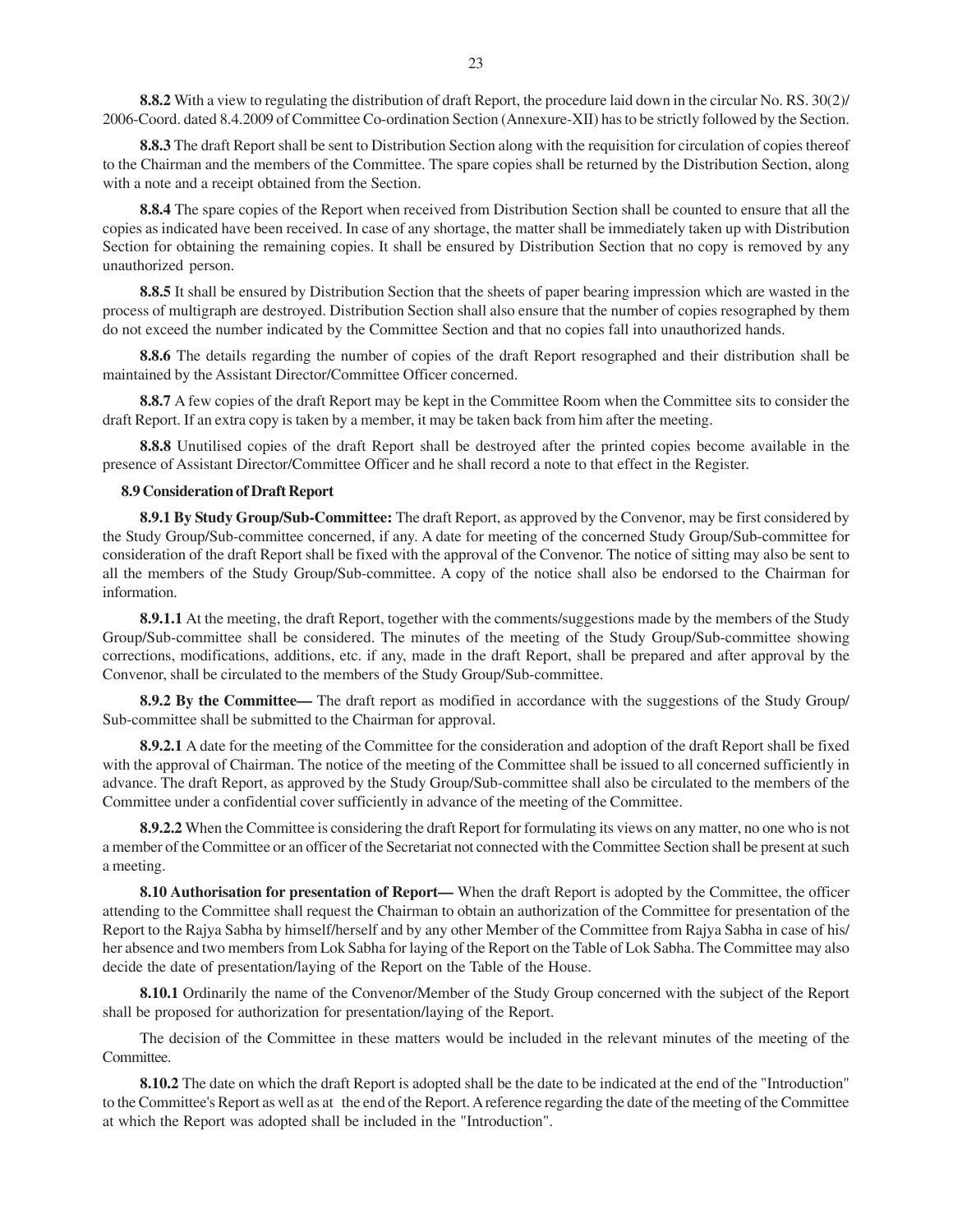**8.8.2** With a view to regulating the distribution of draft Report, the procedure laid down in the circular No. RS. 30(2)/ 2006-Coord. dated 8.4.2009 of Committee Co-ordination Section (Annexure-XII) has to be strictly followed by the Section.

**8.8.3** The draft Report shall be sent to Distribution Section along with the requisition for circulation of copies thereof to the Chairman and the members of the Committee. The spare copies shall be returned by the Distribution Section, along with a note and a receipt obtained from the Section.

**8.8.4** The spare copies of the Report when received from Distribution Section shall be counted to ensure that all the copies as indicated have been received. In case of any shortage, the matter shall be immediately taken up with Distribution Section for obtaining the remaining copies. It shall be ensured by Distribution Section that no copy is removed by any unauthorized person.

**8.8.5** It shall be ensured by Distribution Section that the sheets of paper bearing impression which are wasted in the process of multigraph are destroyed. Distribution Section shall also ensure that the number of copies resographed by them do not exceed the number indicated by the Committee Section and that no copies fall into unauthorized hands.

**8.8.6** The details regarding the number of copies of the draft Report resographed and their distribution shall be maintained by the Assistant Director/Committee Officer concerned.

**8.8.7** A few copies of the draft Report may be kept in the Committee Room when the Committee sits to consider the draft Report. If an extra copy is taken by a member, it may be taken back from him after the meeting.

**8.8.8** Unutilised copies of the draft Report shall be destroyed after the printed copies become available in the presence of Assistant Director/Committee Officer and he shall record a note to that effect in the Register.

**8.9 Consideration of Draft Report**

**8.9.1 By Study Group/Sub-Committee:** The draft Report, as approved by the Convenor, may be first considered by the Study Group/Sub-committee concerned, if any. A date for meeting of the concerned Study Group/Sub-committee for consideration of the draft Report shall be fixed with the approval of the Convenor. The notice of sitting may also be sent to all the members of the Study Group/Sub-committee. A copy of the notice shall also be endorsed to the Chairman for information.

**8.9.1.1** At the meeting, the draft Report, together with the comments/suggestions made by the members of the Study Group/Sub-committee shall be considered. The minutes of the meeting of the Study Group/Sub-committee showing corrections, modifications, additions, etc. if any, made in the draft Report, shall be prepared and after approval by the Convenor, shall be circulated to the members of the Study Group/Sub-committee.

**8.9.2 By the Committee—** The draft report as modified in accordance with the suggestions of the Study Group/ Sub-committee shall be submitted to the Chairman for approval.

**8.9.2.1** A date for the meeting of the Committee for the consideration and adoption of the draft Report shall be fixed with the approval of Chairman. The notice of the meeting of the Committee shall be issued to all concerned sufficiently in advance. The draft Report, as approved by the Study Group/Sub-committee shall also be circulated to the members of the Committee under a confidential cover sufficiently in advance of the meeting of the Committee.

**8.9.2.2** When the Committee is considering the draft Report for formulating its views on any matter, no one who is not a member of the Committee or an officer of the Secretariat not connected with the Committee Section shall be present at such a meeting.

**8.10 Authorisation for presentation of Report—** When the draft Report is adopted by the Committee, the officer attending to the Committee shall request the Chairman to obtain an authorization of the Committee for presentation of the Report to the Rajya Sabha by himself/herself and by any other Member of the Committee from Rajya Sabha in case of his/ her absence and two members from Lok Sabha for laying of the Report on the Table of Lok Sabha. The Committee may also decide the date of presentation/laying of the Report on the Table of the House.

**8.10.1** Ordinarily the name of the Convenor/Member of the Study Group concerned with the subject of the Report shall be proposed for authorization for presentation/laying of the Report.

The decision of the Committee in these matters would be included in the relevant minutes of the meeting of the Committee.

**8.10.2** The date on which the draft Report is adopted shall be the date to be indicated at the end of the "Introduction" to the Committee's Report as well as at the end of the Report. A reference regarding the date of the meeting of the Committee at which the Report was adopted shall be included in the "Introduction".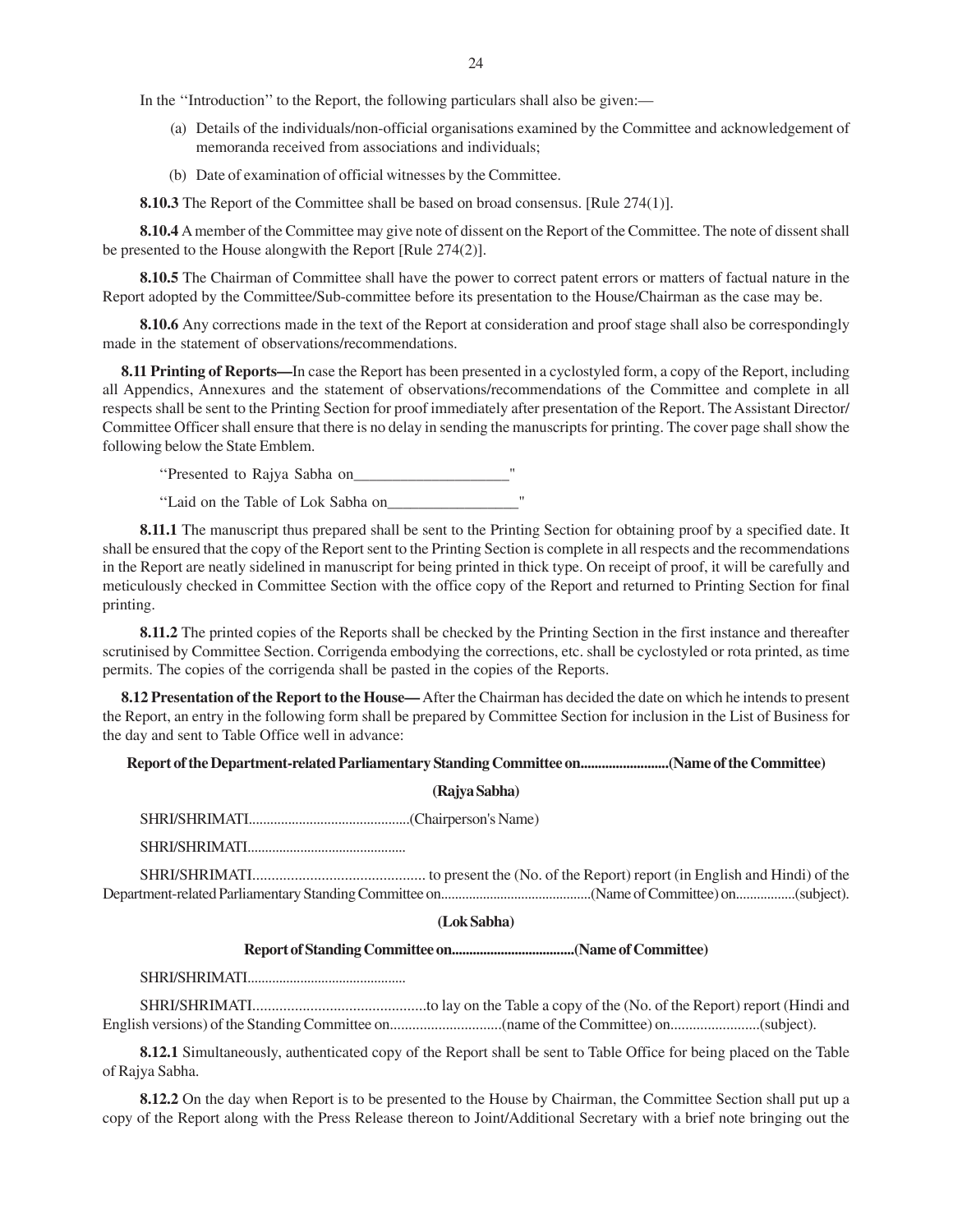In the ''Introduction'' to the Report, the following particulars shall also be given:—

(a) Details of the individuals/non-official organisations examined by the Committee and acknowledgement of memoranda received from associations and individuals;

(b) Date of examination of official witnesses by the Committee.

**8.10.3** The Report of the Committee shall be based on broad consensus. [Rule 274(1)].

**8.10.4** A member of the Committee may give note of dissent on the Report of the Committee. The note of dissent shall be presented to the House alongwith the Report [Rule 274(2)].

**8.10.5** The Chairman of Committee shall have the power to correct patent errors or matters of factual nature in the Report adopted by the Committee/Sub-committee before its presentation to the House/Chairman as the case may be.

**8.10.6** Any corrections made in the text of the Report at consideration and proof stage shall also be correspondingly made in the statement of observations/recommendations.

**8.11 Printing of Reports—**In case the Report has been presented in a cyclostyled form, a copy of the Report, including all Appendics, Annexures and the statement of observations/recommendations of the Committee and complete in all respects shall be sent to the Printing Section for proof immediately after presentation of the Report. The Assistant Director/ Committee Officer shall ensure that there is no delay in sending the manuscripts for printing. The cover page shall show the following below the State Emblem.

''Presented to Rajya Sabha on____________________"

''Laid on the Table of Lok Sabha on_________________"

**8.11.1** The manuscript thus prepared shall be sent to the Printing Section for obtaining proof by a specified date. It shall be ensured that the copy of the Report sent to the Printing Section is complete in all respects and the recommendations in the Report are neatly sidelined in manuscript for being printed in thick type. On receipt of proof, it will be carefully and meticulously checked in Committee Section with the office copy of the Report and returned to Printing Section for final printing.

**8.11.2** The printed copies of the Reports shall be checked by the Printing Section in the first instance and thereafter scrutinised by Committee Section. Corrigenda embodying the corrections, etc. shall be cyclostyled or rota printed, as time permits. The copies of the corrigenda shall be pasted in the copies of the Reports.

**8.12 Presentation of the Report to the House—** After the Chairman has decided the date on which he intends to present the Report, an entry in the following form shall be prepared by Committee Section for inclusion in the List of Business for the day and sent to Table Office well in advance:

**Report of the Department-related Parliamentary Standing Committee on.........................(Name of the Committee)**

**(Rajya Sabha)**

SHRI/SHRIMATI............................................(Chairperson's Name)

SHRI/SHRIMATI............................................

SHRI/SHRIMATI............................................ to present the (No. of the Report) report (in English and Hindi) of the Department-related Parliamentary Standing Committee on..........................................(Name of Committee) on................(subject).

**(Lok Sabha)**

**Report of Standing Committee on..................................(Name of Committee)**

SHRI/SHRIMATI............................................

SHRI/SHRIMATI............................................to lay on the Table a copy of the (No. of the Report) report (Hindi and English versions) of the Standing Committee on.............................(name of the Committee) on.......................(subject).

**8.12.1** Simultaneously, authenticated copy of the Report shall be sent to Table Office for being placed on the Table of Rajya Sabha.

**8.12.2** On the day when Report is to be presented to the House by Chairman, the Committee Section shall put up a copy of the Report along with the Press Release thereon to Joint/Additional Secretary with a brief note bringing out the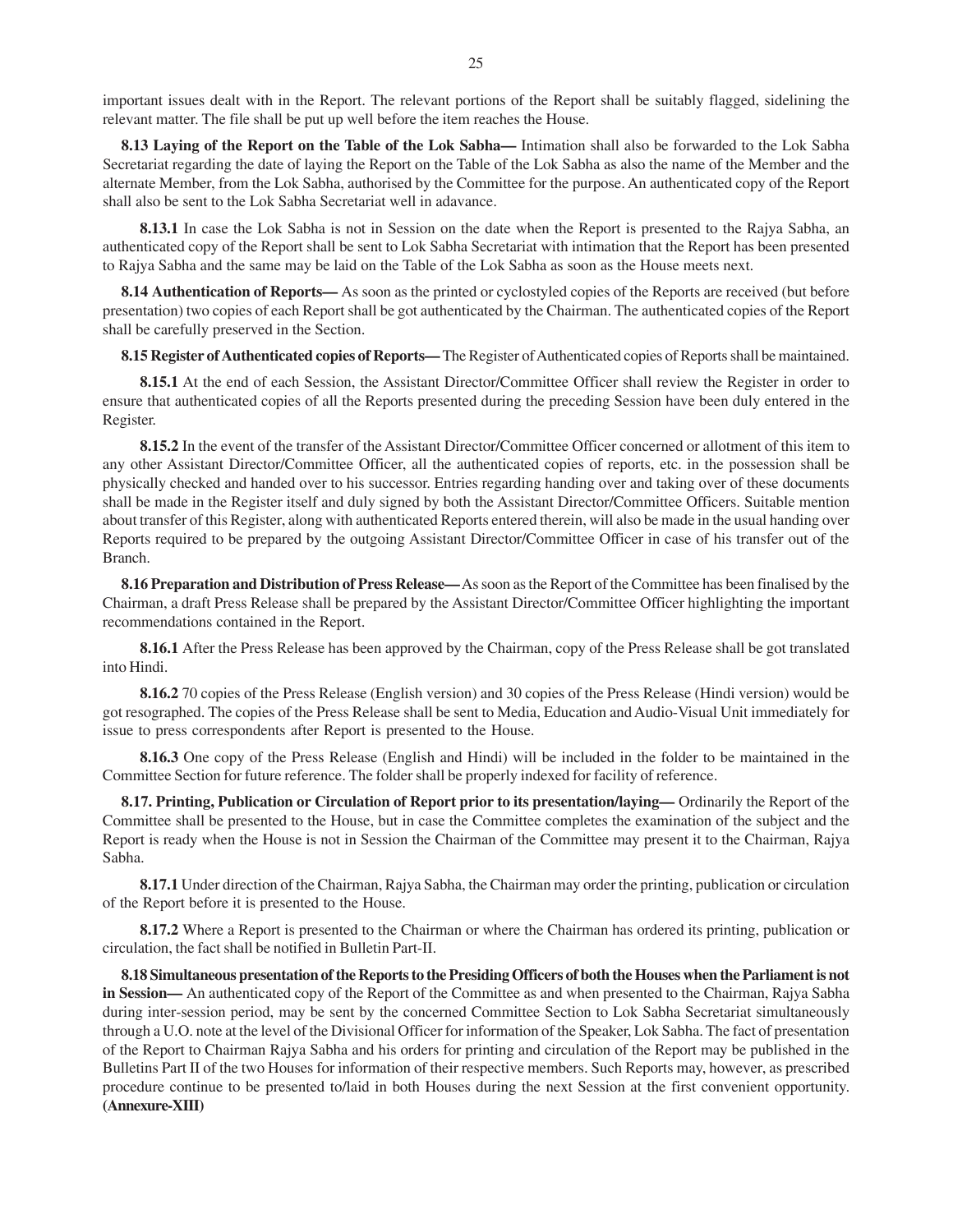important issues dealt with in the Report. The relevant portions of the Report shall be suitably flagged, sidelining the relevant matter. The file shall be put up well before the item reaches the House.

**8.13 Laying of the Report on the Table of the Lok Sabha—** Intimation shall also be forwarded to the Lok Sabha Secretariat regarding the date of laying the Report on the Table of the Lok Sabha as also the name of the Member and the alternate Member, from the Lok Sabha, authorised by the Committee for the purpose. An authenticated copy of the Report shall also be sent to the Lok Sabha Secretariat well in adavance.

**8.13.1** In case the Lok Sabha is not in Session on the date when the Report is presented to the Rajya Sabha, an authenticated copy of the Report shall be sent to Lok Sabha Secretariat with intimation that the Report has been presented to Rajya Sabha and the same may be laid on the Table of the Lok Sabha as soon as the House meets next.

**8.14 Authentication of Reports—** As soon as the printed or cyclostyled copies of the Reports are received (but before presentation) two copies of each Report shall be got authenticated by the Chairman. The authenticated copies of the Report shall be carefully preserved in the Section.

**8.15 Register of Authenticated copies of Reports—** The Register of Authenticated copies of Reports shall be maintained.

**8.15.1** At the end of each Session, the Assistant Director/Committee Officer shall review the Register in order to ensure that authenticated copies of all the Reports presented during the preceding Session have been duly entered in the Register.

**8.15.2** In the event of the transfer of the Assistant Director/Committee Officer concerned or allotment of this item to any other Assistant Director/Committee Officer, all the authenticated copies of reports, etc. in the possession shall be physically checked and handed over to his successor. Entries regarding handing over and taking over of these documents shall be made in the Register itself and duly signed by both the Assistant Director/Committee Officers. Suitable mention about transfer of this Register, along with authenticated Reports entered therein, will also be made in the usual handing over Reports required to be prepared by the outgoing Assistant Director/Committee Officer in case of his transfer out of the Branch.

**8.16 Preparation and Distribution of Press Release—** As soon as the Report of the Committee has been finalised by the Chairman, a draft Press Release shall be prepared by the Assistant Director/Committee Officer highlighting the important recommendations contained in the Report.

**8.16.1** After the Press Release has been approved by the Chairman, copy of the Press Release shall be got translated into Hindi.

**8.16.2** 70 copies of the Press Release (English version) and 30 copies of the Press Release (Hindi version) would be got resographed. The copies of the Press Release shall be sent to Media, Education and Audio-Visual Unit immediately for issue to press correspondents after Report is presented to the House.

**8.16.3** One copy of the Press Release (English and Hindi) will be included in the folder to be maintained in the Committee Section for future reference. The folder shall be properly indexed for facility of reference.

**8.17. Printing, Publication or Circulation of Report prior to its presentation/laying—** Ordinarily the Report of the Committee shall be presented to the House, but in case the Committee completes the examination of the subject and the Report is ready when the House is not in Session the Chairman of the Committee may present it to the Chairman, Rajya Sabha.

**8.17.1** Under direction of the Chairman, Rajya Sabha, the Chairman may order the printing, publication or circulation of the Report before it is presented to the House.

**8.17.2** Where a Report is presented to the Chairman or where the Chairman has ordered its printing, publication or circulation, the fact shall be notified in Bulletin Part-II.

**8.18 Simultaneous presentation of the Reports to the Presiding Officers of both the Houses when the Parliament is not in Session—** An authenticated copy of the Report of the Committee as and when presented to the Chairman, Rajya Sabha during inter-session period, may be sent by the concerned Committee Section to Lok Sabha Secretariat simultaneously through a U.O. note at the level of the Divisional Officer for information of the Speaker, Lok Sabha. The fact of presentation of the Report to Chairman Rajya Sabha and his orders for printing and circulation of the Report may be published in the Bulletins Part II of the two Houses for information of their respective members. Such Reports may, however, as prescribed procedure continue to be presented to/laid in both Houses during the next Session at the first convenient opportunity. **(Annexure-XIII)**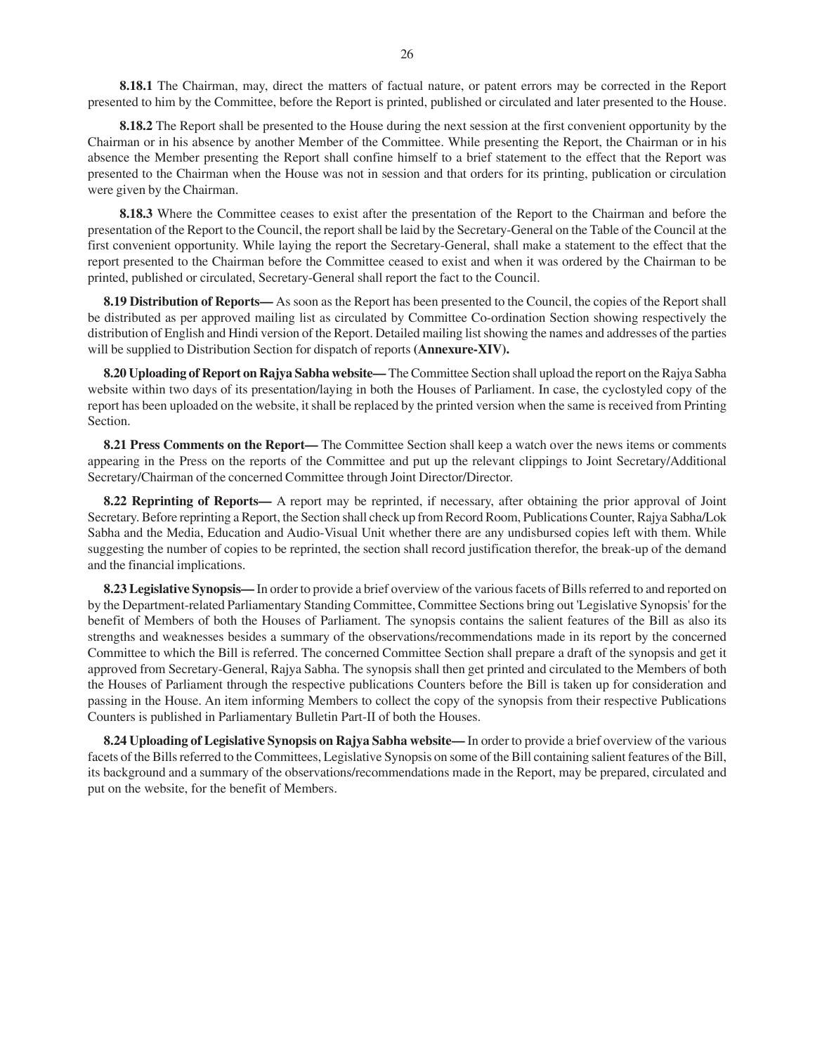**8.18.1** The Chairman, may, direct the matters of factual nature, or patent errors may be corrected in the Report presented to him by the Committee, before the Report is printed, published or circulated and later presented to the House.

**8.18.2** The Report shall be presented to the House during the next session at the first convenient opportunity by the Chairman or in his absence by another Member of the Committee. While presenting the Report, the Chairman or in his absence the Member presenting the Report shall confine himself to a brief statement to the effect that the Report was presented to the Chairman when the House was not in session and that orders for its printing, publication or circulation were given by the Chairman.

**8.18.3** Where the Committee ceases to exist after the presentation of the Report to the Chairman and before the presentation of the Report to the Council, the report shall be laid by the Secretary-General on the Table of the Council at the first convenient opportunity. While laying the report the Secretary-General, shall make a statement to the effect that the report presented to the Chairman before the Committee ceased to exist and when it was ordered by the Chairman to be printed, published or circulated, Secretary-General shall report the fact to the Council.

**8.19 Distribution of Reports—** As soon as the Report has been presented to the Council, the copies of the Report shall be distributed as per approved mailing list as circulated by Committee Co-ordination Section showing respectively the distribution of English and Hindi version of the Report. Detailed mailing list showing the names and addresses of the parties will be supplied to Distribution Section for dispatch of reports **(Annexure-XIV).**

**8.20 Uploading of Report on Rajya Sabha website—** The Committee Section shall upload the report on the Rajya Sabha website within two days of its presentation/laying in both the Houses of Parliament. In case, the cyclostyled copy of the report has been uploaded on the website, it shall be replaced by the printed version when the same is received from Printing Section.

**8.21 Press Comments on the Report—** The Committee Section shall keep a watch over the news items or comments appearing in the Press on the reports of the Committee and put up the relevant clippings to Joint Secretary/Additional Secretary/Chairman of the concerned Committee through Joint Director/Director.

**8.22 Reprinting of Reports—** A report may be reprinted, if necessary, after obtaining the prior approval of Joint Secretary. Before reprinting a Report, the Section shall check up from Record Room, Publications Counter, Rajya Sabha/Lok Sabha and the Media, Education and Audio-Visual Unit whether there are any undisbursed copies left with them. While suggesting the number of copies to be reprinted, the section shall record justification therefor, the break-up of the demand and the financial implications.

**8.23 Legislative Synopsis—** In order to provide a brief overview of the various facets of Bills referred to and reported on by the Department-related Parliamentary Standing Committee, Committee Sections bring out 'Legislative Synopsis' for the benefit of Members of both the Houses of Parliament. The synopsis contains the salient features of the Bill as also its strengths and weaknesses besides a summary of the observations/recommendations made in its report by the concerned Committee to which the Bill is referred. The concerned Committee Section shall prepare a draft of the synopsis and get it approved from Secretary-General, Rajya Sabha. The synopsis shall then get printed and circulated to the Members of both the Houses of Parliament through the respective publications Counters before the Bill is taken up for consideration and passing in the House. An item informing Members to collect the copy of the synopsis from their respective Publications Counters is published in Parliamentary Bulletin Part-II of both the Houses.

**8.24 Uploading of Legislative Synopsis on Rajya Sabha website—** In order to provide a brief overview of the various facets of the Bills referred to the Committees, Legislative Synopsis on some of the Bill containing salient features of the Bill, its background and a summary of the observations/recommendations made in the Report, may be prepared, circulated and put on the website, for the benefit of Members.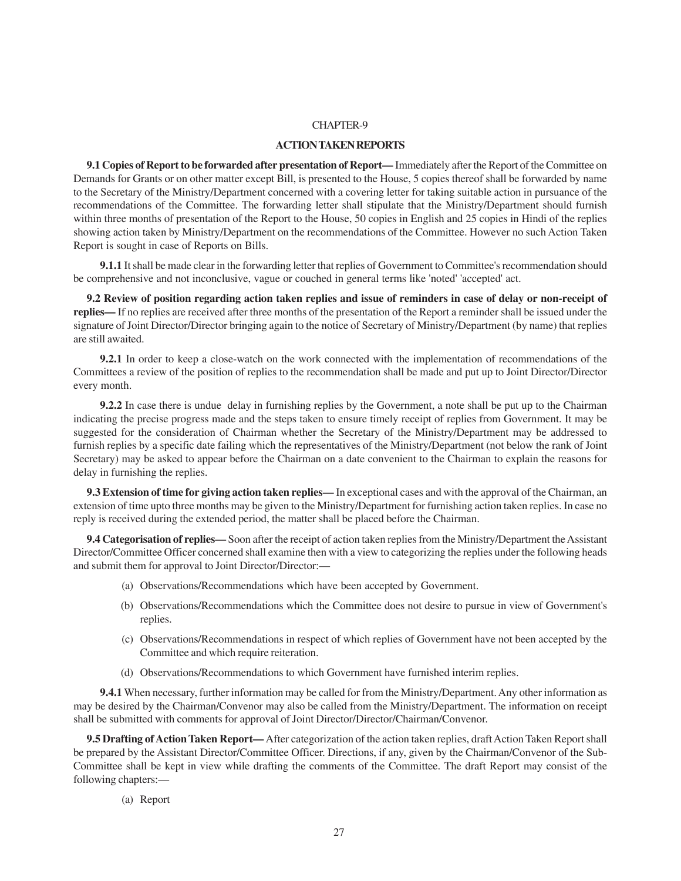# CHAPTER-9

## ACTION TAKEN REPORTS

**9.1 Copies of Report to be forwarded after presentation of Report—** Immediately after the Report of the Committee on Demands for Grants or on other matter except Bill, is presented to the House, 5 copies thereof shall be forwarded by name to the Secretary of the Ministry/Department concerned with a covering letter for taking suitable action in pursuance of the recommendations of the Committee. The forwarding letter shall stipulate that the Ministry/Department should furnish within three months of presentation of the Report to the House, 50 copies in English and 25 copies in Hindi of the replies showing action taken by Ministry/Department on the recommendations of the Committee. However no such Action Taken Report is sought in case of Reports on Bills.

**9.1.1** It shall be made clear in the forwarding letter that replies of Government to Committee's recommendation should be comprehensive and not inconclusive, vague or couched in general terms like 'noted' 'accepted' act.

**9.2 Review of position regarding action taken replies and issue of reminders in case of delay or non-receipt of replies—** If no replies are received after three months of the presentation of the Report a reminder shall be issued under the signature of Joint Director/Director bringing again to the notice of Secretary of Ministry/Department (by name) that replies are still awaited.

**9.2.1** In order to keep a close-watch on the work connected with the implementation of recommendations of the Committees a review of the position of replies to the recommendation shall be made and put up to Joint Director/Director every month.

**9.2.2** In case there is undue delay in furnishing replies by the Government, a note shall be put up to the Chairman indicating the precise progress made and the steps taken to ensure timely receipt of replies from Government. It may be suggested for the consideration of Chairman whether the Secretary of the Ministry/Department may be addressed to furnish replies by a specific date failing which the representatives of the Ministry/Department (not below the rank of Joint Secretary) may be asked to appear before the Chairman on a date convenient to the Chairman to explain the reasons for delay in furnishing the replies.

**9.3 Extension of time for giving action taken replies—** In exceptional cases and with the approval of the Chairman, an extension of time upto three months may be given to the Ministry/Department for furnishing action taken replies. In case no reply is received during the extended period, the matter shall be placed before the Chairman.

**9.4 Categorisation of replies—** Soon after the receipt of action taken replies from the Ministry/Department the Assistant Director/Committee Officer concerned shall examine then with a view to categorizing the replies under the following heads and submit them for approval to Joint Director/Director:—

(a) Observations/Recommendations which have been accepted by Government.

(b) Observations/Recommendations which the Committee does not desire to pursue in view of Government's replies.

(c) Observations/Recommendations in respect of which replies of Government have not been accepted by the Committee and which require reiteration.

(d) Observations/Recommendations to which Government have furnished interim replies.

**9.4.1** When necessary, further information may be called for from the Ministry/Department. Any other information as may be desired by the Chairman/Convenor may also be called from the Ministry/Department. The information on receipt shall be submitted with comments for approval of Joint Director/Director/Chairman/Convenor.

**9.5 Drafting of Action Taken Report—** After categorization of the action taken replies, draft Action Taken Report shall be prepared by the Assistant Director/Committee Officer. Directions, if any, given by the Chairman/Convenor of the Sub-Committee shall be kept in view while drafting the comments of the Committee. The draft Report may consist of the following chapters:—

(a) Report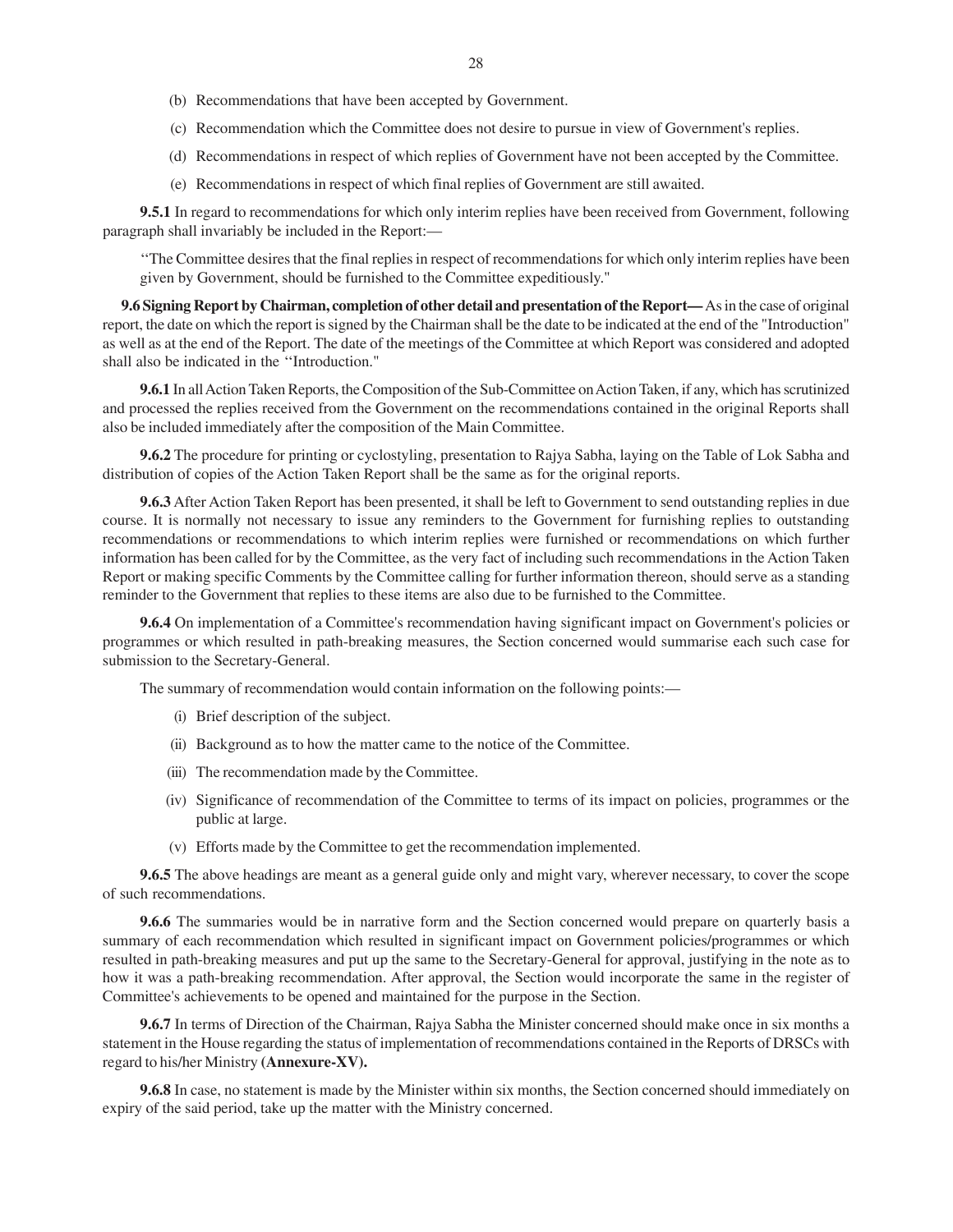(b) Recommendations that have been accepted by Government.

(c) Recommendation which the Committee does not desire to pursue in view of Government's replies.

(d) Recommendations in respect of which replies of Government have not been accepted by the Committee.

(e) Recommendations in respect of which final replies of Government are still awaited.

**9.5.1** In regard to recommendations for which only interim replies have been received from Government, following paragraph shall invariably be included in the Report:—

''The Committee desires that the final replies in respect of recommendations for which only interim replies have been given by Government, should be furnished to the Committee expeditiously."

**9.6 Signing Report by Chairman, completion of other detail and presentation of the Report—** As in the case of original report, the date on which the report is signed by the Chairman shall be the date to be indicated at the end of the "Introduction" as well as at the end of the Report. The date of the meetings of the Committee at which Report was considered and adopted shall also be indicated in the ''Introduction."

**9.6.1** In all Action Taken Reports, the Composition of the Sub-Committee on Action Taken, if any, which has scrutinized and processed the replies received from the Government on the recommendations contained in the original Reports shall also be included immediately after the composition of the Main Committee.

**9.6.2** The procedure for printing or cyclostyling, presentation to Rajya Sabha, laying on the Table of Lok Sabha and distribution of copies of the Action Taken Report shall be the same as for the original reports.

**9.6.3** After Action Taken Report has been presented, it shall be left to Government to send outstanding replies in due course. It is normally not necessary to issue any reminders to the Government for furnishing replies to outstanding recommendations or recommendations to which interim replies were furnished or recommendations on which further information has been called for by the Committee, as the very fact of including such recommendations in the Action Taken Report or making specific Comments by the Committee calling for further information thereon, should serve as a standing reminder to the Government that replies to these items are also due to be furnished to the Committee.

**9.6.4** On implementation of a Committee's recommendation having significant impact on Government's policies or programmes or which resulted in path-breaking measures, the Section concerned would summarise each such case for submission to the Secretary-General.

The summary of recommendation would contain information on the following points:—

(i) Brief description of the subject.

(ii) Background as to how the matter came to the notice of the Committee.

(iii) The recommendation made by the Committee.

(iv) Significance of recommendation of the Committee to terms of its impact on policies, programmes or the public at large.

(v) Efforts made by the Committee to get the recommendation implemented.

**9.6.5** The above headings are meant as a general guide only and might vary, wherever necessary, to cover the scope of such recommendations.

**9.6.6** The summaries would be in narrative form and the Section concerned would prepare on quarterly basis a summary of each recommendation which resulted in significant impact on Government policies/programmes or which resulted in path-breaking measures and put up the same to the Secretary-General for approval, justifying in the note as to how it was a path-breaking recommendation. After approval, the Section would incorporate the same in the register of Committee's achievements to be opened and maintained for the purpose in the Section.

**9.6.7** In terms of Direction of the Chairman, Rajya Sabha the Minister concerned should make once in six months a statement in the House regarding the status of implementation of recommendations contained in the Reports of DRSCs with regard to his/her Ministry **(Annexure-XV).**

**9.6.8** In case, no statement is made by the Minister within six months, the Section concerned should immediately on expiry of the said period, take up the matter with the Ministry concerned.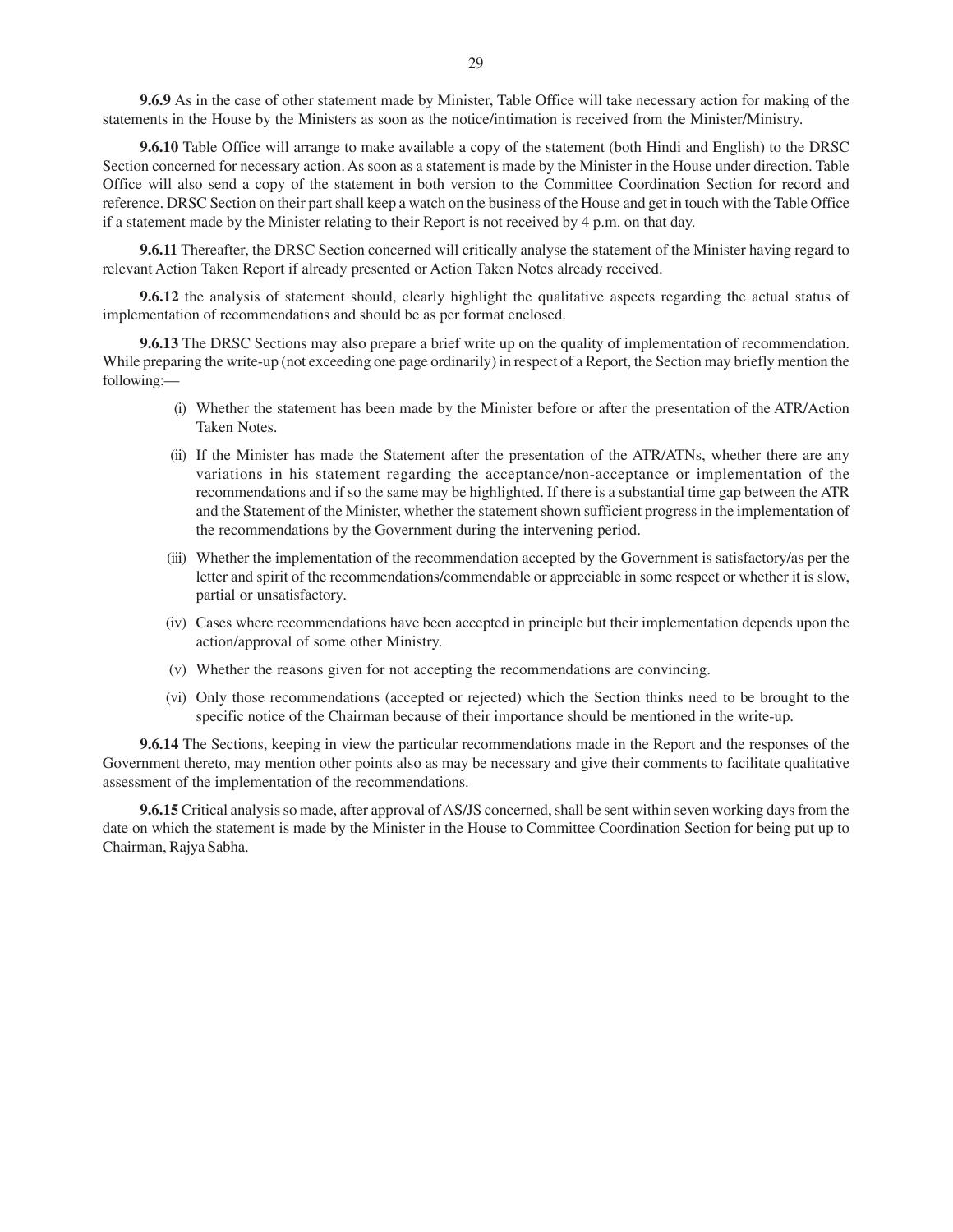**9.6.9** As in the case of other statement made by Minister, Table Office will take necessary action for making of the statements in the House by the Ministers as soon as the notice/intimation is received from the Minister/Ministry.

**9.6.10** Table Office will arrange to make available a copy of the statement (both Hindi and English) to the DRSC Section concerned for necessary action. As soon as a statement is made by the Minister in the House under direction. Table Office will also send a copy of the statement in both version to the Committee Coordination Section for record and reference. DRSC Section on their part shall keep a watch on the business of the House and get in touch with the Table Office if a statement made by the Minister relating to their Report is not received by 4 p.m. on that day.

**9.6.11** Thereafter, the DRSC Section concerned will critically analyse the statement of the Minister having regard to relevant Action Taken Report if already presented or Action Taken Notes already received.

**9.6.12** the analysis of statement should, clearly highlight the qualitative aspects regarding the actual status of implementation of recommendations and should be as per format enclosed.

**9.6.13** The DRSC Sections may also prepare a brief write up on the quality of implementation of recommendation. While preparing the write-up (not exceeding one page ordinarily) in respect of a Report, the Section may briefly mention the following:—

(i) Whether the statement has been made by the Minister before or after the presentation of the ATR/Action Taken Notes.

(ii) If the Minister has made the Statement after the presentation of the ATR/ATNs, whether there are any variations in his statement regarding the acceptance/non-acceptance or implementation of the recommendations and if so the same may be highlighted. If there is a substantial time gap between the ATR and the Statement of the Minister, whether the statement shown sufficient progress in the implementation of the recommendations by the Government during the intervening period.

(iii) Whether the implementation of the recommendation accepted by the Government is satisfactory/as per the letter and spirit of the recommendations/commendable or appreciable in some respect or whether it is slow, partial or unsatisfactory.

(iv) Cases where recommendations have been accepted in principle but their implementation depends upon the action/approval of some other Ministry.

(v) Whether the reasons given for not accepting the recommendations are convincing.

(vi) Only those recommendations (accepted or rejected) which the Section thinks need to be brought to the specific notice of the Chairman because of their importance should be mentioned in the write-up.

**9.6.14** The Sections, keeping in view the particular recommendations made in the Report and the responses of the Government thereto, may mention other points also as may be necessary and give their comments to facilitate qualitative assessment of the implementation of the recommendations.

**9.6.15** Critical analysis so made, after approval of AS/JS concerned, shall be sent within seven working days from the date on which the statement is made by the Minister in the House to Committee Coordination Section for being put up to Chairman, Rajya Sabha.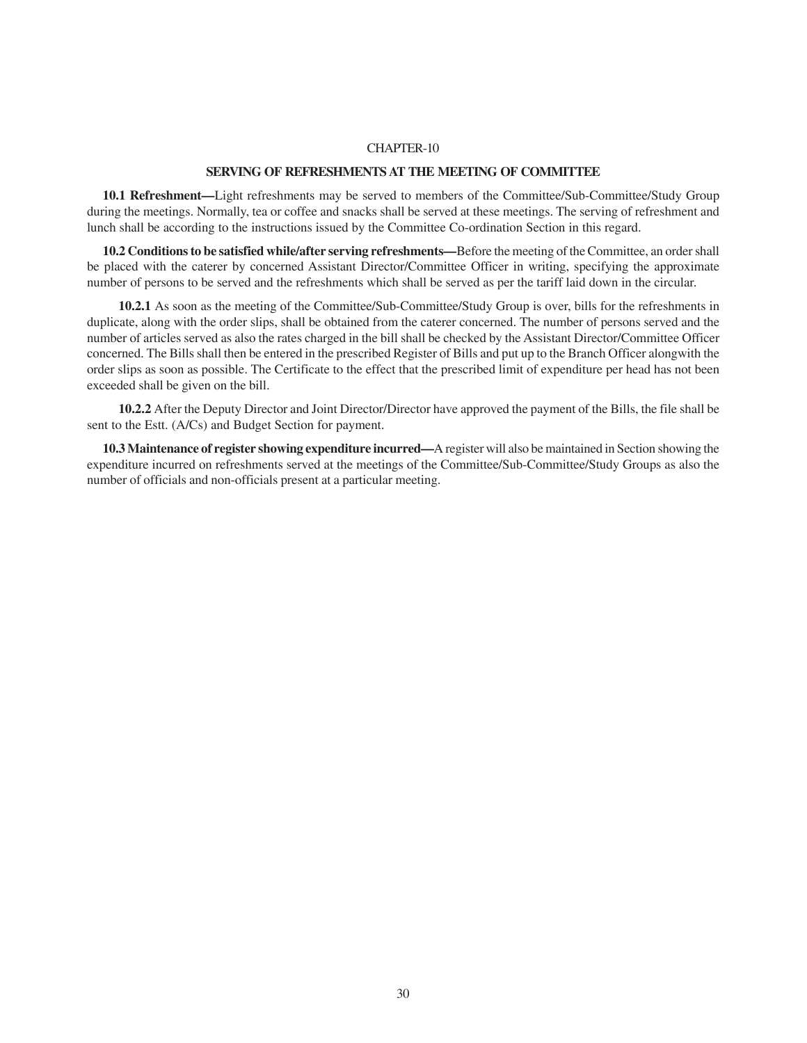CHAPTER-10

## SERVING OF REFRESHMENTS AT THE MEETING OF COMMITTEE

**10.1 Refreshment—**Light refreshments may be served to members of the Committee/Sub-Committee/Study Group during the meetings. Normally, tea or coffee and snacks shall be served at these meetings. The serving of refreshment and lunch shall be according to the instructions issued by the Committee Co-ordination Section in this regard.

**10.2 Conditions to be satisfied while/after serving refreshments—**Before the meeting of the Committee, an order shall be placed with the caterer by concerned Assistant Director/Committee Officer in writing, specifying the approximate number of persons to be served and the refreshments which shall be served as per the tariff laid down in the circular.

**10.2.1** As soon as the meeting of the Committee/Sub-Committee/Study Group is over, bills for the refreshments in duplicate, along with the order slips, shall be obtained from the caterer concerned. The number of persons served and the number of articles served as also the rates charged in the bill shall be checked by the Assistant Director/Committee Officer concerned. The Bills shall then be entered in the prescribed Register of Bills and put up to the Branch Officer alongwith the order slips as soon as possible. The Certificate to the effect that the prescribed limit of expenditure per head has not been exceeded shall be given on the bill.

**10.2.2** After the Deputy Director and Joint Director/Director have approved the payment of the Bills, the file shall be sent to the Estt. (A/Cs) and Budget Section for payment.

**10.3 Maintenance of register showing expenditure incurred—**A register will also be maintained in Section showing the expenditure incurred on refreshments served at the meetings of the Committee/Sub-Committee/Study Groups as also the number of officials and non-officials present at a particular meeting.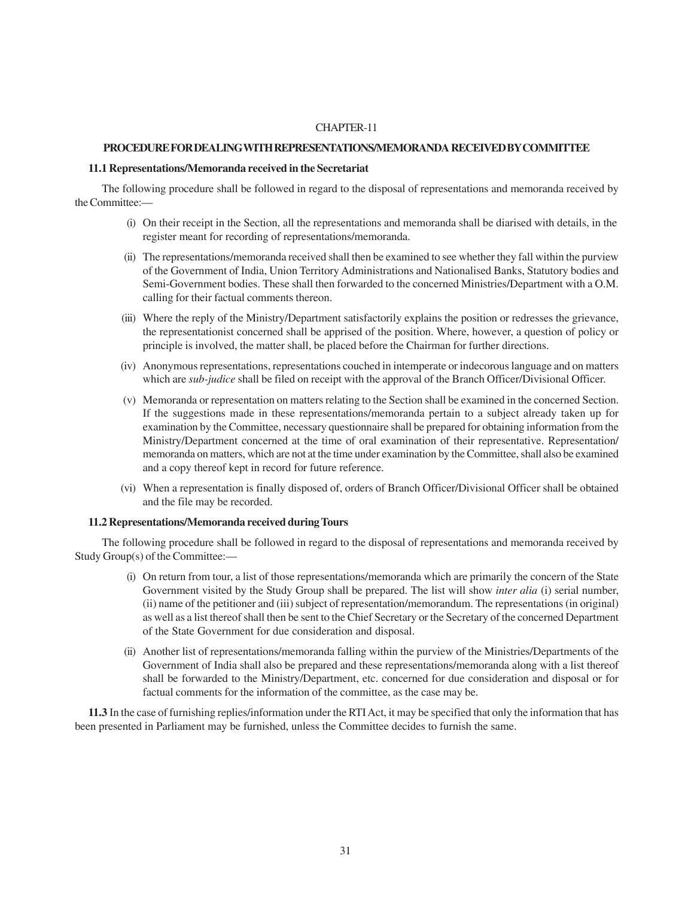# CHAPTER-11

## PROCEDURE FOR DEALING WITH REPRESENTATIONS/MEMORANDA RECEIVED BY COMMITTEE

### 11.1 Representations/Memoranda received in the Secretariat

The following procedure shall be followed in regard to the disposal of representations and memoranda received by the Committee:—

(i) On their receipt in the Section, all the representations and memoranda shall be diarised with details, in the register meant for recording of representations/memoranda.

(ii) The representations/memoranda received shall then be examined to see whether they fall within the purview of the Government of India, Union Territory Administrations and Nationalised Banks, Statutory bodies and Semi-Government bodies. These shall then forwarded to the concerned Ministries/Department with a O.M. calling for their factual comments thereon.

(iii) Where the reply of the Ministry/Department satisfactorily explains the position or redresses the grievance, the representationist concerned shall be apprised of the position. Where, however, a question of policy or principle is involved, the matter shall, be placed before the Chairman for further directions.

(iv) Anonymous representations, representations couched in intemperate or indecorous language and on matters which are *sub-judice* shall be filed on receipt with the approval of the Branch Officer/Divisional Officer.

(v) Memoranda or representation on matters relating to the Section shall be examined in the concerned Section. If the suggestions made in these representations/memoranda pertain to a subject already taken up for examination by the Committee, necessary questionnaire shall be prepared for obtaining information from the Ministry/Department concerned at the time of oral examination of their representative. Representation/memoranda on matters, which are not at the time under examination by the Committee, shall also be examined and a copy thereof kept in record for future reference.

(vi) When a representation is finally disposed of, orders of Branch Officer/Divisional Officer shall be obtained and the file may be recorded.

### 11.2 Representations/Memoranda received during Tours

The following procedure shall be followed in regard to the disposal of representations and memoranda received by Study Group(s) of the Committee:—

(i) On return from tour, a list of those representations/memoranda which are primarily the concern of the State Government visited by the Study Group shall be prepared. The list will show *inter alia* (i) serial number, (ii) name of the petitioner and (iii) subject of representation/memorandum. The representations (in original) as well as a list thereof shall then be sent to the Chief Secretary or the Secretary of the concerned Department of the State Government for due consideration and disposal.

(ii) Another list of representations/memoranda falling within the purview of the Ministries/Departments of the Government of India shall also be prepared and these representations/memoranda along with a list thereof shall be forwarded to the Ministry/Department, etc. concerned for due consideration and disposal or for factual comments for the information of the committee, as the case may be.

**11.3** In the case of furnishing replies/information under the RTI Act, it may be specified that only the information that has been presented in Parliament may be furnished, unless the Committee decides to furnish the same.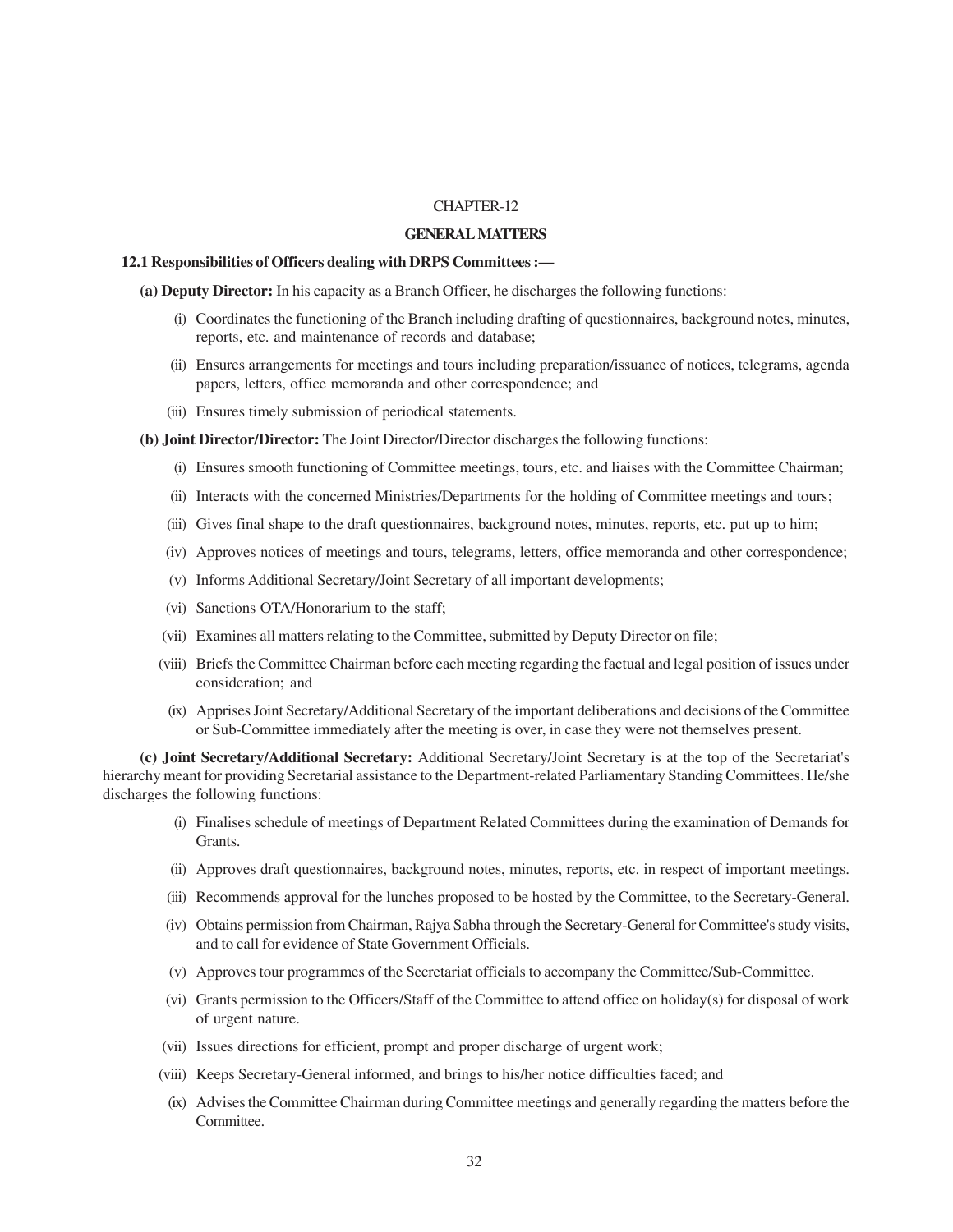# CHAPTER-12

## GENERAL MATTERS

### 12.1 Responsibilities of Officers dealing with DRPS Committees :—

**(a) Deputy Director:** In his capacity as a Branch Officer, he discharges the following functions:

- (i) Coordinates the functioning of the Branch including drafting of questionnaires, background notes, minutes, reports, etc. and maintenance of records and database;
- (ii) Ensures arrangements for meetings and tours including preparation/issuance of notices, telegrams, agenda papers, letters, office memoranda and other correspondence; and
- (iii) Ensures timely submission of periodical statements.

**(b) Joint Director/Director:** The Joint Director/Director discharges the following functions:

- (i) Ensures smooth functioning of Committee meetings, tours, etc. and liaises with the Committee Chairman;
- (ii) Interacts with the concerned Ministries/Departments for the holding of Committee meetings and tours;
- (iii) Gives final shape to the draft questionnaires, background notes, minutes, reports, etc. put up to him;
- (iv) Approves notices of meetings and tours, telegrams, letters, office memoranda and other correspondence;
- (v) Informs Additional Secretary/Joint Secretary of all important developments;
- (vi) Sanctions OTA/Honorarium to the staff;
- (vii) Examines all matters relating to the Committee, submitted by Deputy Director on file;
- (viii) Briefs the Committee Chairman before each meeting regarding the factual and legal position of issues under consideration; and
- (ix) Apprises Joint Secretary/Additional Secretary of the important deliberations and decisions of the Committee or Sub-Committee immediately after the meeting is over, in case they were not themselves present.

**(c) Joint Secretary/Additional Secretary:** Additional Secretary/Joint Secretary is at the top of the Secretariat's hierarchy meant for providing Secretarial assistance to the Department-related Parliamentary Standing Committees. He/she discharges the following functions:

- (i) Finalises schedule of meetings of Department Related Committees during the examination of Demands for Grants.
- (ii) Approves draft questionnaires, background notes, minutes, reports, etc. in respect of important meetings.
- (iii) Recommends approval for the lunches proposed to be hosted by the Committee, to the Secretary-General.
- (iv) Obtains permission from Chairman, Rajya Sabha through the Secretary-General for Committee's study visits, and to call for evidence of State Government Officials.
- (v) Approves tour programmes of the Secretariat officials to accompany the Committee/Sub-Committee.
- (vi) Grants permission to the Officers/Staff of the Committee to attend office on holiday(s) for disposal of work of urgent nature.
- (vii) Issues directions for efficient, prompt and proper discharge of urgent work;
- (viii) Keeps Secretary-General informed, and brings to his/her notice difficulties faced; and
- (ix) Advises the Committee Chairman during Committee meetings and generally regarding the matters before the Committee.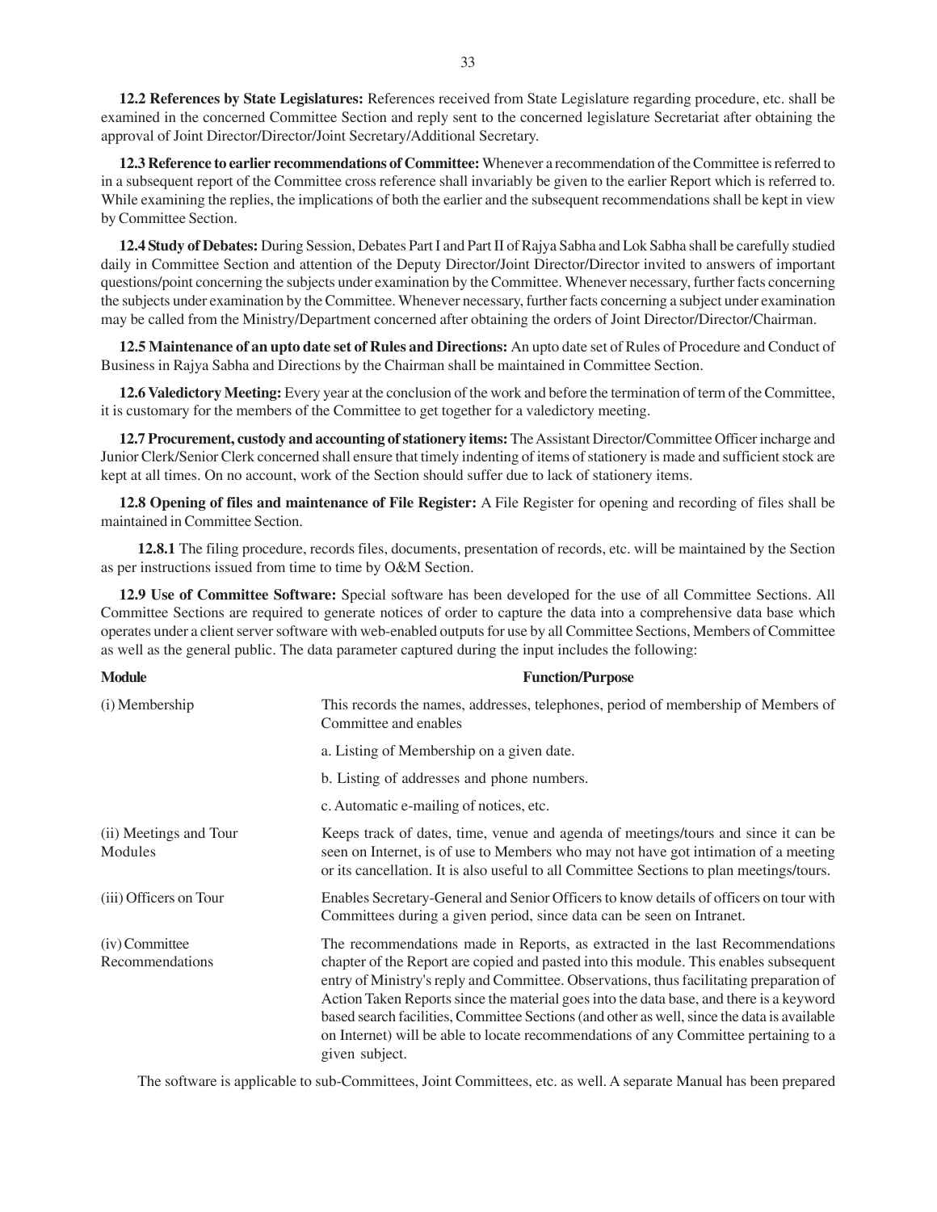**12.2 References by State Legislatures:** References received from State Legislature regarding procedure, etc. shall be examined in the concerned Committee Section and reply sent to the concerned legislature Secretariat after obtaining the approval of Joint Director/Director/Joint Secretary/Additional Secretary.

**12.3 Reference to earlier recommendations of Committee:** Whenever a recommendation of the Committee is referred to in a subsequent report of the Committee cross reference shall invariably be given to the earlier Report which is referred to. While examining the replies, the implications of both the earlier and the subsequent recommendations shall be kept in view by Committee Section.

**12.4 Study of Debates:** During Session, Debates Part I and Part II of Rajya Sabha and Lok Sabha shall be carefully studied daily in Committee Section and attention of the Deputy Director/Joint Director/Director invited to answers of important questions/point concerning the subjects under examination by the Committee. Whenever necessary, further facts concerning the subjects under examination by the Committee. Whenever necessary, further facts concerning a subject under examination may be called from the Ministry/Department concerned after obtaining the orders of Joint Director/Director/Chairman.

**12.5 Maintenance of an upto date set of Rules and Directions:** An upto date set of Rules of Procedure and Conduct of Business in Rajya Sabha and Directions by the Chairman shall be maintained in Committee Section.

**12.6 Valedictory Meeting:** Every year at the conclusion of the work and before the termination of term of the Committee, it is customary for the members of the Committee to get together for a valedictory meeting.

**12.7 Procurement, custody and accounting of stationery items:** The Assistant Director/Committee Officer incharge and Junior Clerk/Senior Clerk concerned shall ensure that timely indenting of items of stationery is made and sufficient stock are kept at all times. On no account, work of the Section should suffer due to lack of stationery items.

**12.8 Opening of files and maintenance of File Register:** A File Register for opening and recording of files shall be maintained in Committee Section.

**12.8.1** The filing procedure, records files, documents, presentation of records, etc. will be maintained by the Section as per instructions issued from time to time by O&M Section.

**12.9 Use of Committee Software:** Special software has been developed for the use of all Committee Sections. All Committee Sections are required to generate notices of order to capture the data into a comprehensive data base which operates under a client server software with web-enabled outputs for use by all Committee Sections, Members of Committee as well as the general public. The data parameter captured during the input includes the following:

| Module | Function/Purpose |
|---|---|
| (i) Membership | This records the names, addresses, telephones, period of membership of Members of Committee and enables<br>a. Listing of Membership on a given date.<br>b. Listing of addresses and phone numbers.<br>c. Automatic e-mailing of notices, etc. |
| (ii) Meetings and Tour Modules | Keeps track of dates, time, venue and agenda of meetings/tours and since it can be seen on Internet, is of use to Members who may not have got intimation of a meeting or its cancellation. It is also useful to all Committee Sections to plan meetings/tours. |
| (iii) Officers on Tour | Enables Secretary-General and Senior Officers to know details of officers on tour with Committees during a given period, since data can be seen on Intranet. |
| (iv) Committee Recommendations | The recommendations made in Reports, as extracted in the last Recommendations chapter of the Report are copied and pasted into this module. This enables subsequent entry of Ministry's reply and Committee. Observations, thus facilitating preparation of Action Taken Reports since the material goes into the data base, and there is a keyword based search facilities, Committee Sections (and other as well, since the data is available on Internet) will be able to locate recommendations of any Committee pertaining to a given subject. |

The software is applicable to sub-Committees, Joint Committees, etc. as well. A separate Manual has been prepared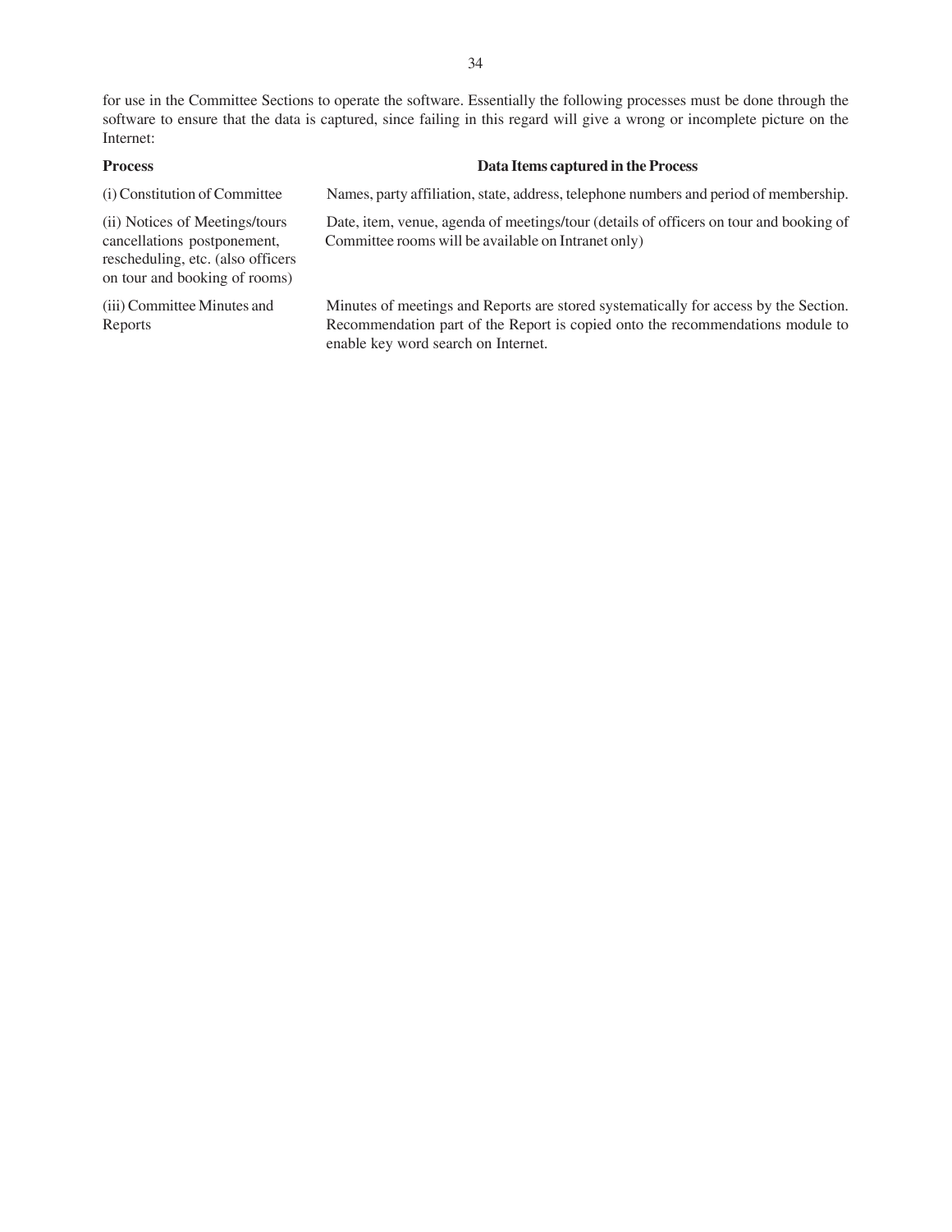for use in the Committee Sections to operate the software. Essentially the following processes must be done through the software to ensure that the data is captured, since failing in this regard will give a wrong or incomplete picture on the Internet:

| **Process** | **Data Items captured in the Process** |
|---|---|
| (i) Constitution of Committee | Names, party affiliation, state, address, telephone numbers and period of membership. |
| (ii) Notices of Meetings/tours cancellations postponement, rescheduling, etc. (also officers on tour and booking of rooms) | Date, item, venue, agenda of meetings/tour (details of officers on tour and booking of Committee rooms will be available on Intranet only) |
| (iii) Committee Minutes and Reports | Minutes of meetings and Reports are stored systematically for access by the Section. Recommendation part of the Report is copied onto the recommendations module to enable key word search on Internet. |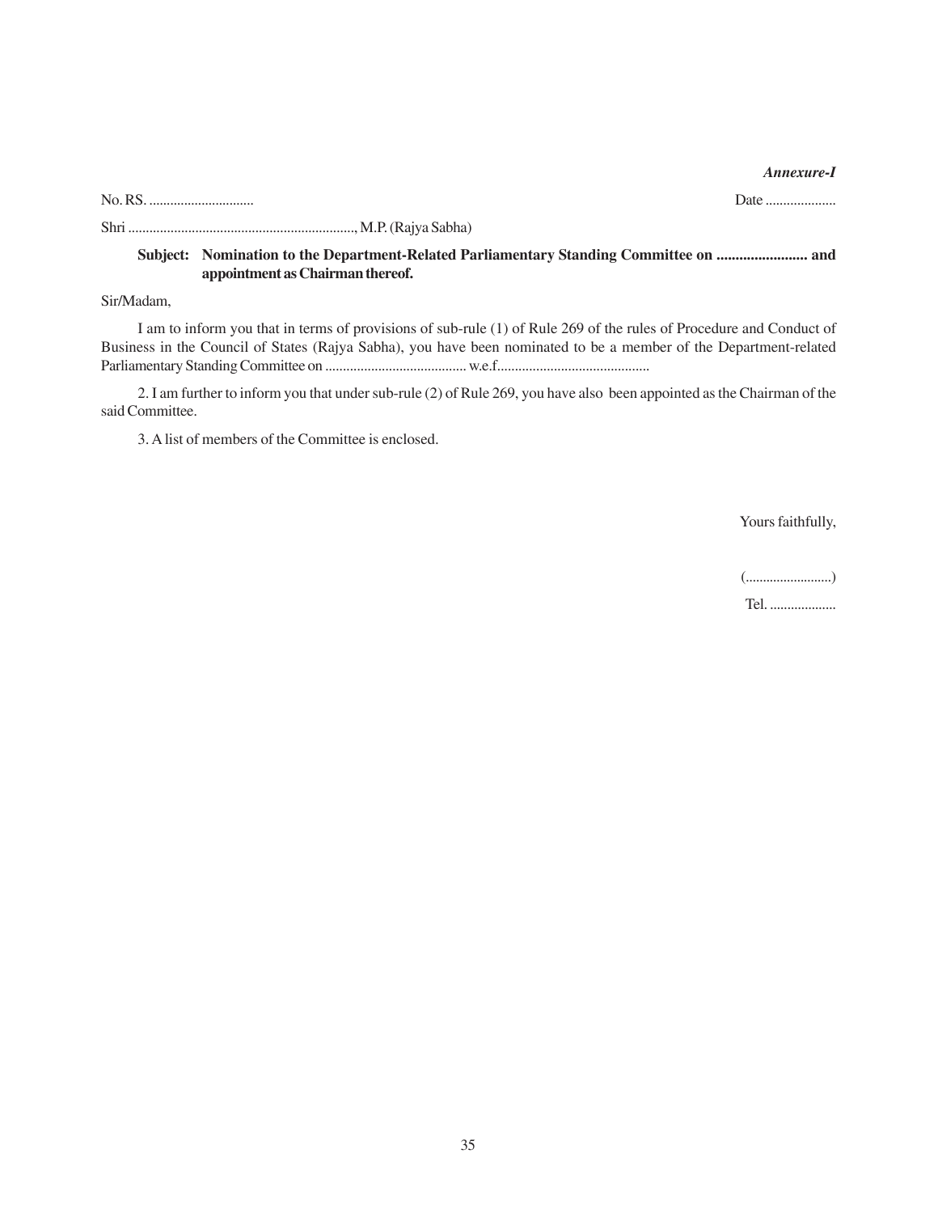*Annexure-I*

No. RS. .............................                                                                                                                    Date ...................

Shri ................................................................, M.P. (Rajya Sabha)

**Subject: Nomination to the Department-Related Parliamentary Standing Committee on ........................ and appointment as Chairman thereof.**

Sir/Madam,

I am to inform you that in terms of provisions of sub-rule (1) of Rule 269 of the rules of Procedure and Conduct of Business in the Council of States (Rajya Sabha), you have been nominated to be a member of the Department-related Parliamentary Standing Committee on ........................................ w.e.f...........................................

2. I am further to inform you that under sub-rule (2) of Rule 269, you have also been appointed as the Chairman of the said Committee.

3. A list of members of the Committee is enclosed.

Yours faithfully,

(.........................)

Tel. ...................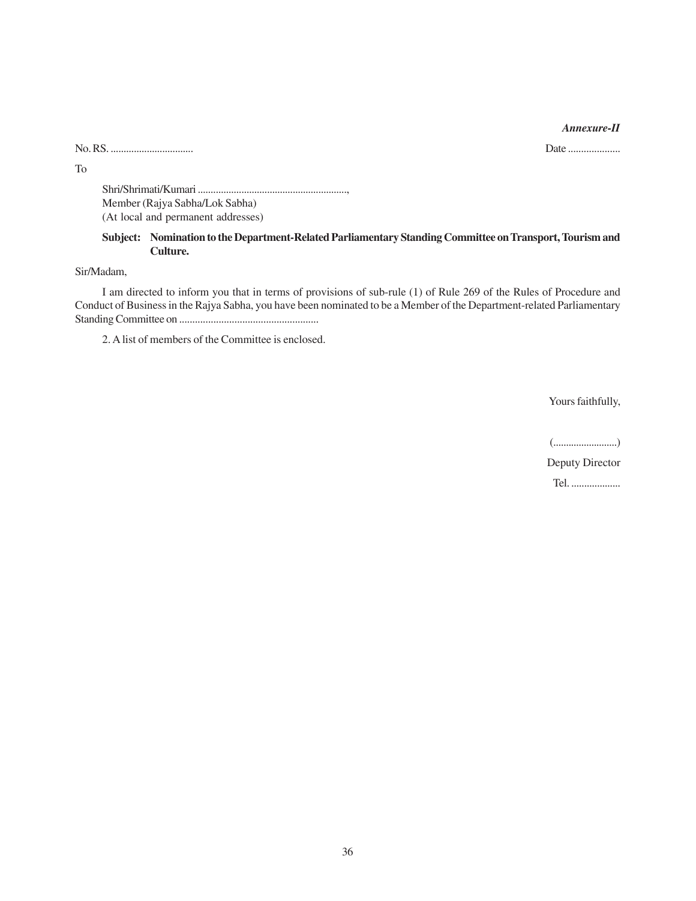*Annexure-II*

No. RS. ................................ Date ....................

To

Shri/Shrimati/Kumari .........................................................,
Member (Rajya Sabha/Lok Sabha)
(At local and permanent addresses)

**Subject: Nomination to the Department-Related Parliamentary Standing Committee on Transport, Tourism and Culture.**

Sir/Madam,

I am directed to inform you that in terms of provisions of sub-rule (1) of Rule 269 of the Rules of Procedure and Conduct of Business in the Rajya Sabha, you have been nominated to be a Member of the Department-related Parliamentary Standing Committee on .....................................................

2. A list of members of the Committee is enclosed.

Yours faithfully,

(.........................)

Deputy Director

Tel. ...................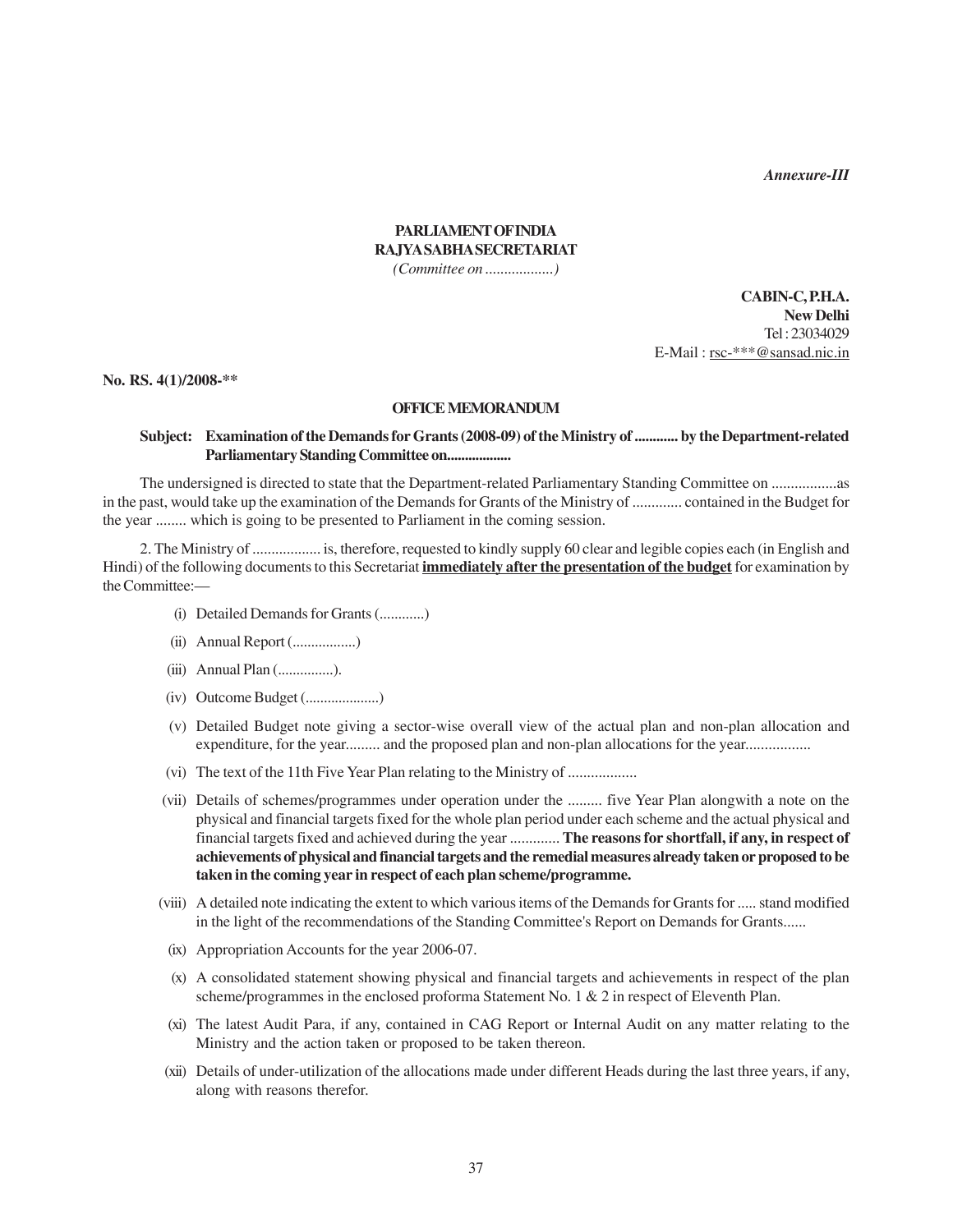*Annexure-III*

**PARLIAMENT OF INDIA**
**RAJYA SABHA SECRETARIAT**
*(Committee on ..................)*

**CABIN-C, P.H.A.**
**New Delhi**
Tel : 23034029
E-Mail : rsc-***@sansad.nic.in

**No. RS. 4(1)/2008-****

**OFFICE MEMORANDUM**

**Subject: Examination of the Demands for Grants (2008-09) of the Ministry of ............ by the Department-related Parliamentary Standing Committee on..................**

The undersigned is directed to state that the Department-related Parliamentary Standing Committee on .................as in the past, would take up the examination of the Demands for Grants of the Ministry of ............. contained in the Budget for the year ........ which is going to be presented to Parliament in the coming session.

2. The Ministry of .................. is, therefore, requested to kindly supply 60 clear and legible copies each (in English and Hindi) of the following documents to this Secretariat **immediately after the presentation of the budget** for examination by the Committee:—

(i) Detailed Demands for Grants (............)

(ii) Annual Report (.................)

(iii) Annual Plan (...............).

(iv) Outcome Budget (....................)

(v) Detailed Budget note giving a sector-wise overall view of the actual plan and non-plan allocation and expenditure, for the year......... and the proposed plan and non-plan allocations for the year.................

(vi) The text of the 11th Five Year Plan relating to the Ministry of ..................

(vii) Details of schemes/programmes under operation under the ......... five Year Plan alongwith a note on the physical and financial targets fixed for the whole plan period under each scheme and the actual physical and financial targets fixed and achieved during the year ............. **The reasons for shortfall, if any, in respect of achievements of physical and financial targets and the remedial measures already taken or proposed to be taken in the coming year in respect of each plan scheme/programme.**

(viii) A detailed note indicating the extent to which various items of the Demands for Grants for ..... stand modified in the light of the recommendations of the Standing Committee's Report on Demands for Grants......

(ix) Appropriation Accounts for the year 2006-07.

(x) A consolidated statement showing physical and financial targets and achievements in respect of the plan scheme/programmes in the enclosed proforma Statement No. 1 & 2 in respect of Eleventh Plan.

(xi) The latest Audit Para, if any, contained in CAG Report or Internal Audit on any matter relating to the Ministry and the action taken or proposed to be taken thereon.

(xii) Details of under-utilization of the allocations made under different Heads during the last three years, if any, along with reasons therefor.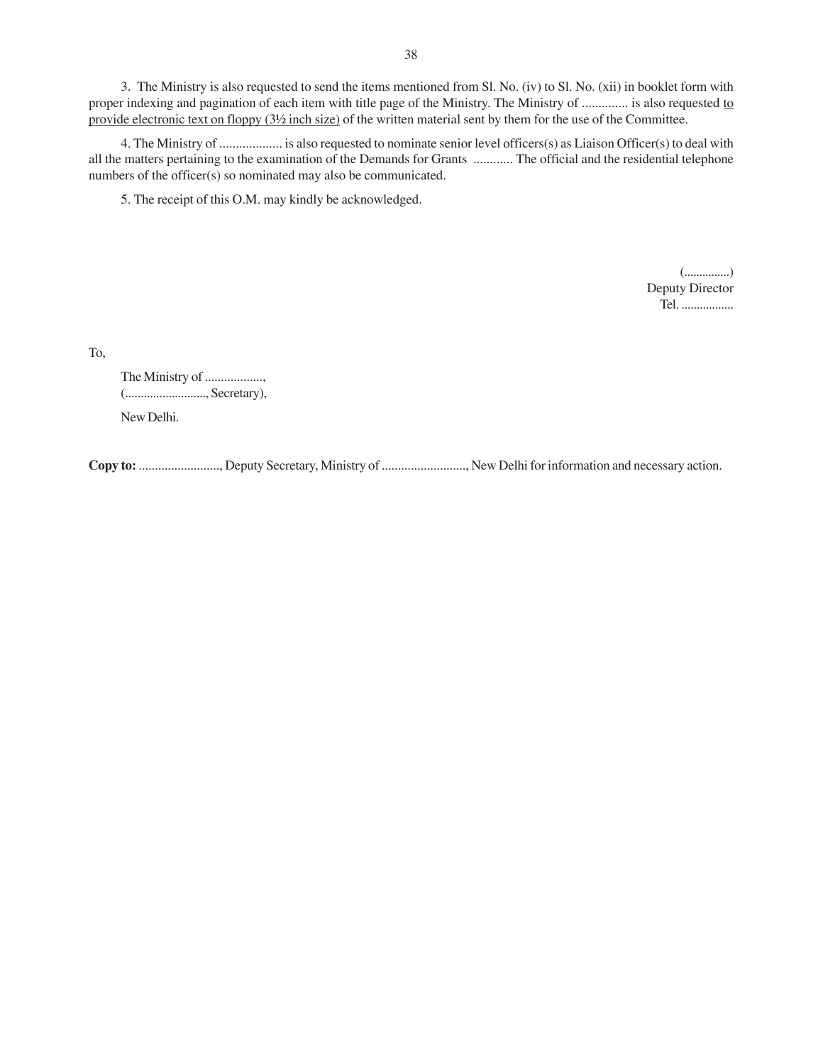3. The Ministry is also requested to send the items mentioned from Sl. No. (iv) to Sl. No. (xii) in booklet form with proper indexing and pagination of each item with title page of the Ministry. The Ministry of .............. is also requested <u>to provide electronic text on floppy (3½ inch size)</u> of the written material sent by them for the use of the Committee.

4. The Ministry of ................... is also requested to nominate senior level officers(s) as Liaison Officer(s) to deal with all the matters pertaining to the examination of the Demands for Grants ............ The official and the residential telephone numbers of the officer(s) so nominated may also be communicated.

5. The receipt of this O.M. may kindly be acknowledged.

(...............)
Deputy Director
Tel. .................

To,

The Ministry of ..................,
(.........................., Secretary),

New Delhi.

**Copy to:** ........................., Deputy Secretary, Ministry of .........................., New Delhi for information and necessary action.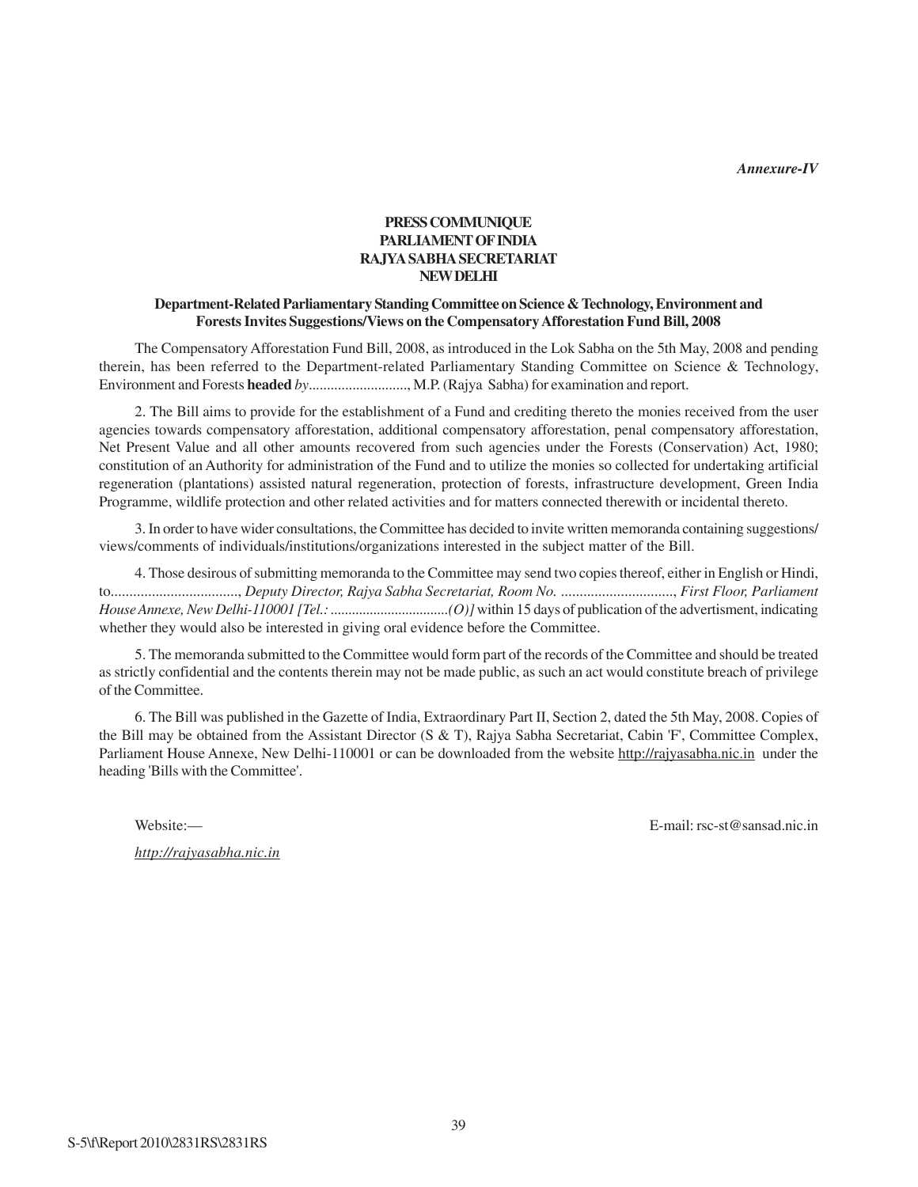*Annexure-IV*

**PRESS COMMUNIQUE**
**PARLIAMENT OF INDIA**
**RAJYA SABHA SECRETARIAT**
**NEW DELHI**

**Department-Related Parliamentary Standing Committee on Science & Technology, Environment and Forests Invites Suggestions/Views on the Compensatory Afforestation Fund Bill, 2008**

The Compensatory Afforestation Fund Bill, 2008, as introduced in the Lok Sabha on the 5th May, 2008 and pending therein, has been referred to the Department-related Parliamentary Standing Committee on Science & Technology, Environment and Forests **headed** *by*..........................., M.P. (Rajya Sabha) for examination and report.

2. The Bill aims to provide for the establishment of a Fund and crediting thereto the monies received from the user agencies towards compensatory afforestation, additional compensatory afforestation, penal compensatory afforestation, Net Present Value and all other amounts recovered from such agencies under the Forests (Conservation) Act, 1980; constitution of an Authority for administration of the Fund and to utilize the monies so collected for undertaking artificial regeneration (plantations) assisted natural regeneration, protection of forests, infrastructure development, Green India Programme, wildlife protection and other related activities and for matters connected therewith or incidental thereto.

3. In order to have wider consultations, the Committee has decided to invite written memoranda containing suggestions/ views/comments of individuals/institutions/organizations interested in the subject matter of the Bill.

4. Those desirous of submitting memoranda to the Committee may send two copies thereof, either in English or Hindi, to.................................., *Deputy Director, Rajya Sabha Secretariat, Room No. .............................., First Floor, Parliament House Annexe, New Delhi-110001 [Tel.: ................................(O)]* within 15 days of publication of the advertisment, indicating whether they would also be interested in giving oral evidence before the Committee.

5. The memoranda submitted to the Committee would form part of the records of the Committee and should be treated as strictly confidential and the contents therein may not be made public, as such an act would constitute breach of privilege of the Committee.

6. The Bill was published in the Gazette of India, Extraordinary Part II, Section 2, dated the 5th May, 2008. Copies of the Bill may be obtained from the Assistant Director (S & T), Rajya Sabha Secretariat, Cabin 'F', Committee Complex, Parliament House Annexe, New Delhi-110001 or can be downloaded from the website http://rajyasabha.nic.in under the heading 'Bills with the Committee'.

Website:— E-mail: rsc-st@sansad.nic.in

*http://rajyasabha.nic.in*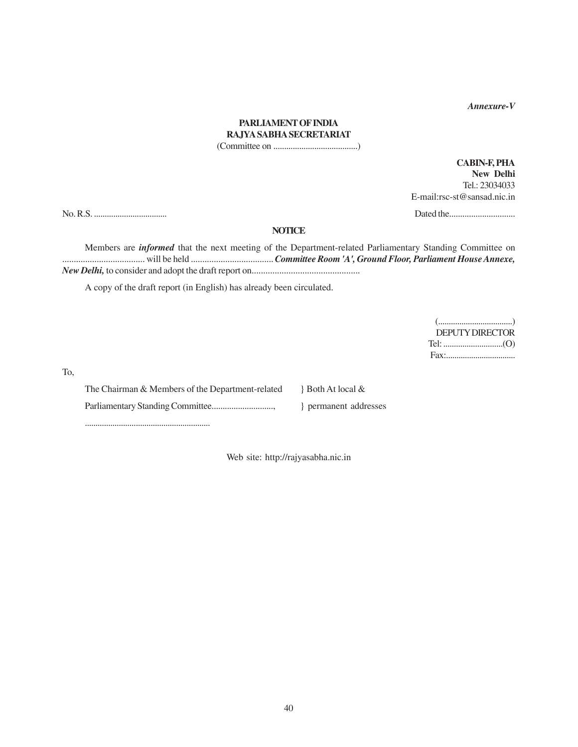*Annexure-V*

**PARLIAMENT OF INDIA**
**RAJYA SABHA SECRETARIAT**
(Committee on .......................................)

**CABIN-F, PHA**
**New Delhi**
Tel.: 23034033
E-mail:rsc-st@sansad.nic.in

No. R.S. .................................  Dated the..............................

**NOTICE**

Members are ***informed*** that the next meeting of the Department-related Parliamentary Standing Committee on .................................... will be held .................................... ***Committee Room 'A', Ground Floor, Parliament House Annexe, New Delhi,*** to consider and adopt the draft report on...............................................

A copy of the draft report (in English) has already been circulated.

(...................................)
DEPUTY DIRECTOR
Tel: ...........................(O)
Fax:.................................

To,

The Chairman & Members of the Department-related } Both At local &
Parliamentary Standing Committee............................, } permanent addresses
..........................................................

Web site: http://rajyasabha.nic.in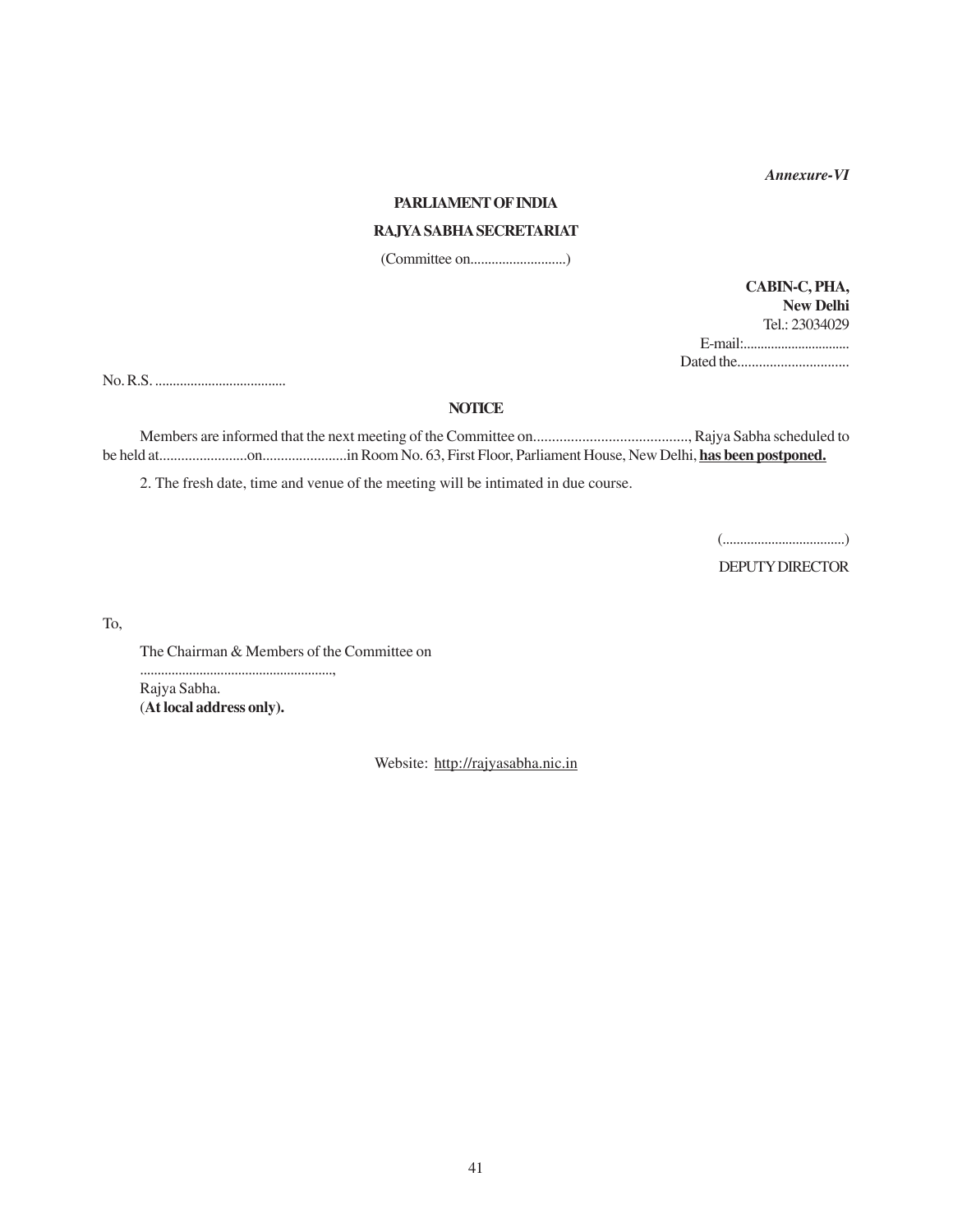*Annexure-VI*

**PARLIAMENT OF INDIA**

**RAJYA SABHA SECRETARIAT**

(Committee on...........................)

**CABIN-C, PHA,**
**New Delhi**
Tel.: 23034029
E-mail:...............................
Dated the...............................

No. R.S. .....................................

**NOTICE**

Members are informed that the next meeting of the Committee on.........................................., Rajya Sabha scheduled to be held at........................on.......................in Room No. 63, First Floor, Parliament House, New Delhi, **has been postponed.**

2. The fresh date, time and venue of the meeting will be intimated in due course.

(...................................)
DEPUTY DIRECTOR

To,

The Chairman & Members of the Committee on
.......................................................,
Rajya Sabha.
(**At local address only).**

Website: http://rajyasabha.nic.in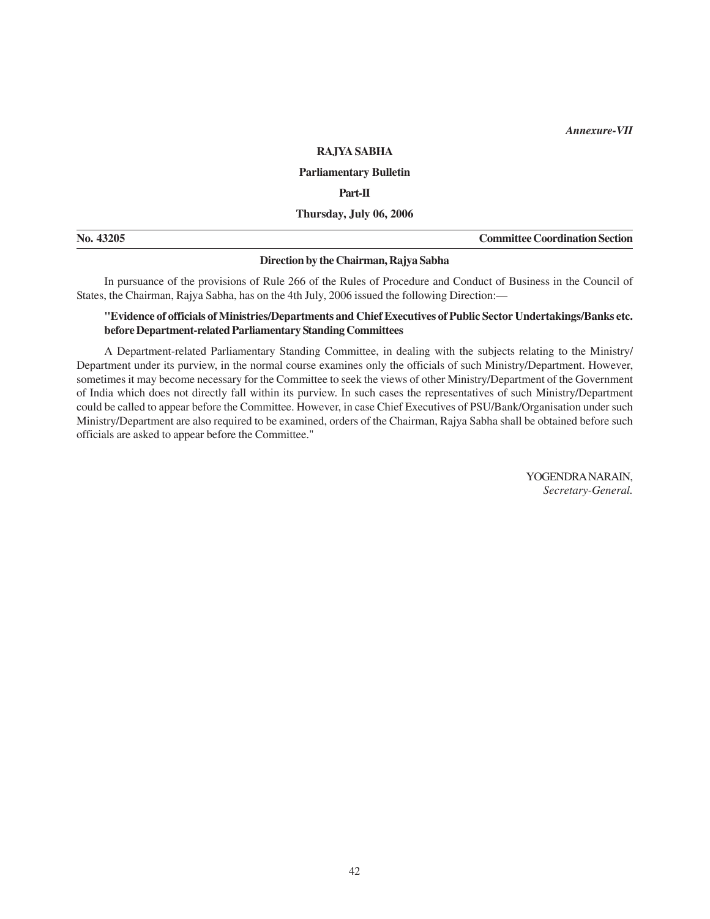*Annexure-VII*

**RAJYA SABHA**

**Parliamentary Bulletin**

**Part-II**

**Thursday, July 06, 2006**

**No. 43205** **Committee Coordination Section**

**Direction by the Chairman, Rajya Sabha**

In pursuance of the provisions of Rule 266 of the Rules of Procedure and Conduct of Business in the Council of States, the Chairman, Rajya Sabha, has on the 4th July, 2006 issued the following Direction:—

**"Evidence of officials of Ministries/Departments and Chief Executives of Public Sector Undertakings/Banks etc. before Department-related Parliamentary Standing Committees**

A Department-related Parliamentary Standing Committee, in dealing with the subjects relating to the Ministry/ Department under its purview, in the normal course examines only the officials of such Ministry/Department. However, sometimes it may become necessary for the Committee to seek the views of other Ministry/Department of the Government of India which does not directly fall within its purview. In such cases the representatives of such Ministry/Department could be called to appear before the Committee. However, in case Chief Executives of PSU/Bank/Organisation under such Ministry/Department are also required to be examined, orders of the Chairman, Rajya Sabha shall be obtained before such officials are asked to appear before the Committee."

YOGENDRA NARAIN,
*Secretary-General.*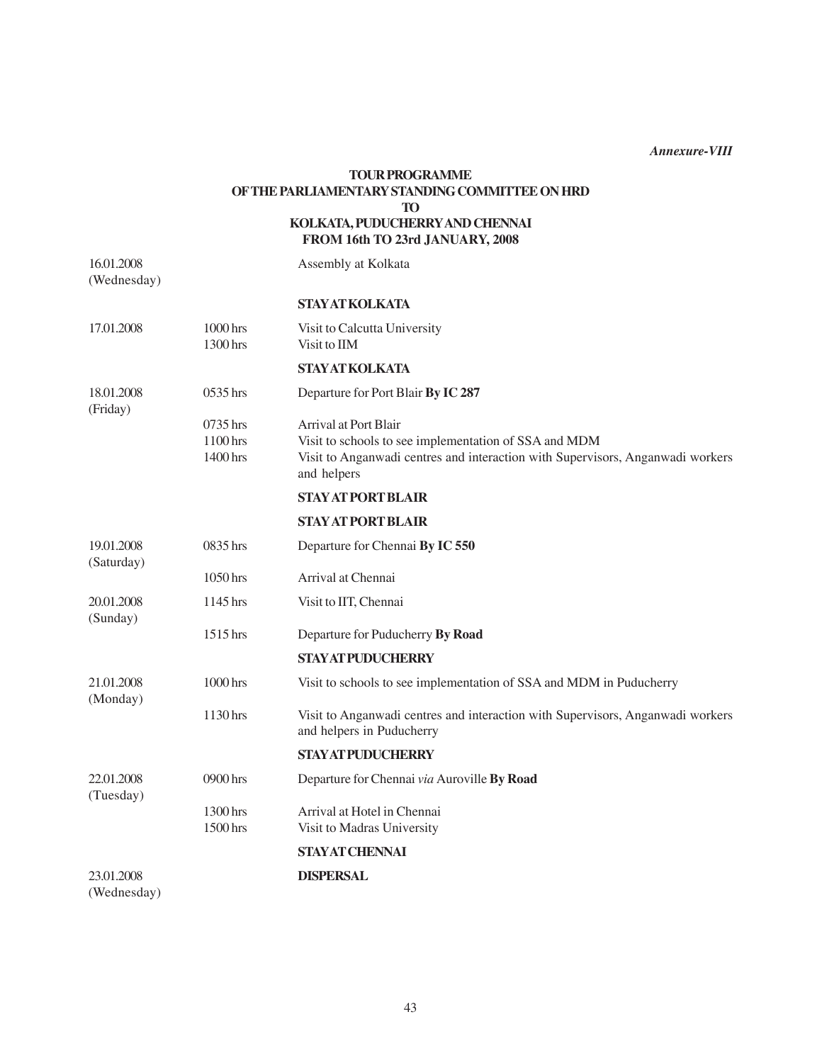*Annexure-VIII*

**TOUR PROGRAMME**
**OF THE PARLIAMENTARY STANDING COMMITTEE ON HRD**
**TO**
**KOLKATA, PUDUCHERRY AND CHENNAI**
**FROM 16th TO 23rd JANUARY, 2008**

| Date | Time | Programme |
|---|---|---|
| 16.01.2008 (Wednesday) | | Assembly at Kolkata |
| | | **STAY AT KOLKATA** |
| 17.01.2008 | 1000 hrs | Visit to Calcutta University |
| | 1300 hrs | Visit to IIM |
| | | **STAY AT KOLKATA** |
| 18.01.2008 (Friday) | 0535 hrs | Departure for Port Blair **By IC 287** |
| | 0735 hrs | Arrival at Port Blair |
| | 1100 hrs | Visit to schools to see implementation of SSA and MDM |
| | 1400 hrs | Visit to Anganwadi centres and interaction with Supervisors, Anganwadi workers and helpers |
| | | **STAY AT PORT BLAIR** |
| | | **STAY AT PORT BLAIR** |
| 19.01.2008 (Saturday) | 0835 hrs | Departure for Chennai **By IC 550** |
| | 1050 hrs | Arrival at Chennai |
| 20.01.2008 (Sunday) | 1145 hrs | Visit to IIT, Chennai |
| | 1515 hrs | Departure for Puducherry **By Road** |
| | | **STAY AT PUDUCHERRY** |
| 21.01.2008 (Monday) | 1000 hrs | Visit to schools to see implementation of SSA and MDM in Puducherry |
| | 1130 hrs | Visit to Anganwadi centres and interaction with Supervisors, Anganwadi workers and helpers in Puducherry |
| | | **STAY AT PUDUCHERRY** |
| 22.01.2008 (Tuesday) | 0900 hrs | Departure for Chennai *via* Auroville **By Road** |
| | 1300 hrs | Arrival at Hotel in Chennai |
| | 1500 hrs | Visit to Madras University |
| | | **STAY AT CHENNAI** |
| 23.01.2008 (Wednesday) | | **DISPERSAL** |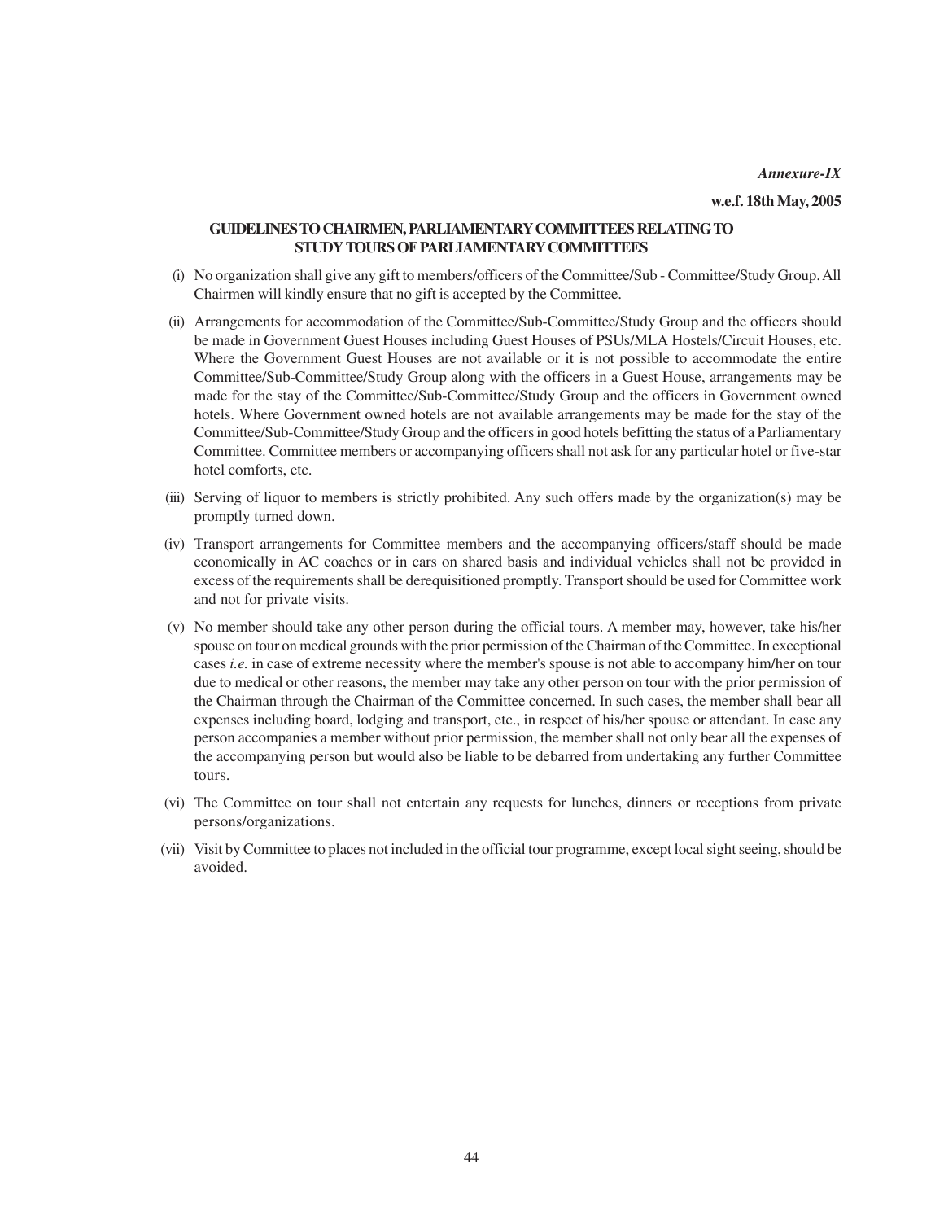*Annexure-IX*

**w.e.f. 18th May, 2005**

## GUIDELINES TO CHAIRMEN, PARLIAMENTARY COMMITTEES RELATING TO STUDY TOURS OF PARLIAMENTARY COMMITTEES

(i) No organization shall give any gift to members/officers of the Committee/Sub - Committee/Study Group. All Chairmen will kindly ensure that no gift is accepted by the Committee.

(ii) Arrangements for accommodation of the Committee/Sub-Committee/Study Group and the officers should be made in Government Guest Houses including Guest Houses of PSUs/MLA Hostels/Circuit Houses, etc. Where the Government Guest Houses are not available or it is not possible to accommodate the entire Committee/Sub-Committee/Study Group along with the officers in a Guest House, arrangements may be made for the stay of the Committee/Sub-Committee/Study Group and the officers in Government owned hotels. Where Government owned hotels are not available arrangements may be made for the stay of the Committee/Sub-Committee/Study Group and the officers in good hotels befitting the status of a Parliamentary Committee. Committee members or accompanying officers shall not ask for any particular hotel or five-star hotel comforts, etc.

(iii) Serving of liquor to members is strictly prohibited. Any such offers made by the organization(s) may be promptly turned down.

(iv) Transport arrangements for Committee members and the accompanying officers/staff should be made economically in AC coaches or in cars on shared basis and individual vehicles shall not be provided in excess of the requirements shall be derequisitioned promptly. Transport should be used for Committee work and not for private visits.

(v) No member should take any other person during the official tours. A member may, however, take his/her spouse on tour on medical grounds with the prior permission of the Chairman of the Committee. In exceptional cases *i.e.* in case of extreme necessity where the member's spouse is not able to accompany him/her on tour due to medical or other reasons, the member may take any other person on tour with the prior permission of the Chairman through the Chairman of the Committee concerned. In such cases, the member shall bear all expenses including board, lodging and transport, etc., in respect of his/her spouse or attendant. In case any person accompanies a member without prior permission, the member shall not only bear all the expenses of the accompanying person but would also be liable to be debarred from undertaking any further Committee tours.

(vi) The Committee on tour shall not entertain any requests for lunches, dinners or receptions from private persons/organizations.

(vii) Visit by Committee to places not included in the official tour programme, except local sight seeing, should be avoided.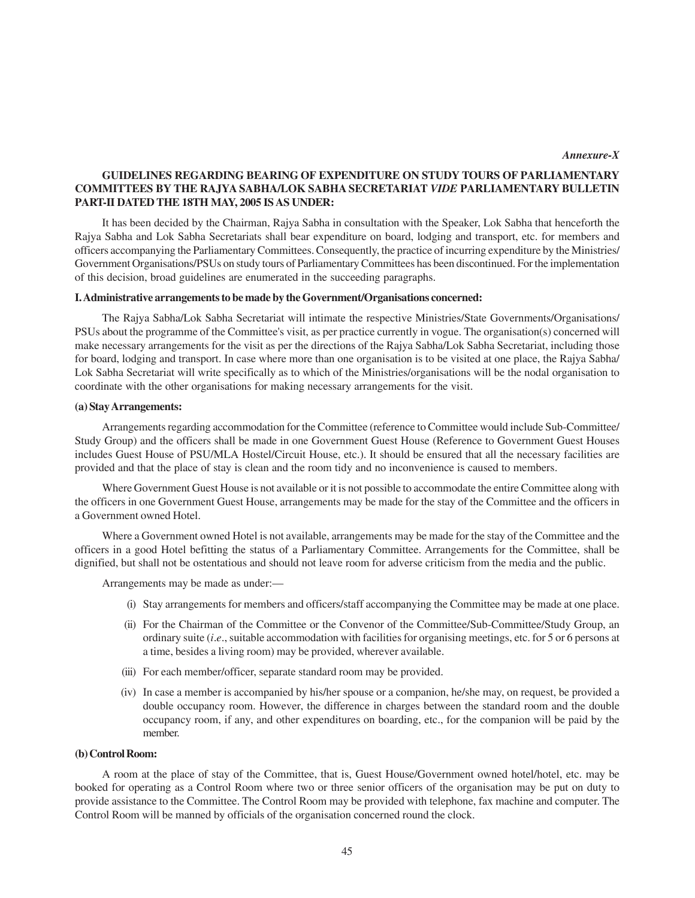*Annexure-X*

**GUIDELINES REGARDING BEARING OF EXPENDITURE ON STUDY TOURS OF PARLIAMENTARY COMMITTEES BY THE RAJYA SABHA/LOK SABHA SECRETARIAT *VIDE* PARLIAMENTARY BULLETIN PART-II DATED THE 18TH MAY, 2005 IS AS UNDER:**

It has been decided by the Chairman, Rajya Sabha in consultation with the Speaker, Lok Sabha that henceforth the Rajya Sabha and Lok Sabha Secretariats shall bear expenditure on board, lodging and transport, etc. for members and officers accompanying the Parliamentary Committees. Consequently, the practice of incurring expenditure by the Ministries/ Government Organisations/PSUs on study tours of Parliamentary Committees has been discontinued. For the implementation of this decision, broad guidelines are enumerated in the succeeding paragraphs.

**I. Administrative arrangements to be made by the Government/Organisations concerned:**

The Rajya Sabha/Lok Sabha Secretariat will intimate the respective Ministries/State Governments/Organisations/ PSUs about the programme of the Committee's visit, as per practice currently in vogue. The organisation(s) concerned will make necessary arrangements for the visit as per the directions of the Rajya Sabha/Lok Sabha Secretariat, including those for board, lodging and transport. In case where more than one organisation is to be visited at one place, the Rajya Sabha/ Lok Sabha Secretariat will write specifically as to which of the Ministries/organisations will be the nodal organisation to coordinate with the other organisations for making necessary arrangements for the visit.

**(a) Stay Arrangements:**

Arrangements regarding accommodation for the Committee (reference to Committee would include Sub-Committee/ Study Group) and the officers shall be made in one Government Guest House (Reference to Government Guest Houses includes Guest House of PSU/MLA Hostel/Circuit House, etc.). It should be ensured that all the necessary facilities are provided and that the place of stay is clean and the room tidy and no inconvenience is caused to members.

Where Government Guest House is not available or it is not possible to accommodate the entire Committee along with the officers in one Government Guest House, arrangements may be made for the stay of the Committee and the officers in a Government owned Hotel.

Where a Government owned Hotel is not available, arrangements may be made for the stay of the Committee and the officers in a good Hotel befitting the status of a Parliamentary Committee. Arrangements for the Committee, shall be dignified, but shall not be ostentatious and should not leave room for adverse criticism from the media and the public.

Arrangements may be made as under:—

(i) Stay arrangements for members and officers/staff accompanying the Committee may be made at one place.

(ii) For the Chairman of the Committee or the Convenor of the Committee/Sub-Committee/Study Group, an ordinary suite (*i.e*., suitable accommodation with facilities for organising meetings, etc. for 5 or 6 persons at a time, besides a living room) may be provided, wherever available.

(iii) For each member/officer, separate standard room may be provided.

(iv) In case a member is accompanied by his/her spouse or a companion, he/she may, on request, be provided a double occupancy room. However, the difference in charges between the standard room and the double occupancy room, if any, and other expenditures on boarding, etc., for the companion will be paid by the member.

**(b) Control Room:**

A room at the place of stay of the Committee, that is, Guest House/Government owned hotel/hotel, etc. may be booked for operating as a Control Room where two or three senior officers of the organisation may be put on duty to provide assistance to the Committee. The Control Room may be provided with telephone, fax machine and computer. The Control Room will be manned by officials of the organisation concerned round the clock.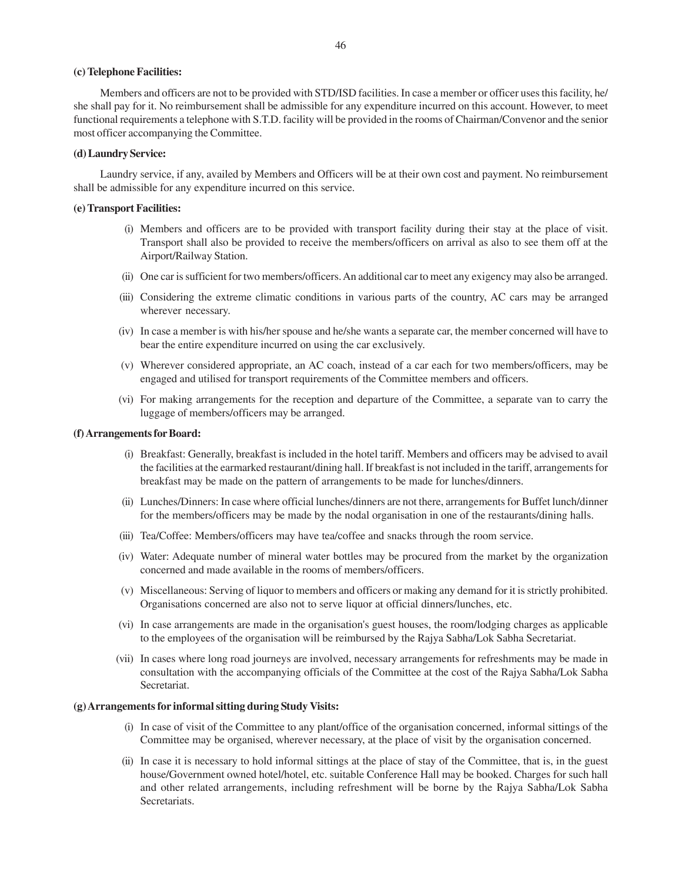**(c) Telephone Facilities:**

Members and officers are not to be provided with STD/ISD facilities. In case a member or officer uses this facility, he/she shall pay for it. No reimbursement shall be admissible for any expenditure incurred on this account. However, to meet functional requirements a telephone with S.T.D. facility will be provided in the rooms of Chairman/Convenor and the senior most officer accompanying the Committee.

**(d) Laundry Service:**

Laundry service, if any, availed by Members and Officers will be at their own cost and payment. No reimbursement shall be admissible for any expenditure incurred on this service.

**(e) Transport Facilities:**

(i) Members and officers are to be provided with transport facility during their stay at the place of visit. Transport shall also be provided to receive the members/officers on arrival as also to see them off at the Airport/Railway Station.

(ii) One car is sufficient for two members/officers. An additional car to meet any exigency may also be arranged.

(iii) Considering the extreme climatic conditions in various parts of the country, AC cars may be arranged wherever necessary.

(iv) In case a member is with his/her spouse and he/she wants a separate car, the member concerned will have to bear the entire expenditure incurred on using the car exclusively.

(v) Wherever considered appropriate, an AC coach, instead of a car each for two members/officers, may be engaged and utilised for transport requirements of the Committee members and officers.

(vi) For making arrangements for the reception and departure of the Committee, a separate van to carry the luggage of members/officers may be arranged.

**(f) Arrangements for Board:**

(i) Breakfast: Generally, breakfast is included in the hotel tariff. Members and officers may be advised to avail the facilities at the earmarked restaurant/dining hall. If breakfast is not included in the tariff, arrangements for breakfast may be made on the pattern of arrangements to be made for lunches/dinners.

(ii) Lunches/Dinners: In case where official lunches/dinners are not there, arrangements for Buffet lunch/dinner for the members/officers may be made by the nodal organisation in one of the restaurants/dining halls.

(iii) Tea/Coffee: Members/officers may have tea/coffee and snacks through the room service.

(iv) Water: Adequate number of mineral water bottles may be procured from the market by the organization concerned and made available in the rooms of members/officers.

(v) Miscellaneous: Serving of liquor to members and officers or making any demand for it is strictly prohibited. Organisations concerned are also not to serve liquor at official dinners/lunches, etc.

(vi) In case arrangements are made in the organisation's guest houses, the room/lodging charges as applicable to the employees of the organisation will be reimbursed by the Rajya Sabha/Lok Sabha Secretariat.

(vii) In cases where long road journeys are involved, necessary arrangements for refreshments may be made in consultation with the accompanying officials of the Committee at the cost of the Rajya Sabha/Lok Sabha Secretariat.

**(g) Arrangements for informal sitting during Study Visits:**

(i) In case of visit of the Committee to any plant/office of the organisation concerned, informal sittings of the Committee may be organised, wherever necessary, at the place of visit by the organisation concerned.

(ii) In case it is necessary to hold informal sittings at the place of stay of the Committee, that is, in the guest house/Government owned hotel/hotel, etc. suitable Conference Hall may be booked. Charges for such hall and other related arrangements, including refreshment will be borne by the Rajya Sabha/Lok Sabha Secretariats.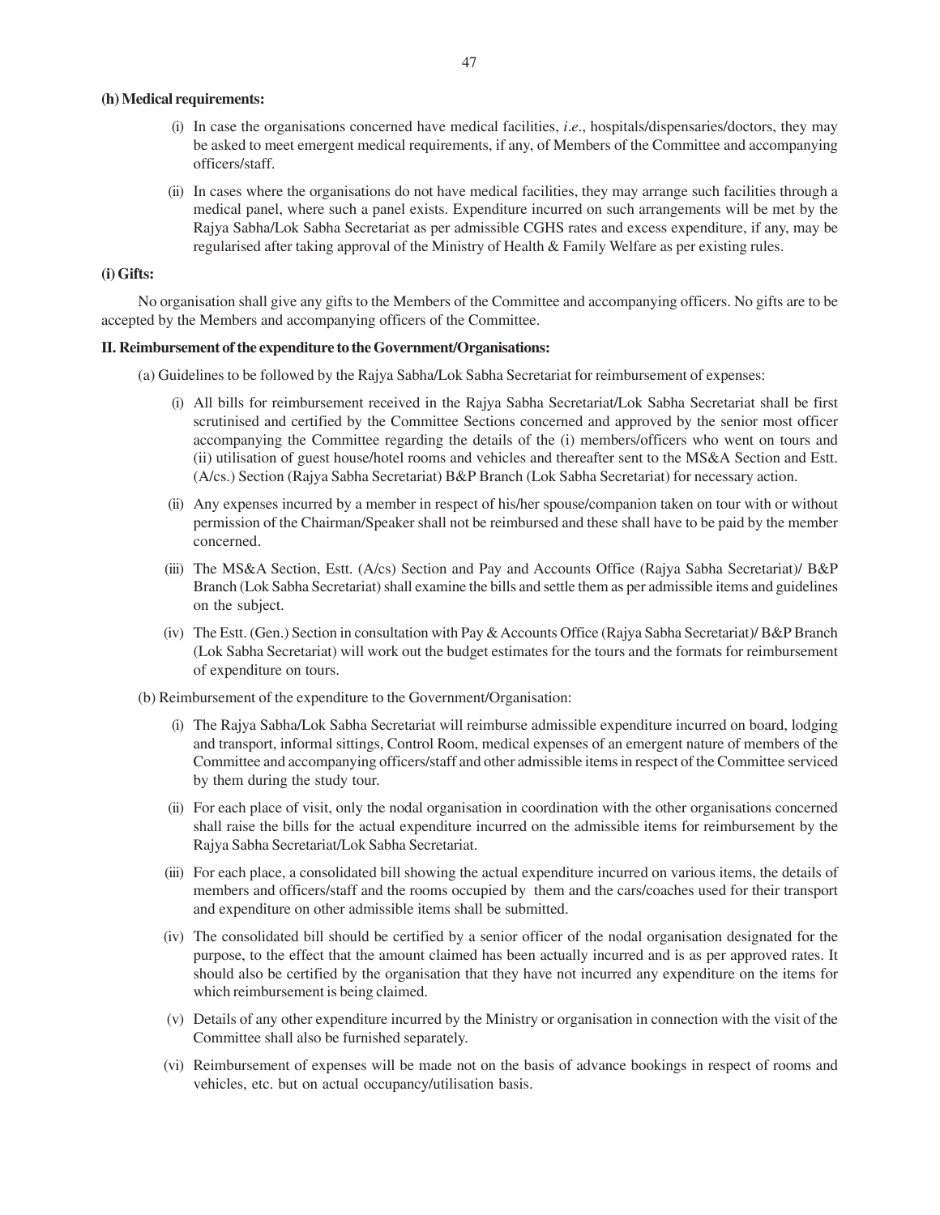**(h) Medical requirements:**

(i) In case the organisations concerned have medical facilities, *i.e*., hospitals/dispensaries/doctors, they may be asked to meet emergent medical requirements, if any, of Members of the Committee and accompanying officers/staff.

(ii) In cases where the organisations do not have medical facilities, they may arrange such facilities through a medical panel, where such a panel exists. Expenditure incurred on such arrangements will be met by the Rajya Sabha/Lok Sabha Secretariat as per admissible CGHS rates and excess expenditure, if any, may be regularised after taking approval of the Ministry of Health & Family Welfare as per existing rules.

**(i) Gifts:**

No organisation shall give any gifts to the Members of the Committee and accompanying officers. No gifts are to be accepted by the Members and accompanying officers of the Committee.

**II. Reimbursement of the expenditure to the Government/Organisations:**

(a) Guidelines to be followed by the Rajya Sabha/Lok Sabha Secretariat for reimbursement of expenses:

(i) All bills for reimbursement received in the Rajya Sabha Secretariat/Lok Sabha Secretariat shall be first scrutinised and certified by the Committee Sections concerned and approved by the senior most officer accompanying the Committee regarding the details of the (i) members/officers who went on tours and (ii) utilisation of guest house/hotel rooms and vehicles and thereafter sent to the MS&A Section and Estt. (A/cs.) Section (Rajya Sabha Secretariat) B&P Branch (Lok Sabha Secretariat) for necessary action.

(ii) Any expenses incurred by a member in respect of his/her spouse/companion taken on tour with or without permission of the Chairman/Speaker shall not be reimbursed and these shall have to be paid by the member concerned.

(iii) The MS&A Section, Estt. (A/cs) Section and Pay and Accounts Office (Rajya Sabha Secretariat)/ B&P Branch (Lok Sabha Secretariat) shall examine the bills and settle them as per admissible items and guidelines on the subject.

(iv) The Estt. (Gen.) Section in consultation with Pay & Accounts Office (Rajya Sabha Secretariat)/ B&P Branch (Lok Sabha Secretariat) will work out the budget estimates for the tours and the formats for reimbursement of expenditure on tours.

(b) Reimbursement of the expenditure to the Government/Organisation:

(i) The Rajya Sabha/Lok Sabha Secretariat will reimburse admissible expenditure incurred on board, lodging and transport, informal sittings, Control Room, medical expenses of an emergent nature of members of the Committee and accompanying officers/staff and other admissible items in respect of the Committee serviced by them during the study tour.

(ii) For each place of visit, only the nodal organisation in coordination with the other organisations concerned shall raise the bills for the actual expenditure incurred on the admissible items for reimbursement by the Rajya Sabha Secretariat/Lok Sabha Secretariat.

(iii) For each place, a consolidated bill showing the actual expenditure incurred on various items, the details of members and officers/staff and the rooms occupied by them and the cars/coaches used for their transport and expenditure on other admissible items shall be submitted.

(iv) The consolidated bill should be certified by a senior officer of the nodal organisation designated for the purpose, to the effect that the amount claimed has been actually incurred and is as per approved rates. It should also be certified by the organisation that they have not incurred any expenditure on the items for which reimbursement is being claimed.

(v) Details of any other expenditure incurred by the Ministry or organisation in connection with the visit of the Committee shall also be furnished separately.

(vi) Reimbursement of expenses will be made not on the basis of advance bookings in respect of rooms and vehicles, etc. but on actual occupancy/utilisation basis.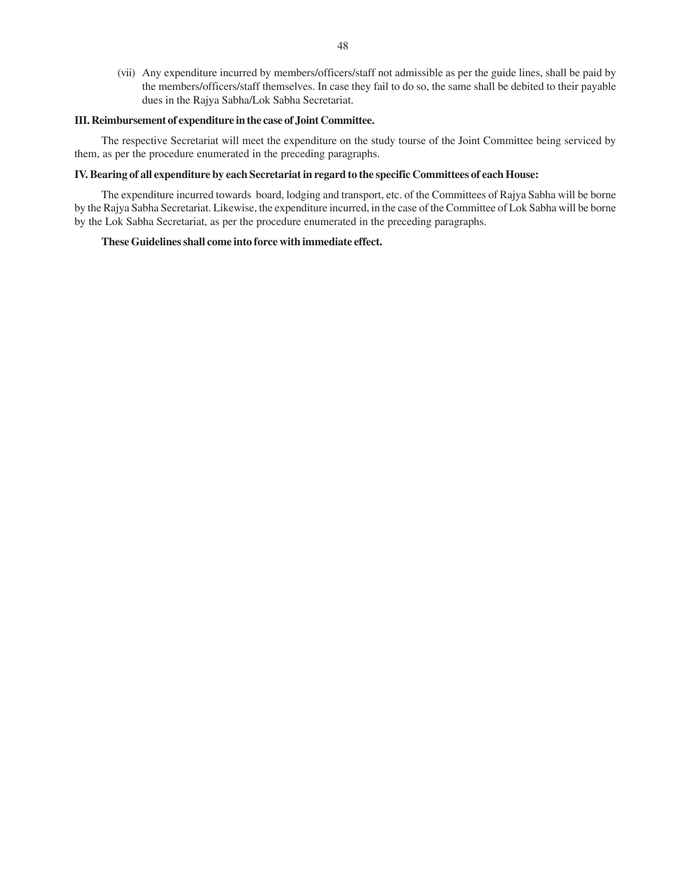(vii) Any expenditure incurred by members/officers/staff not admissible as per the guide lines, shall be paid by the members/officers/staff themselves. In case they fail to do so, the same shall be debited to their payable dues in the Rajya Sabha/Lok Sabha Secretariat.

**III. Reimbursement of expenditure in the case of Joint Committee.**

The respective Secretariat will meet the expenditure on the study tourse of the Joint Committee being serviced by them, as per the procedure enumerated in the preceding paragraphs.

**IV. Bearing of all expenditure by each Secretariat in regard to the specific Committees of each House:**

The expenditure incurred towards board, lodging and transport, etc. of the Committees of Rajya Sabha will be borne by the Rajya Sabha Secretariat. Likewise, the expenditure incurred, in the case of the Committee of Lok Sabha will be borne by the Lok Sabha Secretariat, as per the procedure enumerated in the preceding paragraphs.

**These Guidelines shall come into force with immediate effect.**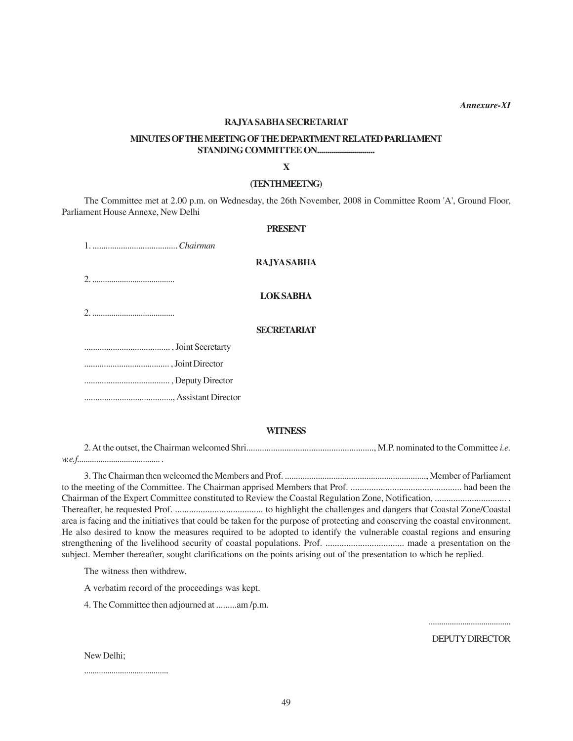*Annexure-XI*

**RAJYA SABHA SECRETARIAT**

**MINUTES OF THE MEETING OF THE DEPARTMENT RELATED PARLIAMENT STANDING COMMITTEE ON............................**

**X**

**(TENTH MEETNG)**

The Committee met at 2.00 p.m. on Wednesday, the 26th November, 2008 in Committee Room 'A', Ground Floor, Parliament House Annexe, New Delhi

**PRESENT**

1. ...................................... *Chairman*

**RAJYA SABHA**

2. ......................................

**LOK SABHA**

2. ......................................

**SECRETARIAT**

...................................... , Joint Secretarty

...................................... , Joint Director

...................................... , Deputy Director

........................................, Assistant Director

**WITNESS**

2. At the outset, the Chairman welcomed Shri........................................................., M.P. nominated to the Committee *i.e. w.e.f.*...................................... .

3. The Chairman then welcomed the Members and Prof. ..............................................................., Member of Parliament to the meeting of the Committee. The Chairman apprised Members that Prof. ................................................ had been the Chairman of the Expert Committee constituted to Review the Coastal Regulation Zone, Notification, ............................... . Thereafter, he requested Prof. ...................................... to highlight the challenges and dangers that Coastal Zone/Coastal area is facing and the initiatives that could be taken for the purpose of protecting and conserving the coastal environment. He also desired to know the measures required to be adopted to identify the vulnerable coastal regions and ensuring strengthening of the livelihood security of coastal populations. Prof. ................................. made a presentation on the subject. Member thereafter, sought clarifications on the points arising out of the presentation to which he replied.

The witness then withdrew.

A verbatim record of the proceedings was kept.

4. The Committee then adjourned at .........am /p.m.

......................................

DEPUTY DIRECTOR

New Delhi;

.......................................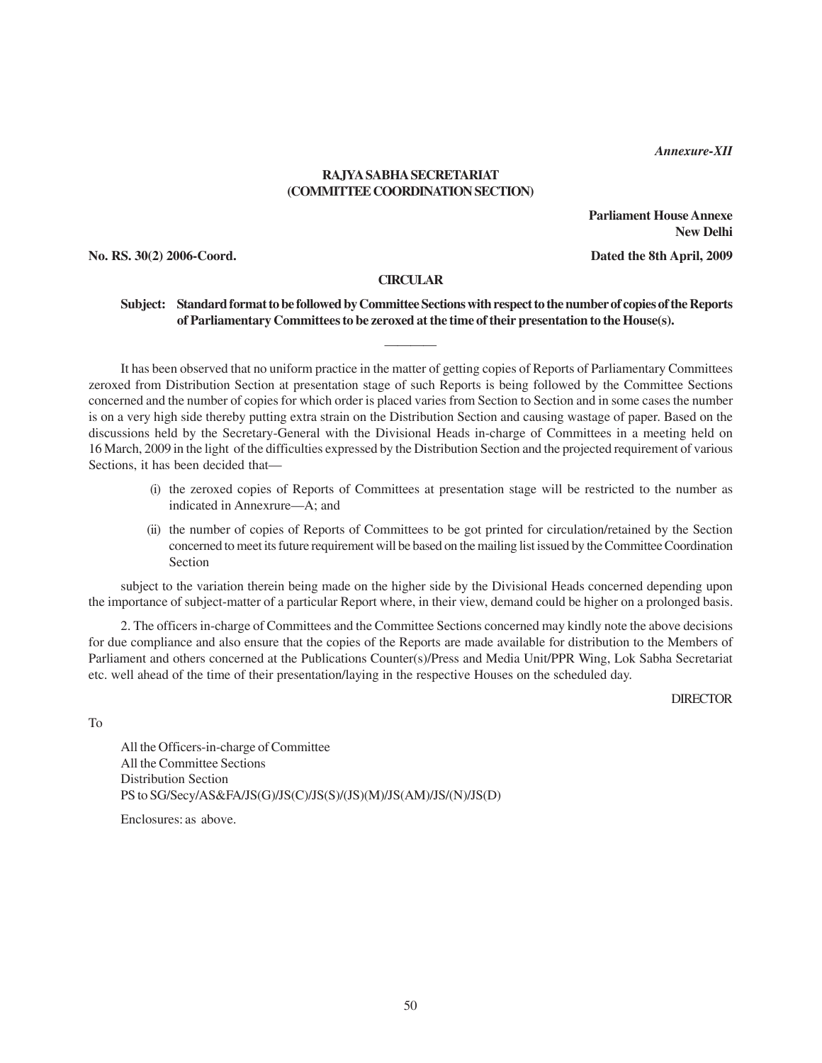*Annexure-XII*

**RAJYA SABHA SECRETARIAT**
**(COMMITTEE COORDINATION SECTION)**

**Parliament House Annexe**
**New Delhi**

**No. RS. 30(2) 2006-Coord.** **Dated the 8th April, 2009**

**CIRCULAR**

**Subject: Standard format to be followed by Committee Sections with respect to the number of copies of the Reports of Parliamentary Committees to be zeroxed at the time of their presentation to the House(s).**

---

It has been observed that no uniform practice in the matter of getting copies of Reports of Parliamentary Committees zeroxed from Distribution Section at presentation stage of such Reports is being followed by the Committee Sections concerned and the number of copies for which order is placed varies from Section to Section and in some cases the number is on a very high side thereby putting extra strain on the Distribution Section and causing wastage of paper. Based on the discussions held by the Secretary-General with the Divisional Heads in-charge of Committees in a meeting held on 16 March, 2009 in the light of the difficulties expressed by the Distribution Section and the projected requirement of various Sections, it has been decided that—

(i) the zeroxed copies of Reports of Committees at presentation stage will be restricted to the number as indicated in Annexrure—A; and

(ii) the number of copies of Reports of Committees to be got printed for circulation/retained by the Section concerned to meet its future requirement will be based on the mailing list issued by the Committee Coordination Section

subject to the variation therein being made on the higher side by the Divisional Heads concerned depending upon the importance of subject-matter of a particular Report where, in their view, demand could be higher on a prolonged basis.

2. The officers in-charge of Committees and the Committee Sections concerned may kindly note the above decisions for due compliance and also ensure that the copies of the Reports are made available for distribution to the Members of Parliament and others concerned at the Publications Counter(s)/Press and Media Unit/PPR Wing, Lok Sabha Secretariat etc. well ahead of the time of their presentation/laying in the respective Houses on the scheduled day.

DIRECTOR

To

All the Officers-in-charge of Committee
All the Committee Sections
Distribution Section
PS to SG/Secy/AS&FA/JS(G)/JS(C)/JS(S)/(JS)(M)/JS(AM)/JS/(N)/JS(D)

Enclosures: as above.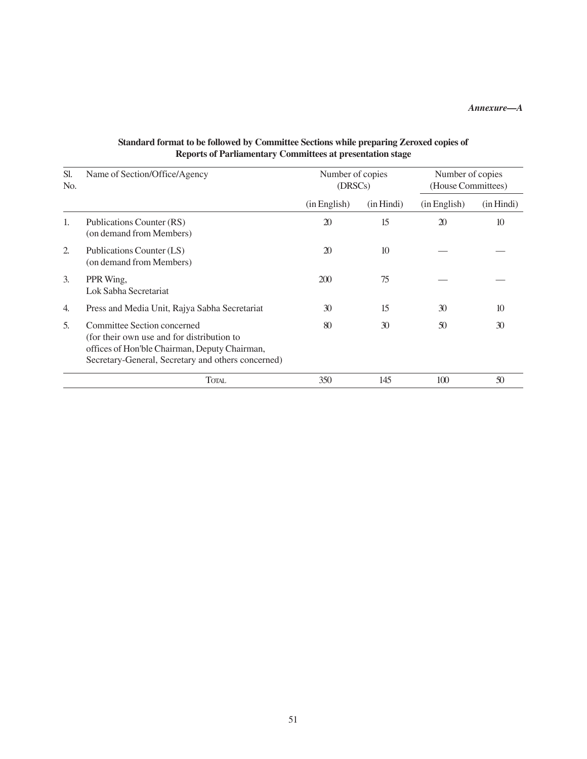*Annexure—A*

**Standard format to be followed by Committee Sections while preparing Zeroxed copies of Reports of Parliamentary Committees at presentation stage**

| Sl. No. | Name of Section/Office/Agency | Number of copies (DRSCs) | | Number of copies (House Committees) | |
|---|---|---|---|---|---|
| | | (in English) | (in Hindi) | (in English) | (in Hindi) |
| 1. | Publications Counter (RS) (on demand from Members) | 20 | 15 | 20 | 10 |
| 2. | Publications Counter (LS) (on demand from Members) | 20 | 10 | — | — |
| 3. | PPR Wing, Lok Sabha Secretariat | 200 | 75 | — | — |
| 4. | Press and Media Unit, Rajya Sabha Secretariat | 30 | 15 | 30 | 10 |
| 5. | Committee Section concerned (for their own use and for distribution to offices of Hon'ble Chairman, Deputy Chairman, Secretary-General, Secretary and others concerned) | 80 | 30 | 50 | 30 |
| | TOTAL | 350 | 145 | 100 | 50 |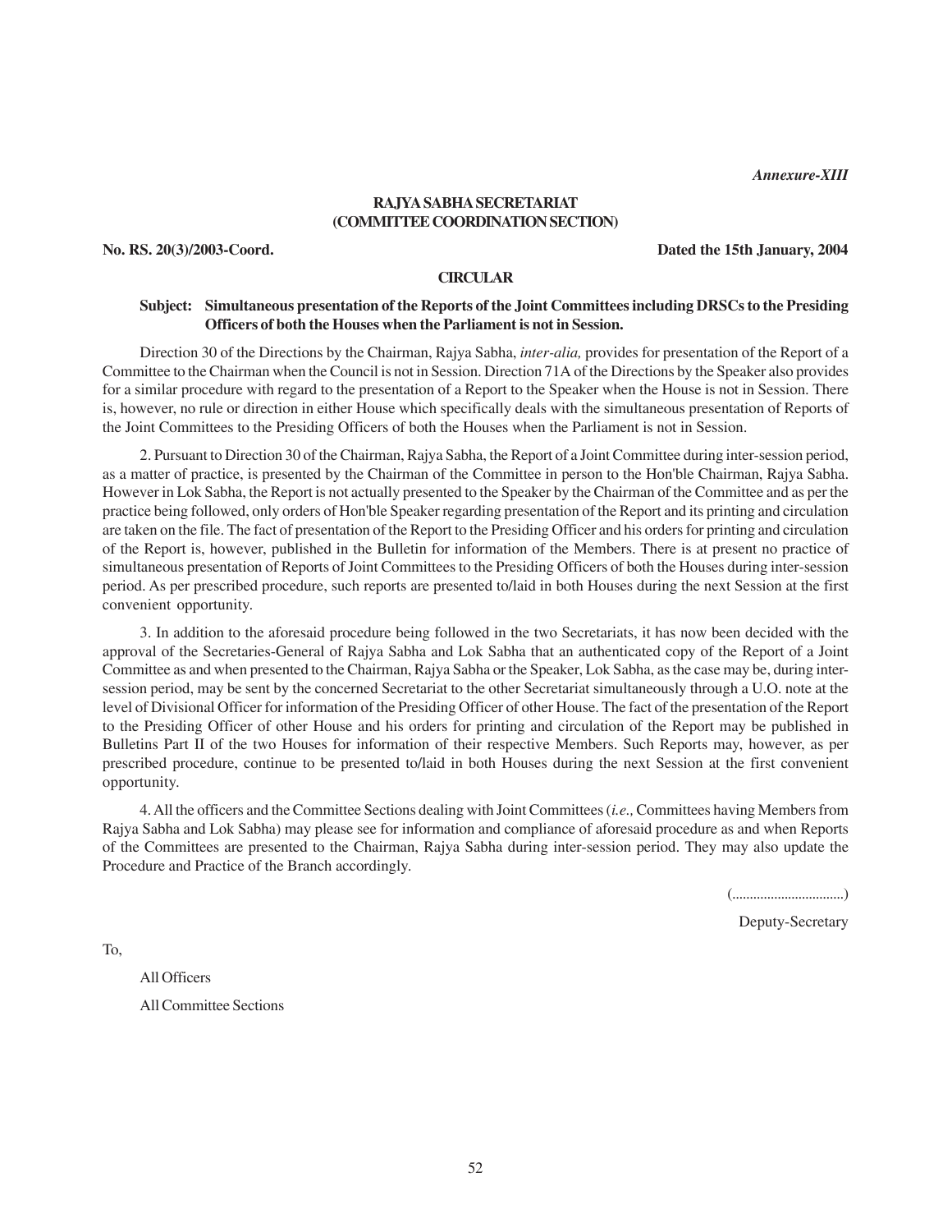*Annexure-XIII*

**RAJYA SABHA SECRETARIAT**
**(COMMITTEE COORDINATION SECTION)**

**No. RS. 20(3)/2003-Coord.** **Dated the 15th January, 2004**

**CIRCULAR**

**Subject: Simultaneous presentation of the Reports of the Joint Committees including DRSCs to the Presiding Officers of both the Houses when the Parliament is not in Session.**

Direction 30 of the Directions by the Chairman, Rajya Sabha, *inter-alia,* provides for presentation of the Report of a Committee to the Chairman when the Council is not in Session. Direction 71A of the Directions by the Speaker also provides for a similar procedure with regard to the presentation of a Report to the Speaker when the House is not in Session. There is, however, no rule or direction in either House which specifically deals with the simultaneous presentation of Reports of the Joint Committees to the Presiding Officers of both the Houses when the Parliament is not in Session.

2. Pursuant to Direction 30 of the Chairman, Rajya Sabha, the Report of a Joint Committee during inter-session period, as a matter of practice, is presented by the Chairman of the Committee in person to the Hon'ble Chairman, Rajya Sabha. However in Lok Sabha, the Report is not actually presented to the Speaker by the Chairman of the Committee and as per the practice being followed, only orders of Hon'ble Speaker regarding presentation of the Report and its printing and circulation are taken on the file. The fact of presentation of the Report to the Presiding Officer and his orders for printing and circulation of the Report is, however, published in the Bulletin for information of the Members. There is at present no practice of simultaneous presentation of Reports of Joint Committees to the Presiding Officers of both the Houses during inter-session period. As per prescribed procedure, such reports are presented to/laid in both Houses during the next Session at the first convenient opportunity.

3. In addition to the aforesaid procedure being followed in the two Secretariats, it has now been decided with the approval of the Secretaries-General of Rajya Sabha and Lok Sabha that an authenticated copy of the Report of a Joint Committee as and when presented to the Chairman, Rajya Sabha or the Speaker, Lok Sabha, as the case may be, during inter-session period, may be sent by the concerned Secretariat to the other Secretariat simultaneously through a U.O. note at the level of Divisional Officer for information of the Presiding Officer of other House. The fact of the presentation of the Report to the Presiding Officer of other House and his orders for printing and circulation of the Report may be published in Bulletins Part II of the two Houses for information of their respective Members. Such Reports may, however, as per prescribed procedure, continue to be presented to/laid in both Houses during the next Session at the first convenient opportunity.

4. All the officers and the Committee Sections dealing with Joint Committees (*i.e.,* Committees having Members from Rajya Sabha and Lok Sabha) may please see for information and compliance of aforesaid procedure as and when Reports of the Committees are presented to the Chairman, Rajya Sabha during inter-session period. They may also update the Procedure and Practice of the Branch accordingly.

(...............................)

Deputy-Secretary

To,

All Officers

All Committee Sections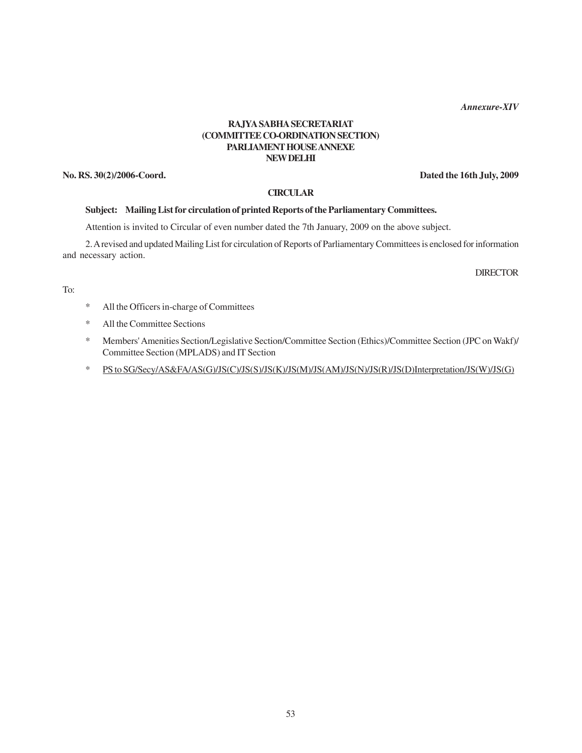*Annexure-XIV*

**RAJYA SABHA SECRETARIAT**
**(COMMITTEE CO-ORDINATION SECTION)**
**PARLIAMENT HOUSE ANNEXE**
**NEW DELHI**

**No. RS. 30(2)/2006-Coord.** **Dated the 16th July, 2009**

**CIRCULAR**

**Subject: Mailing List for circulation of printed Reports of the Parliamentary Committees.**

Attention is invited to Circular of even number dated the 7th January, 2009 on the above subject.

2. A revised and updated Mailing List for circulation of Reports of Parliamentary Committees is enclosed for information and necessary action.

DIRECTOR

To:

- All the Officers in-charge of Committees
- All the Committee Sections
- Members' Amenities Section/Legislative Section/Committee Section (Ethics)/Committee Section (JPC on Wakf)/ Committee Section (MPLADS) and IT Section
- <u>PS to SG/Secy/AS&FA/AS(G)/JS(C)/JS(S)/JS(K)/JS(M)/JS(AM)/JS(N)/JS(R)/JS(D)Interpretation/JS(W)/JS(G)</u>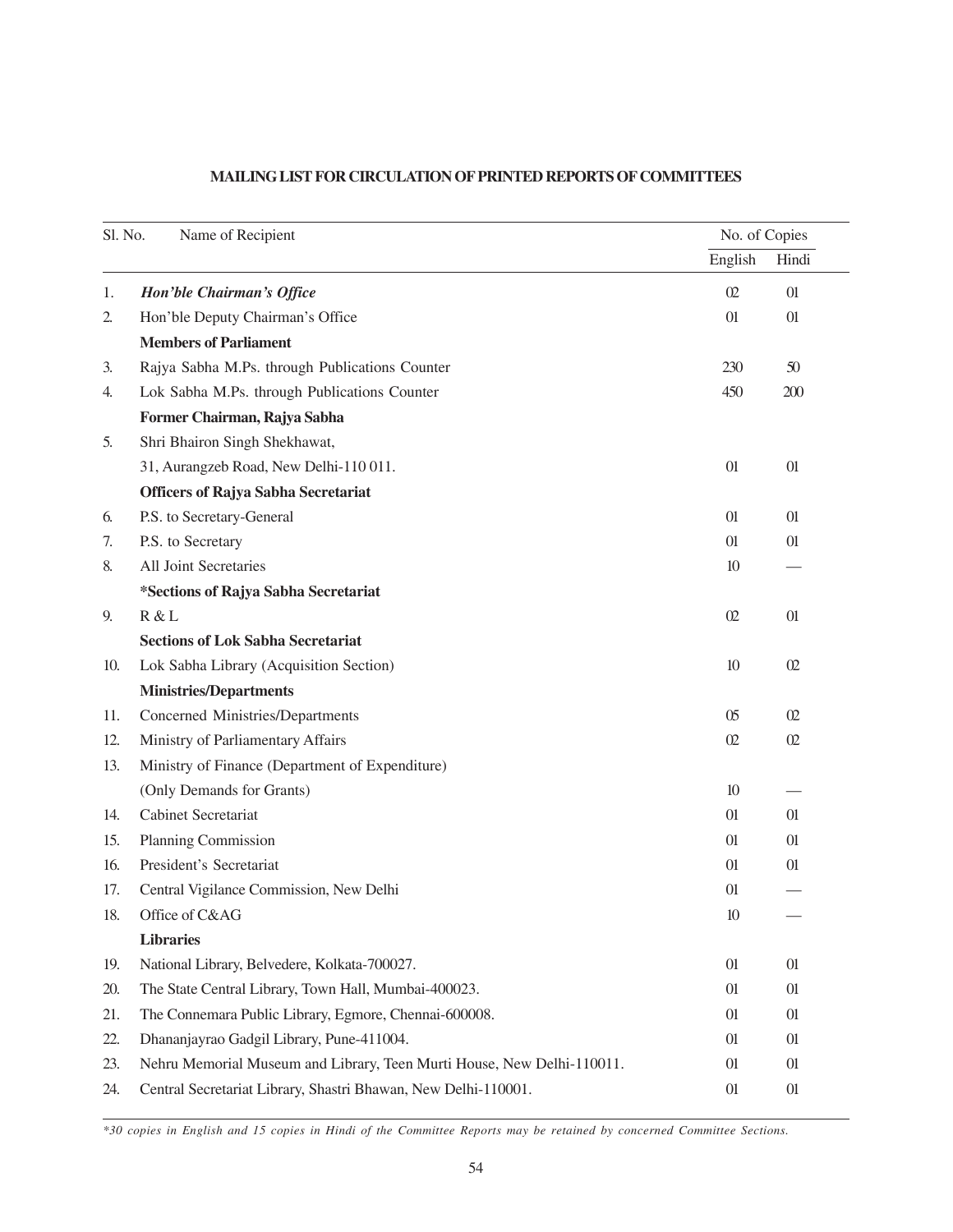## MAILING LIST FOR CIRCULATION OF PRINTED REPORTS OF COMMITTEES

| Sl. No. | Name of Recipient | No. of Copies | |
|---|---|---|---|
| | | English | Hindi |
| 1. | ***Hon'ble Chairman's Office*** | 02 | 01 |
| 2. | Hon'ble Deputy Chairman's Office | 01 | 01 |
| | **Members of Parliament** | | |
| 3. | Rajya Sabha M.Ps. through Publications Counter | 230 | 50 |
| 4. | Lok Sabha M.Ps. through Publications Counter | 450 | 200 |
| | **Former Chairman, Rajya Sabha** | | |
| 5. | Shri Bhairon Singh Shekhawat, 31, Aurangzeb Road, New Delhi-110 011. | 01 | 01 |
| | **Officers of Rajya Sabha Secretariat** | | |
| 6. | P.S. to Secretary-General | 01 | 01 |
| 7. | P.S. to Secretary | 01 | 01 |
| 8. | All Joint Secretaries | 10 | — |
| | **\*Sections of Rajya Sabha Secretariat** | | |
| 9. | R & L | 02 | 01 |
| | **Sections of Lok Sabha Secretariat** | | |
| 10. | Lok Sabha Library (Acquisition Section) | 10 | 02 |
| | **Ministries/Departments** | | |
| 11. | Concerned Ministries/Departments | 05 | 02 |
| 12. | Ministry of Parliamentary Affairs | 02 | 02 |
| 13. | Ministry of Finance (Department of Expenditure) (Only Demands for Grants) | 10 | — |
| 14. | Cabinet Secretariat | 01 | 01 |
| 15. | Planning Commission | 01 | 01 |
| 16. | President's Secretariat | 01 | 01 |
| 17. | Central Vigilance Commission, New Delhi | 01 | — |
| 18. | Office of C&AG | 10 | — |
| | **Libraries** | | |
| 19. | National Library, Belvedere, Kolkata-700027. | 01 | 01 |
| 20. | The State Central Library, Town Hall, Mumbai-400023. | 01 | 01 |
| 21. | The Connemara Public Library, Egmore, Chennai-600008. | 01 | 01 |
| 22. | Dhananjayrao Gadgil Library, Pune-411004. | 01 | 01 |
| 23. | Nehru Memorial Museum and Library, Teen Murti House, New Delhi-110011. | 01 | 01 |
| 24. | Central Secretariat Library, Shastri Bhawan, New Delhi-110001. | 01 | 01 |

*\*30 copies in English and 15 copies in Hindi of the Committee Reports may be retained by concerned Committee Sections.*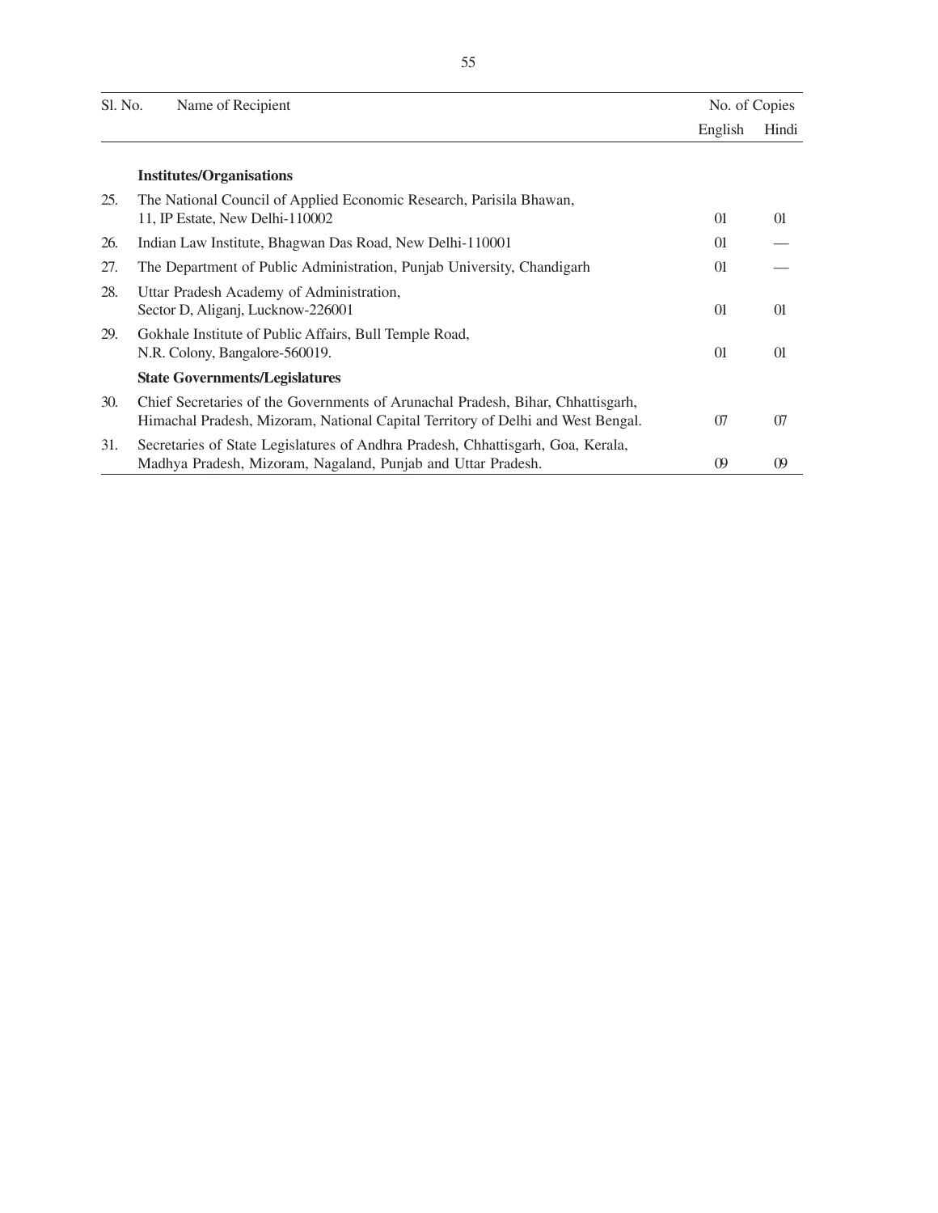| Sl. No. | Name of Recipient | No. of Copies | |
|---|---|---|---|
| | | English | Hindi |
| | **Institutes/Organisations** | | |
| 25. | The National Council of Applied Economic Research, Parisila Bhawan, 11, IP Estate, New Delhi-110002 | 01 | 01 |
| 26. | Indian Law Institute, Bhagwan Das Road, New Delhi-110001 | 01 | — |
| 27. | The Department of Public Administration, Punjab University, Chandigarh | 01 | — |
| 28. | Uttar Pradesh Academy of Administration, Sector D, Aliganj, Lucknow-226001 | 01 | 01 |
| 29. | Gokhale Institute of Public Affairs, Bull Temple Road, N.R. Colony, Bangalore-560019. | 01 | 01 |
| | **State Governments/Legislatures** | | |
| 30. | Chief Secretaries of the Governments of Arunachal Pradesh, Bihar, Chhattisgarh, Himachal Pradesh, Mizoram, National Capital Territory of Delhi and West Bengal. | 07 | 07 |
| 31. | Secretaries of State Legislatures of Andhra Pradesh, Chhattisgarh, Goa, Kerala, Madhya Pradesh, Mizoram, Nagaland, Punjab and Uttar Pradesh. | 09 | 09 |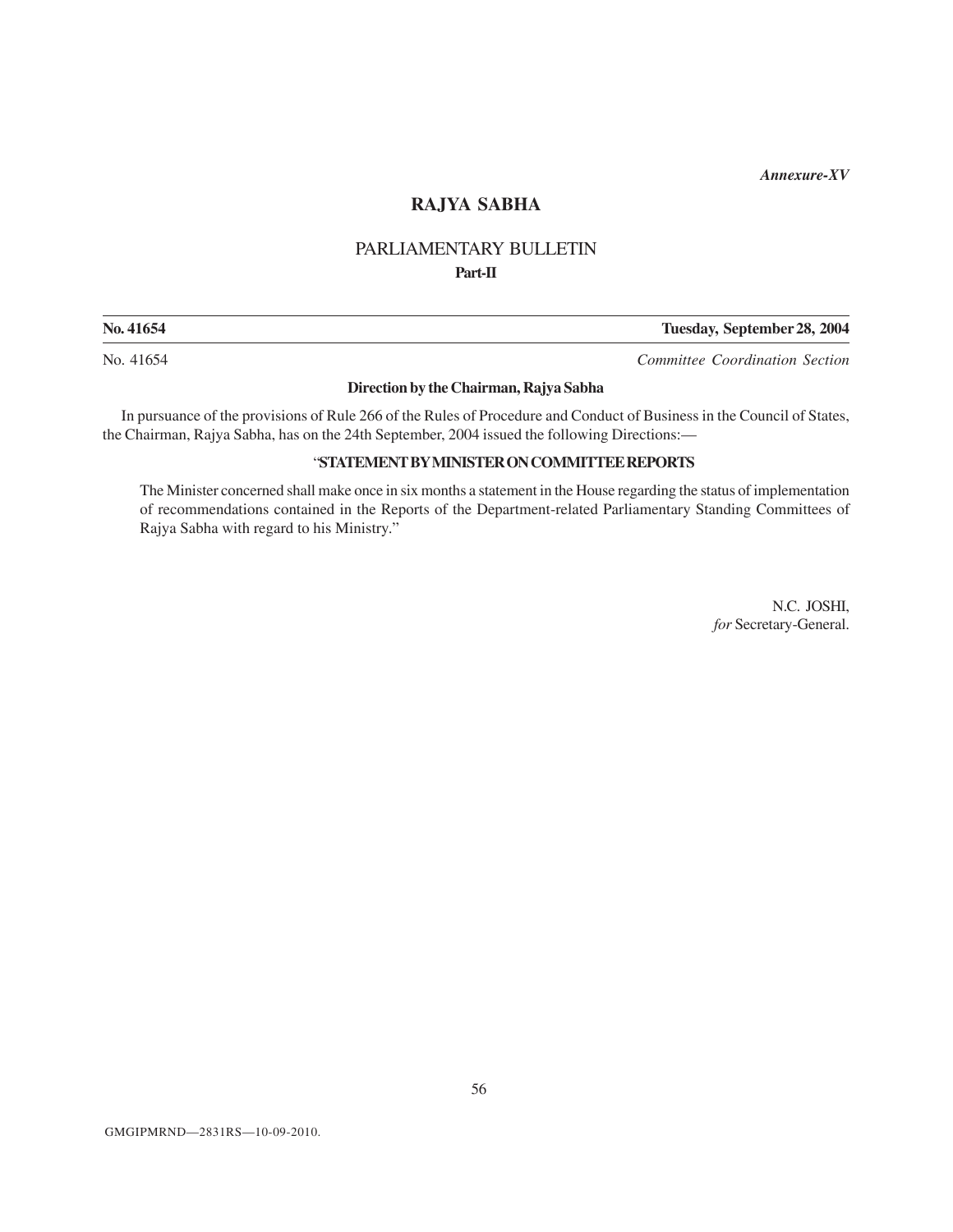*Annexure-XV*

# RAJYA SABHA

## PARLIAMENTARY BULLETIN

**Part-II**

**No. 41654** **Tuesday, September 28, 2004**

No. 41654 *Committee Coordination Section*

**Direction by the Chairman, Rajya Sabha**

In pursuance of the provisions of Rule 266 of the Rules of Procedure and Conduct of Business in the Council of States, the Chairman, Rajya Sabha, has on the 24th September, 2004 issued the following Directions:—

"**STATEMENT BY MINISTER ON COMMITTEE REPORTS**

The Minister concerned shall make once in six months a statement in the House regarding the status of implementation of recommendations contained in the Reports of the Department-related Parliamentary Standing Committees of Rajya Sabha with regard to his Ministry."

N.C. JOSHI,
*for* Secretary-General.

GMGIPMRND—2831RS—10-09-2010.